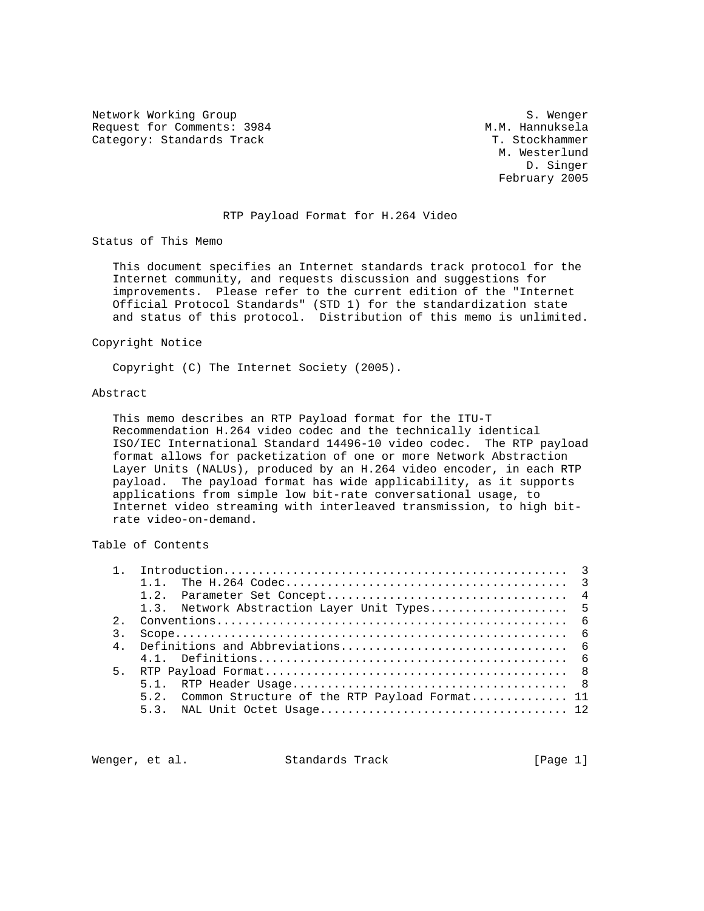Network Working Group S. Wenger
Request for Comments: 3984 M.M. Hannuksela
Category: Standards Track T. Stockhammer
M. Westerlund
D. Singer
February 2005

# RTP Payload Format for H.264 Video

## Status of This Memo

This document specifies an Internet standards track protocol for the Internet community, and requests discussion and suggestions for improvements. Please refer to the current edition of the "Internet Official Protocol Standards" (STD 1) for the standardization state and status of this protocol. Distribution of this memo is unlimited.

## Copyright Notice

Copyright (C) The Internet Society (2005).

## Abstract

This memo describes an RTP Payload format for the ITU-T Recommendation H.264 video codec and the technically identical ISO/IEC International Standard 14496-10 video codec. The RTP payload format allows for packetization of one or more Network Abstraction Layer Units (NALUs), produced by an H.264 video encoder, in each RTP payload. The payload format has wide applicability, as it supports applications from simple low bit-rate conversational usage, to Internet video streaming with interleaved transmission, to high bit-rate video-on-demand.

## Table of Contents

```
1.  Introduction.................................................  3
    1.1.  The H.264 Codec........................................  3
    1.2.  Parameter Set Concept..................................  4
    1.3.  Network Abstraction Layer Unit Types...................  5
2.  Conventions..................................................  6
3.  Scope........................................................  6
4.  Definitions and Abbreviations................................  6
    4.1.  Definitions............................................  6
5.  RTP Payload Format...........................................  8
    5.1.  RTP Header Usage.......................................  8
    5.2.  Common Structure of the RTP Payload Format............. 11
    5.3.  NAL Unit Octet Usage................................... 12
```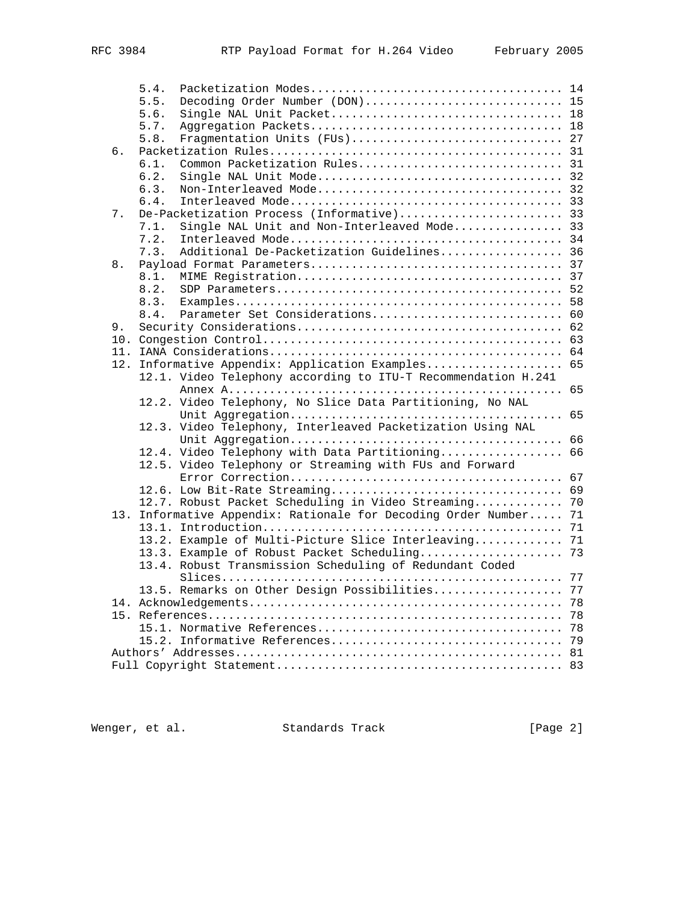```
      5.4.  Packetization Modes.................................... 14
      5.5.  Decoding Order Number (DON)............................ 15
      5.6.  Single NAL Unit Packet................................. 18
      5.7.  Aggregation Packets.................................... 18
      5.8.  Fragmentation Units (FUs).............................. 27
   6.  Packetization Rules......................................... 31
      6.1.  Common Packetization Rules............................. 31
      6.2.  Single NAL Unit Mode................................... 32
      6.3.  Non-Interleaved Mode................................... 32
      6.4.  Interleaved Mode....................................... 33
   7.  De-Packetization Process (Informative)...................... 33
      7.1.  Single NAL Unit and Non-Interleaved Mode............... 33
      7.2.  Interleaved Mode....................................... 34
      7.3.  Additional De-Packetization Guidelines................. 36
   8.  Payload Format Parameters................................... 37
      8.1.  MIME Registration...................................... 37
      8.2.  SDP Parameters......................................... 52
      8.3.  Examples............................................... 58
      8.4.  Parameter Set Considerations........................... 60
   9.  Security Considerations..................................... 62
   10. Congestion Control.......................................... 63
   11. IANA Considerations......................................... 64
   12. Informative Appendix: Application Examples.................. 65
      12.1. Video Telephony according to ITU-T Recommendation H.241
            Annex A................................................ 65
      12.2. Video Telephony, No Slice Data Partitioning, No NAL
            Unit Aggregation....................................... 65
      12.3. Video Telephony, Interleaved Packetization Using NAL
            Unit Aggregation....................................... 66
      12.4. Video Telephony with Data Partitioning................. 66
      12.5. Video Telephony or Streaming with FUs and Forward
            Error Correction....................................... 67
      12.6. Low Bit-Rate Streaming................................. 69
      12.7. Robust Packet Scheduling in Video Streaming............ 70
   13. Informative Appendix: Rationale for Decoding Order Number... 71
      13.1. Introduction........................................... 71
      13.2. Example of Multi-Picture Slice Interleaving............ 71
      13.3. Example of Robust Packet Scheduling.................... 73
      13.4. Robust Transmission Scheduling of Redundant Coded
            Slices................................................. 77
      13.5. Remarks on Other Design Possibilities.................. 77
   14. Acknowledgements............................................ 78
   15. References.................................................. 78
      15.1. Normative References................................... 78
      15.2. Informative References................................. 79
   Authors' Addresses.............................................. 81
   Full Copyright Statement........................................ 83
```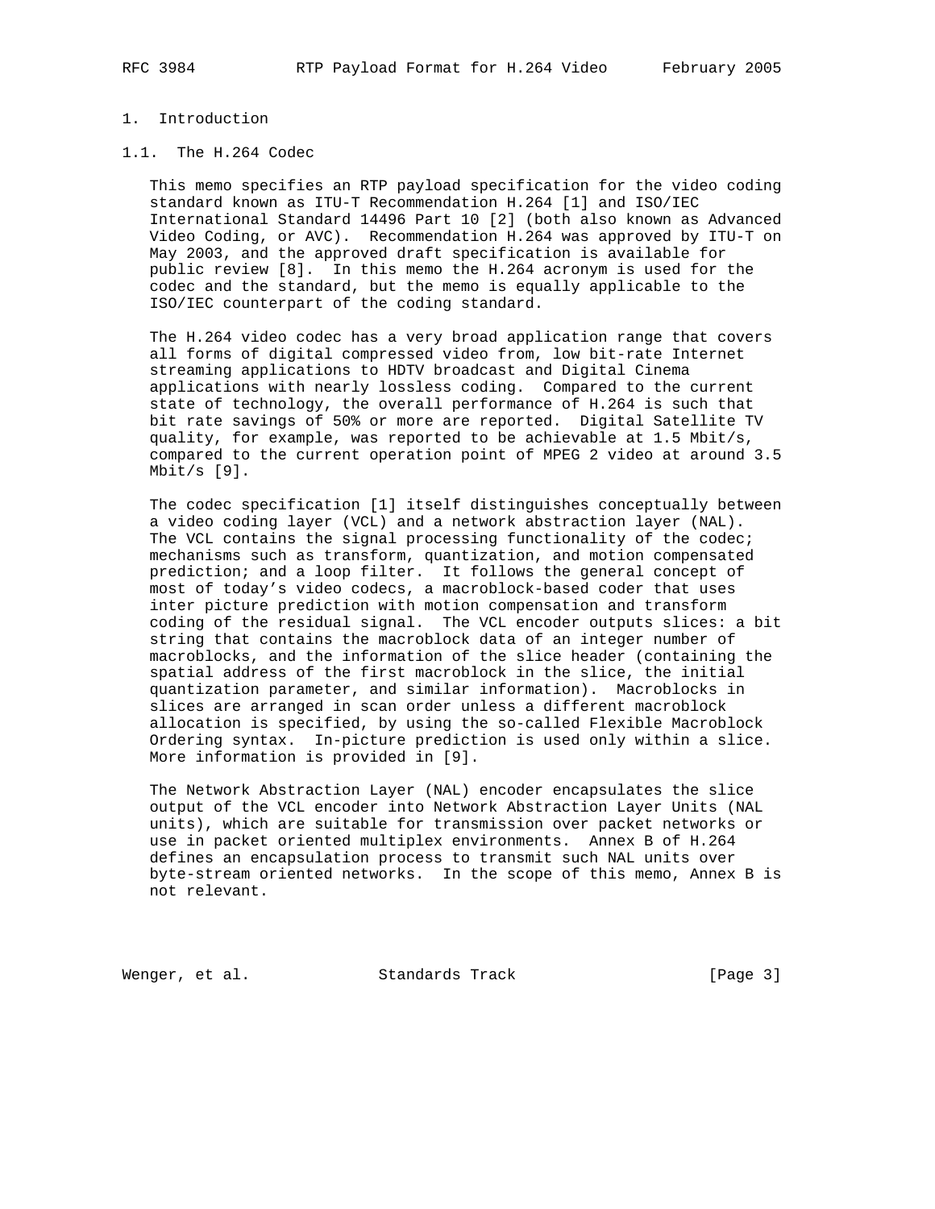# 1. Introduction

## 1.1. The H.264 Codec

This memo specifies an RTP payload specification for the video coding standard known as ITU-T Recommendation H.264 [1] and ISO/IEC International Standard 14496 Part 10 [2] (both also known as Advanced Video Coding, or AVC). Recommendation H.264 was approved by ITU-T on May 2003, and the approved draft specification is available for public review [8]. In this memo the H.264 acronym is used for the codec and the standard, but the memo is equally applicable to the ISO/IEC counterpart of the coding standard.

The H.264 video codec has a very broad application range that covers all forms of digital compressed video from, low bit-rate Internet streaming applications to HDTV broadcast and Digital Cinema applications with nearly lossless coding. Compared to the current state of technology, the overall performance of H.264 is such that bit rate savings of 50% or more are reported. Digital Satellite TV quality, for example, was reported to be achievable at 1.5 Mbit/s, compared to the current operation point of MPEG 2 video at around 3.5 Mbit/s [9].

The codec specification [1] itself distinguishes conceptually between a video coding layer (VCL) and a network abstraction layer (NAL). The VCL contains the signal processing functionality of the codec; mechanisms such as transform, quantization, and motion compensated prediction; and a loop filter. It follows the general concept of most of today's video codecs, a macroblock-based coder that uses inter picture prediction with motion compensation and transform coding of the residual signal. The VCL encoder outputs slices: a bit string that contains the macroblock data of an integer number of macroblocks, and the information of the slice header (containing the spatial address of the first macroblock in the slice, the initial quantization parameter, and similar information). Macroblocks in slices are arranged in scan order unless a different macroblock allocation is specified, by using the so-called Flexible Macroblock Ordering syntax. In-picture prediction is used only within a slice. More information is provided in [9].

The Network Abstraction Layer (NAL) encoder encapsulates the slice output of the VCL encoder into Network Abstraction Layer Units (NAL units), which are suitable for transmission over packet networks or use in packet oriented multiplex environments. Annex B of H.264 defines an encapsulation process to transmit such NAL units over byte-stream oriented networks. In the scope of this memo, Annex B is not relevant.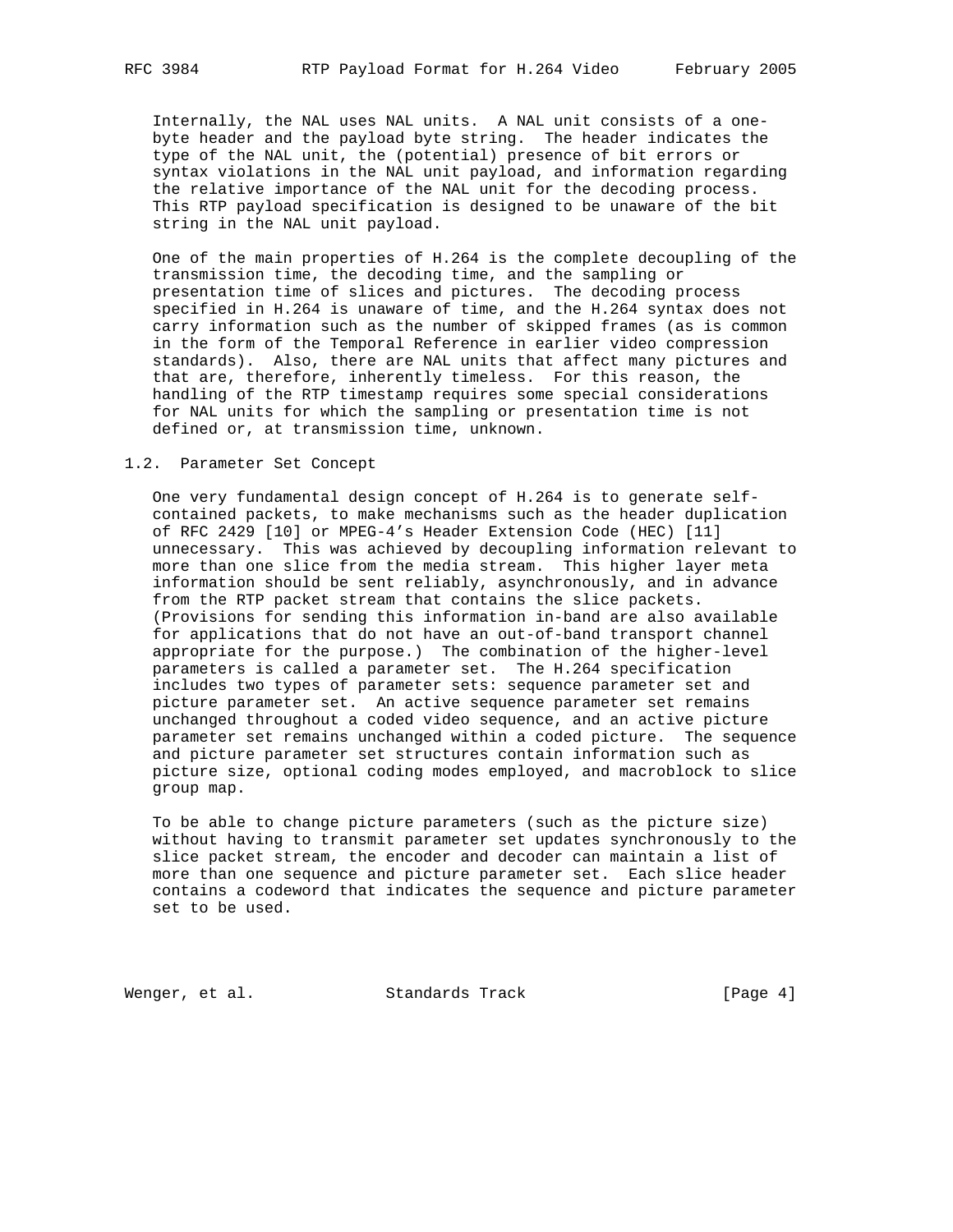Internally, the NAL uses NAL units. A NAL unit consists of a one-byte header and the payload byte string. The header indicates the type of the NAL unit, the (potential) presence of bit errors or syntax violations in the NAL unit payload, and information regarding the relative importance of the NAL unit for the decoding process. This RTP payload specification is designed to be unaware of the bit string in the NAL unit payload.

One of the main properties of H.264 is the complete decoupling of the transmission time, the decoding time, and the sampling or presentation time of slices and pictures. The decoding process specified in H.264 is unaware of time, and the H.264 syntax does not carry information such as the number of skipped frames (as is common in the form of the Temporal Reference in earlier video compression standards). Also, there are NAL units that affect many pictures and that are, therefore, inherently timeless. For this reason, the handling of the RTP timestamp requires some special considerations for NAL units for which the sampling or presentation time is not defined or, at transmission time, unknown.

## 1.2. Parameter Set Concept

One very fundamental design concept of H.264 is to generate self-contained packets, to make mechanisms such as the header duplication of RFC 2429 [10] or MPEG-4's Header Extension Code (HEC) [11] unnecessary. This was achieved by decoupling information relevant to more than one slice from the media stream. This higher layer meta information should be sent reliably, asynchronously, and in advance from the RTP packet stream that contains the slice packets. (Provisions for sending this information in-band are also available for applications that do not have an out-of-band transport channel appropriate for the purpose.) The combination of the higher-level parameters is called a parameter set. The H.264 specification includes two types of parameter sets: sequence parameter set and picture parameter set. An active sequence parameter set remains unchanged throughout a coded video sequence, and an active picture parameter set remains unchanged within a coded picture. The sequence and picture parameter set structures contain information such as picture size, optional coding modes employed, and macroblock to slice group map.

To be able to change picture parameters (such as the picture size) without having to transmit parameter set updates synchronously to the slice packet stream, the encoder and decoder can maintain a list of more than one sequence and picture parameter set. Each slice header contains a codeword that indicates the sequence and picture parameter set to be used.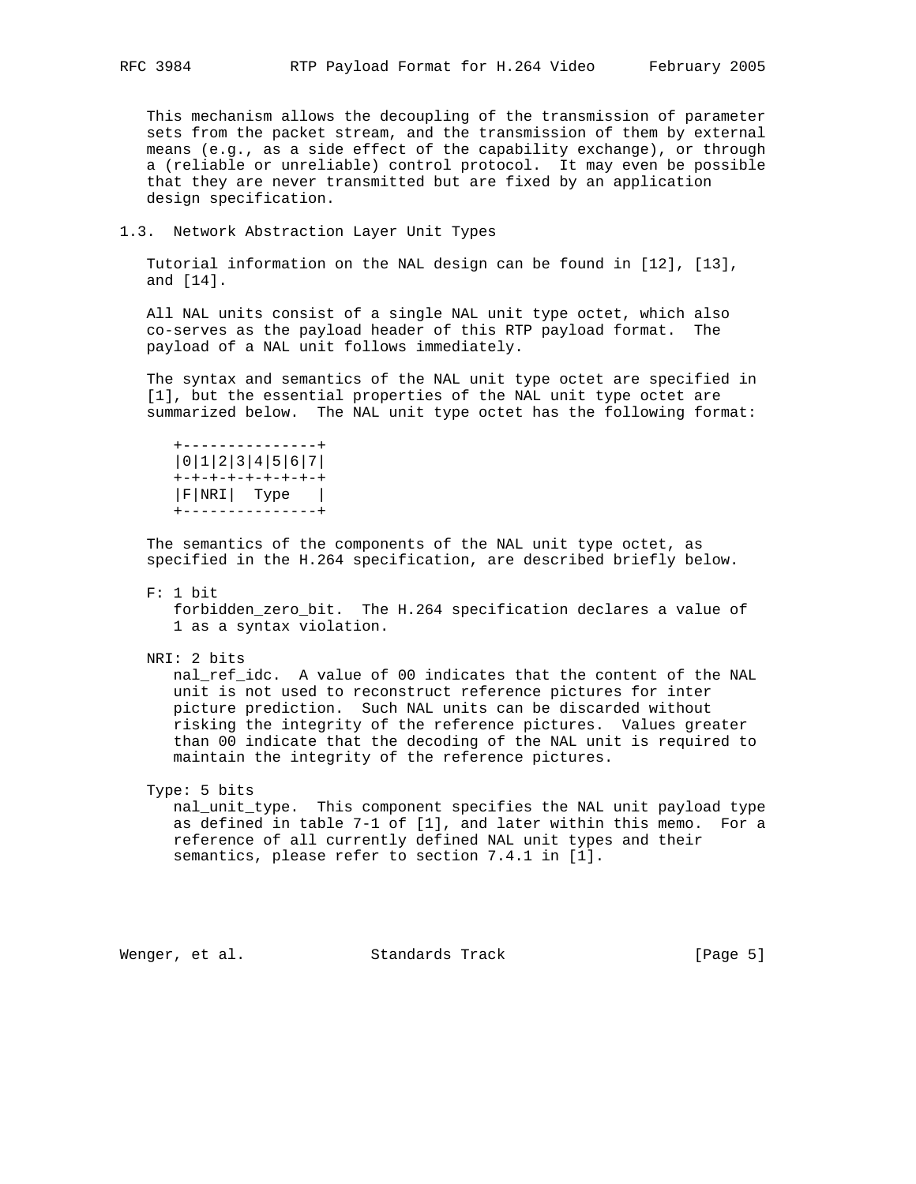This mechanism allows the decoupling of the transmission of parameter sets from the packet stream, and the transmission of them by external means (e.g., as a side effect of the capability exchange), or through a (reliable or unreliable) control protocol. It may even be possible that they are never transmitted but are fixed by an application design specification.

## 1.3. Network Abstraction Layer Unit Types

Tutorial information on the NAL design can be found in [12], [13], and [14].

All NAL units consist of a single NAL unit type octet, which also co-serves as the payload header of this RTP payload format. The payload of a NAL unit follows immediately.

The syntax and semantics of the NAL unit type octet are specified in [1], but the essential properties of the NAL unit type octet are summarized below. The NAL unit type octet has the following format:

```
+---------------+
|0|1|2|3|4|5|6|7|
+-+-+-+-+-+-+-+-+
|F|NRI|  Type   |
+---------------+
```

The semantics of the components of the NAL unit type octet, as specified in the H.264 specification, are described briefly below.

F: 1 bit
  forbidden_zero_bit. The H.264 specification declares a value of 1 as a syntax violation.

NRI: 2 bits
  nal_ref_idc. A value of 00 indicates that the content of the NAL unit is not used to reconstruct reference pictures for inter picture prediction. Such NAL units can be discarded without risking the integrity of the reference pictures. Values greater than 00 indicate that the decoding of the NAL unit is required to maintain the integrity of the reference pictures.

Type: 5 bits
  nal_unit_type. This component specifies the NAL unit payload type as defined in table 7-1 of [1], and later within this memo. For a reference of all currently defined NAL unit types and their semantics, please refer to section 7.4.1 in [1].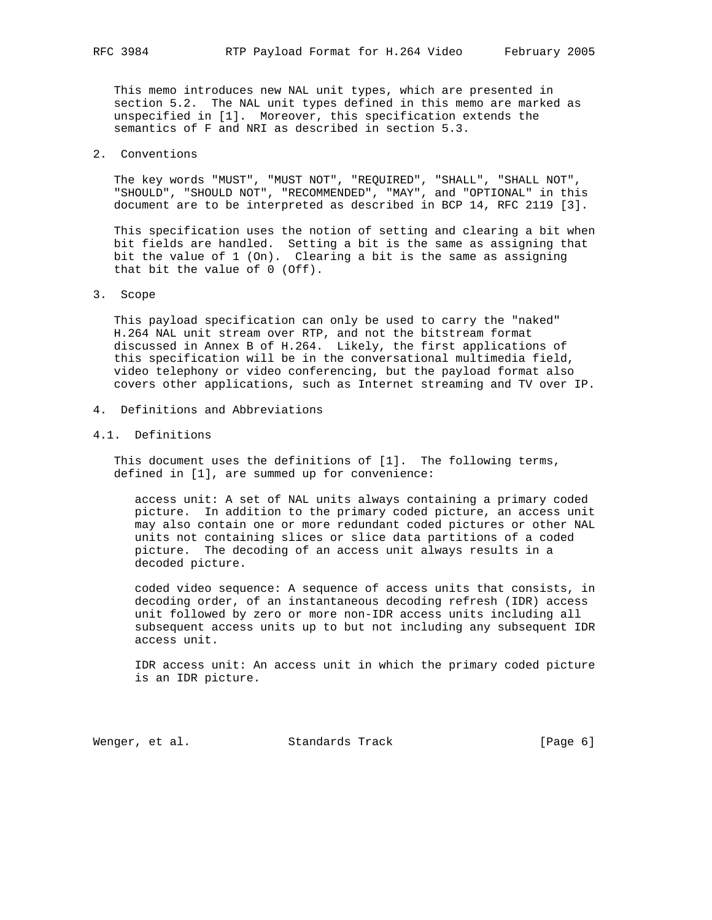This memo introduces new NAL unit types, which are presented in section 5.2. The NAL unit types defined in this memo are marked as unspecified in [1]. Moreover, this specification extends the semantics of F and NRI as described in section 5.3.

## 2. Conventions

The key words "MUST", "MUST NOT", "REQUIRED", "SHALL", "SHALL NOT", "SHOULD", "SHOULD NOT", "RECOMMENDED", "MAY", and "OPTIONAL" in this document are to be interpreted as described in BCP 14, RFC 2119 [3].

This specification uses the notion of setting and clearing a bit when bit fields are handled. Setting a bit is the same as assigning that bit the value of 1 (On). Clearing a bit is the same as assigning that bit the value of 0 (Off).

## 3. Scope

This payload specification can only be used to carry the "naked" H.264 NAL unit stream over RTP, and not the bitstream format discussed in Annex B of H.264. Likely, the first applications of this specification will be in the conversational multimedia field, video telephony or video conferencing, but the payload format also covers other applications, such as Internet streaming and TV over IP.

## 4. Definitions and Abbreviations

### 4.1. Definitions

This document uses the definitions of [1]. The following terms, defined in [1], are summed up for convenience:

access unit: A set of NAL units always containing a primary coded picture. In addition to the primary coded picture, an access unit may also contain one or more redundant coded pictures or other NAL units not containing slices or slice data partitions of a coded picture. The decoding of an access unit always results in a decoded picture.

coded video sequence: A sequence of access units that consists, in decoding order, of an instantaneous decoding refresh (IDR) access unit followed by zero or more non-IDR access units including all subsequent access units up to but not including any subsequent IDR access unit.

IDR access unit: An access unit in which the primary coded picture is an IDR picture.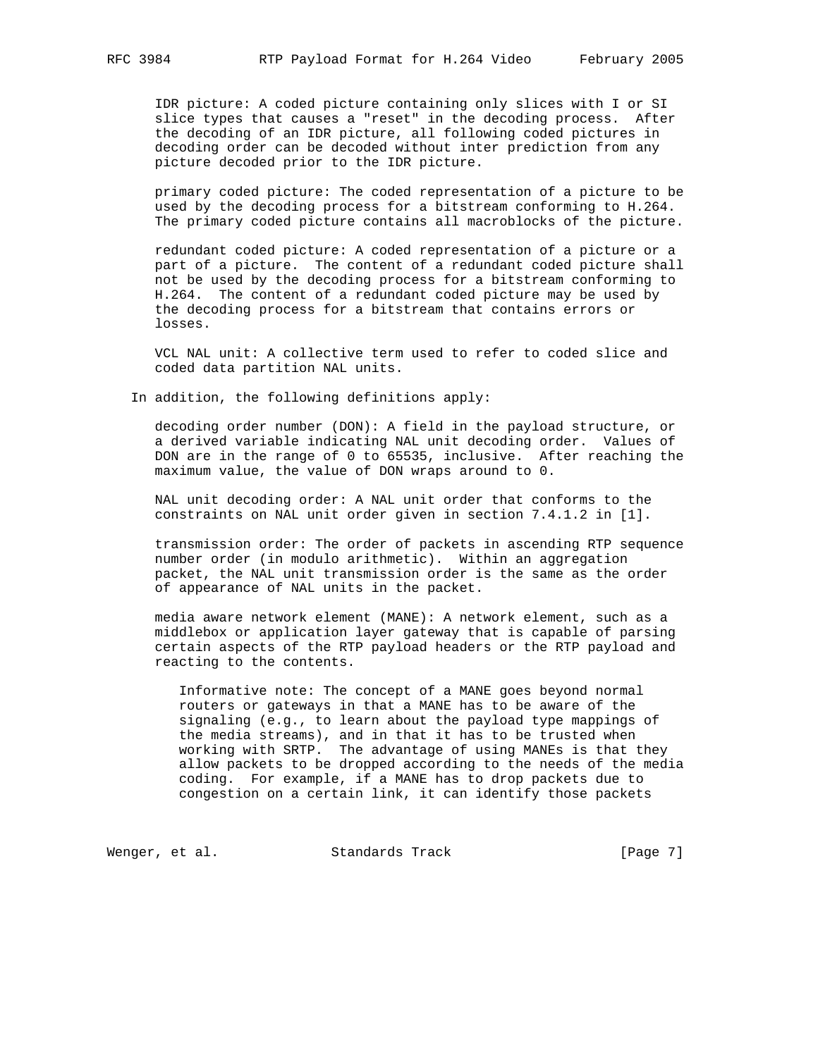IDR picture: A coded picture containing only slices with I or SI slice types that causes a "reset" in the decoding process. After the decoding of an IDR picture, all following coded pictures in decoding order can be decoded without inter prediction from any picture decoded prior to the IDR picture.

primary coded picture: The coded representation of a picture to be used by the decoding process for a bitstream conforming to H.264. The primary coded picture contains all macroblocks of the picture.

redundant coded picture: A coded representation of a picture or a part of a picture. The content of a redundant coded picture shall not be used by the decoding process for a bitstream conforming to H.264. The content of a redundant coded picture may be used by the decoding process for a bitstream that contains errors or losses.

VCL NAL unit: A collective term used to refer to coded slice and coded data partition NAL units.

In addition, the following definitions apply:

decoding order number (DON): A field in the payload structure, or a derived variable indicating NAL unit decoding order. Values of DON are in the range of 0 to 65535, inclusive. After reaching the maximum value, the value of DON wraps around to 0.

NAL unit decoding order: A NAL unit order that conforms to the constraints on NAL unit order given in section 7.4.1.2 in [1].

transmission order: The order of packets in ascending RTP sequence number order (in modulo arithmetic). Within an aggregation packet, the NAL unit transmission order is the same as the order of appearance of NAL units in the packet.

media aware network element (MANE): A network element, such as a middlebox or application layer gateway that is capable of parsing certain aspects of the RTP payload headers or the RTP payload and reacting to the contents.

> Informative note: The concept of a MANE goes beyond normal routers or gateways in that a MANE has to be aware of the signaling (e.g., to learn about the payload type mappings of the media streams), and in that it has to be trusted when working with SRTP. The advantage of using MANEs is that they allow packets to be dropped according to the needs of the media coding. For example, if a MANE has to drop packets due to congestion on a certain link, it can identify those packets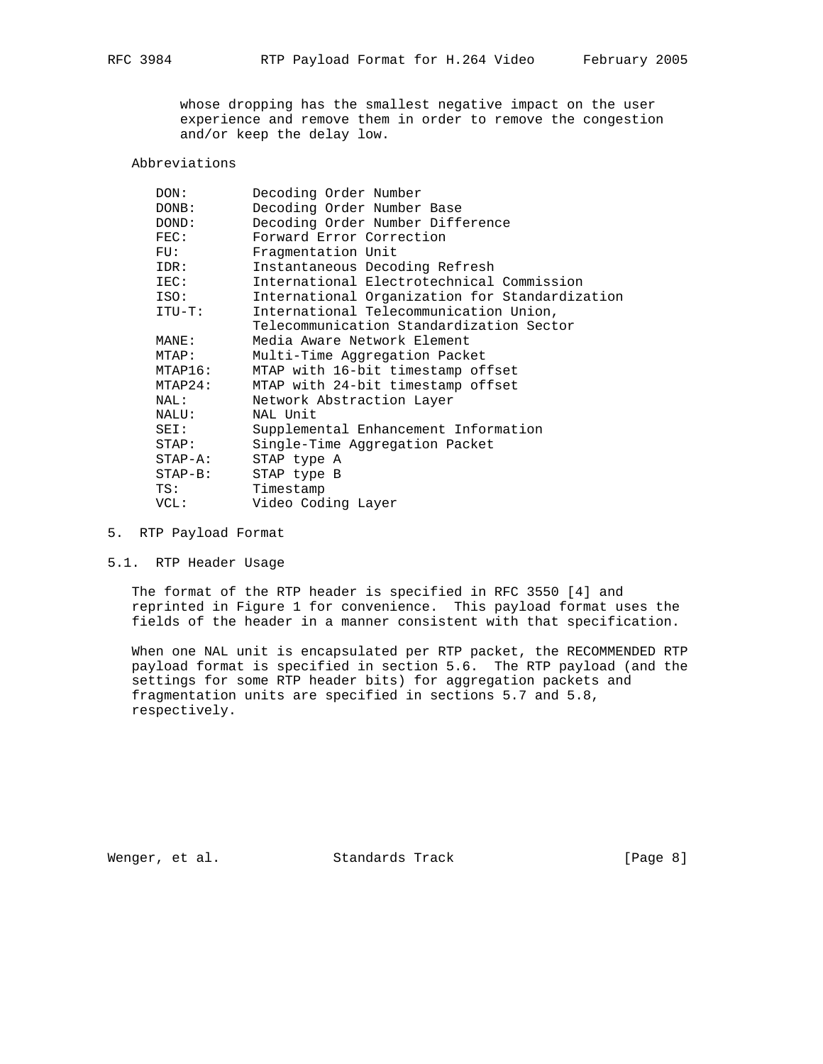whose dropping has the smallest negative impact on the user experience and remove them in order to remove the congestion and/or keep the delay low.

Abbreviations

| | |
|---|---|
| DON: | Decoding Order Number |
| DONB: | Decoding Order Number Base |
| DOND: | Decoding Order Number Difference |
| FEC: | Forward Error Correction |
| FU: | Fragmentation Unit |
| IDR: | Instantaneous Decoding Refresh |
| IEC: | International Electrotechnical Commission |
| ISO: | International Organization for Standardization |
| ITU-T: | International Telecommunication Union, Telecommunication Standardization Sector |
| MANE: | Media Aware Network Element |
| MTAP: | Multi-Time Aggregation Packet |
| MTAP16: | MTAP with 16-bit timestamp offset |
| MTAP24: | MTAP with 24-bit timestamp offset |
| NAL: | Network Abstraction Layer |
| NALU: | NAL Unit |
| SEI: | Supplemental Enhancement Information |
| STAP: | Single-Time Aggregation Packet |
| STAP-A: | STAP type A |
| STAP-B: | STAP type B |
| TS: | Timestamp |
| VCL: | Video Coding Layer |

## 5. RTP Payload Format

### 5.1. RTP Header Usage

The format of the RTP header is specified in RFC 3550 [4] and reprinted in Figure 1 for convenience. This payload format uses the fields of the header in a manner consistent with that specification.

When one NAL unit is encapsulated per RTP packet, the RECOMMENDED RTP payload format is specified in section 5.6. The RTP payload (and the settings for some RTP header bits) for aggregation packets and fragmentation units are specified in sections 5.7 and 5.8, respectively.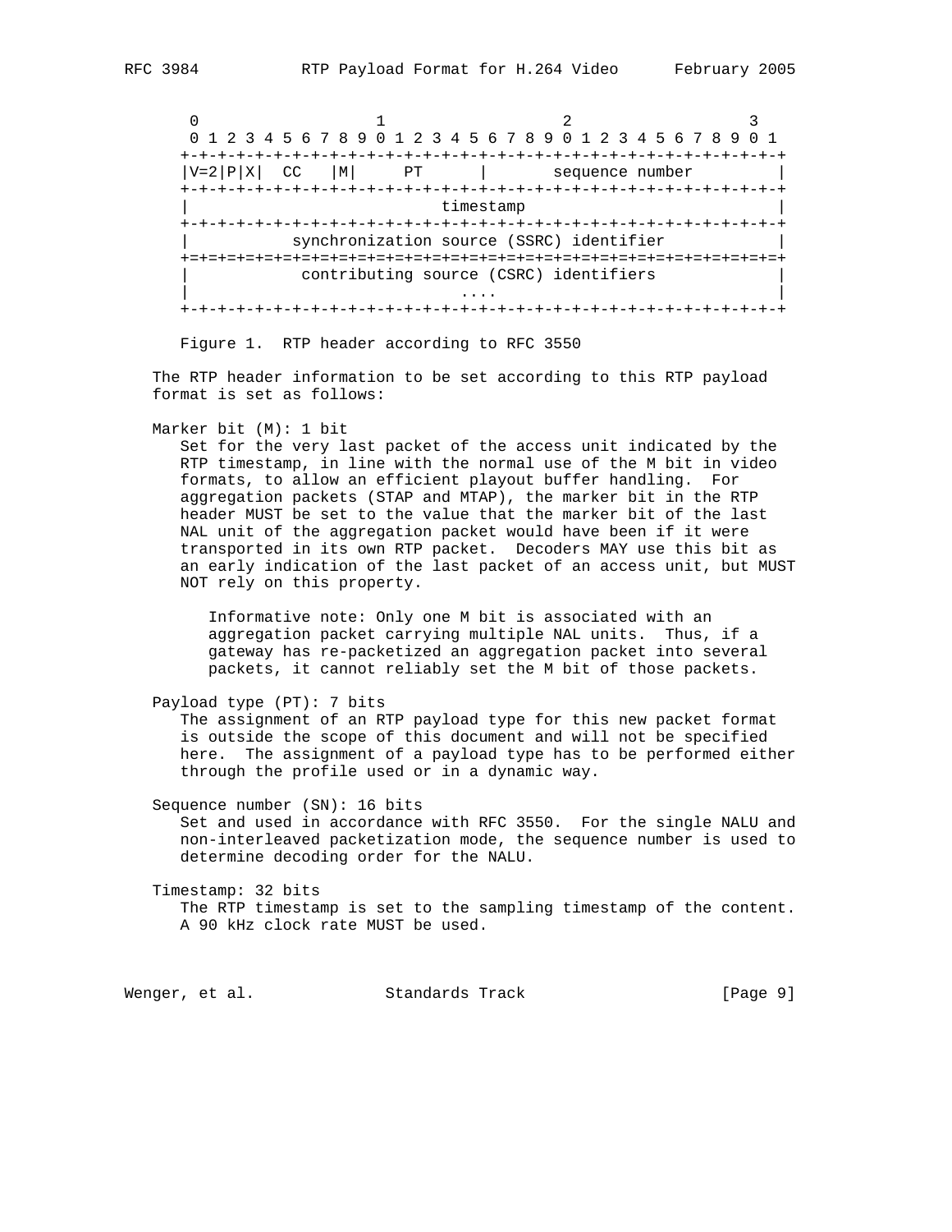```
       0                   1                   2                   3
       0 1 2 3 4 5 6 7 8 9 0 1 2 3 4 5 6 7 8 9 0 1 2 3 4 5 6 7 8 9 0 1
      +-+-+-+-+-+-+-+-+-+-+-+-+-+-+-+-+-+-+-+-+-+-+-+-+-+-+-+-+-+-+-+-+
      |V=2|P|X|  CC   |M|     PT      |       sequence number         |
      +-+-+-+-+-+-+-+-+-+-+-+-+-+-+-+-+-+-+-+-+-+-+-+-+-+-+-+-+-+-+-+-+
      |                           timestamp                           |
      +-+-+-+-+-+-+-+-+-+-+-+-+-+-+-+-+-+-+-+-+-+-+-+-+-+-+-+-+-+-+-+-+
      |           synchronization source (SSRC) identifier            |
      +=+=+=+=+=+=+=+=+=+=+=+=+=+=+=+=+=+=+=+=+=+=+=+=+=+=+=+=+=+=+=+=+
      |            contributing source (CSRC) identifiers             |
      |                             ....                              |
      +-+-+-+-+-+-+-+-+-+-+-+-+-+-+-+-+-+-+-+-+-+-+-+-+-+-+-+-+-+-+-+-+
```

Figure 1. RTP header according to RFC 3550

The RTP header information to be set according to this RTP payload format is set as follows:

Marker bit (M): 1 bit

Set for the very last packet of the access unit indicated by the RTP timestamp, in line with the normal use of the M bit in video formats, to allow an efficient playout buffer handling. For aggregation packets (STAP and MTAP), the marker bit in the RTP header MUST be set to the value that the marker bit of the last NAL unit of the aggregation packet would have been if it were transported in its own RTP packet. Decoders MAY use this bit as an early indication of the last packet of an access unit, but MUST NOT rely on this property.

> Informative note: Only one M bit is associated with an aggregation packet carrying multiple NAL units. Thus, if a gateway has re-packetized an aggregation packet into several packets, it cannot reliably set the M bit of those packets.

Payload type (PT): 7 bits

The assignment of an RTP payload type for this new packet format is outside the scope of this document and will not be specified here. The assignment of a payload type has to be performed either through the profile used or in a dynamic way.

Sequence number (SN): 16 bits

Set and used in accordance with RFC 3550. For the single NALU and non-interleaved packetization mode, the sequence number is used to determine decoding order for the NALU.

Timestamp: 32 bits

The RTP timestamp is set to the sampling timestamp of the content. A 90 kHz clock rate MUST be used.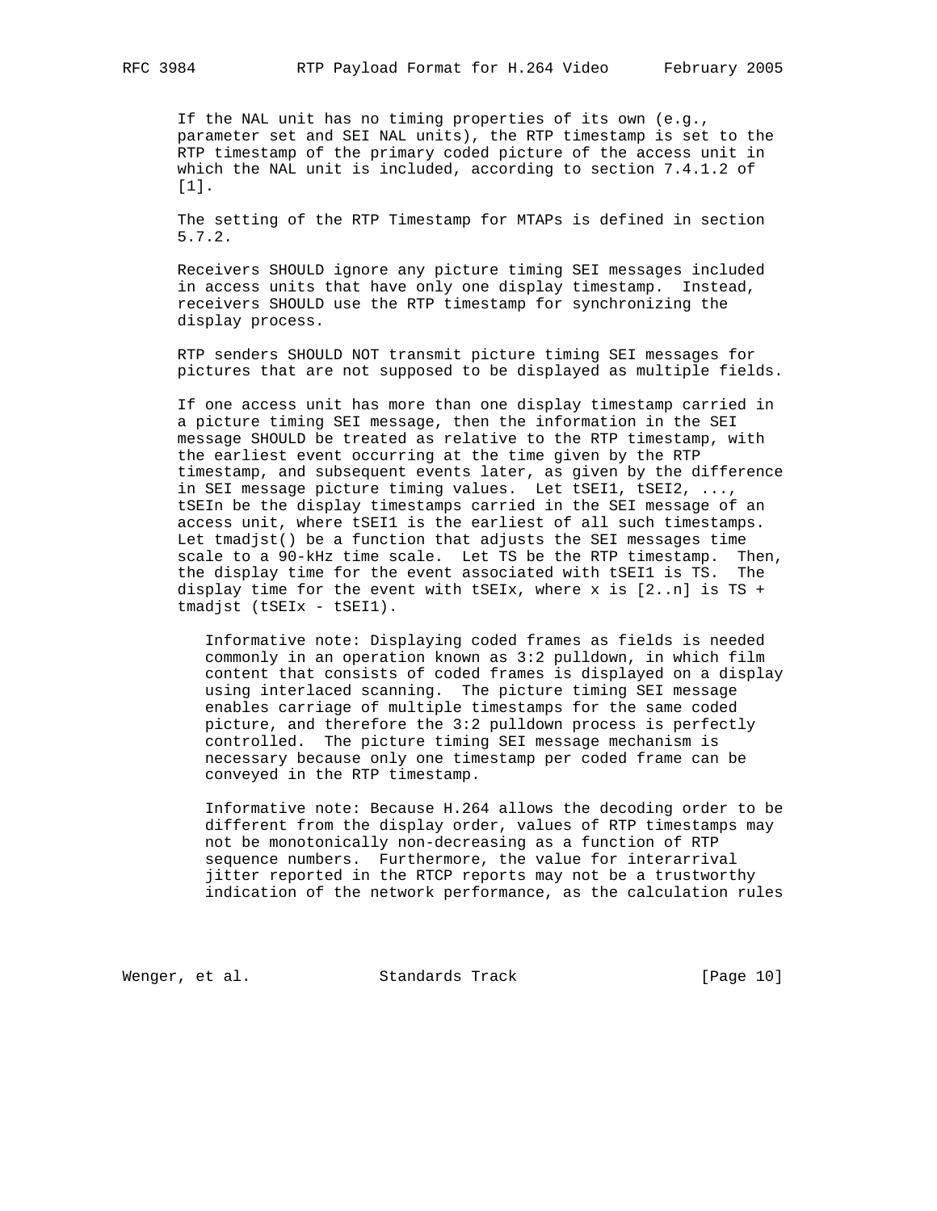If the NAL unit has no timing properties of its own (e.g., parameter set and SEI NAL units), the RTP timestamp is set to the RTP timestamp of the primary coded picture of the access unit in which the NAL unit is included, according to section 7.4.1.2 of [1].

The setting of the RTP Timestamp for MTAPs is defined in section 5.7.2.

Receivers SHOULD ignore any picture timing SEI messages included in access units that have only one display timestamp. Instead, receivers SHOULD use the RTP timestamp for synchronizing the display process.

RTP senders SHOULD NOT transmit picture timing SEI messages for pictures that are not supposed to be displayed as multiple fields.

If one access unit has more than one display timestamp carried in a picture timing SEI message, then the information in the SEI message SHOULD be treated as relative to the RTP timestamp, with the earliest event occurring at the time given by the RTP timestamp, and subsequent events later, as given by the difference in SEI message picture timing values. Let tSEI1, tSEI2, ..., tSEIn be the display timestamps carried in the SEI message of an access unit, where tSEI1 is the earliest of all such timestamps. Let tmadjst() be a function that adjusts the SEI messages time scale to a 90-kHz time scale. Let TS be the RTP timestamp. Then, the display time for the event associated with tSEI1 is TS. The display time for the event with tSEIx, where x is [2..n] is TS + tmadjst (tSEIx - tSEI1).

Informative note: Displaying coded frames as fields is needed commonly in an operation known as 3:2 pulldown, in which film content that consists of coded frames is displayed on a display using interlaced scanning. The picture timing SEI message enables carriage of multiple timestamps for the same coded picture, and therefore the 3:2 pulldown process is perfectly controlled. The picture timing SEI message mechanism is necessary because only one timestamp per coded frame can be conveyed in the RTP timestamp.

Informative note: Because H.264 allows the decoding order to be different from the display order, values of RTP timestamps may not be monotonically non-decreasing as a function of RTP sequence numbers. Furthermore, the value for interarrival jitter reported in the RTCP reports may not be a trustworthy indication of the network performance, as the calculation rules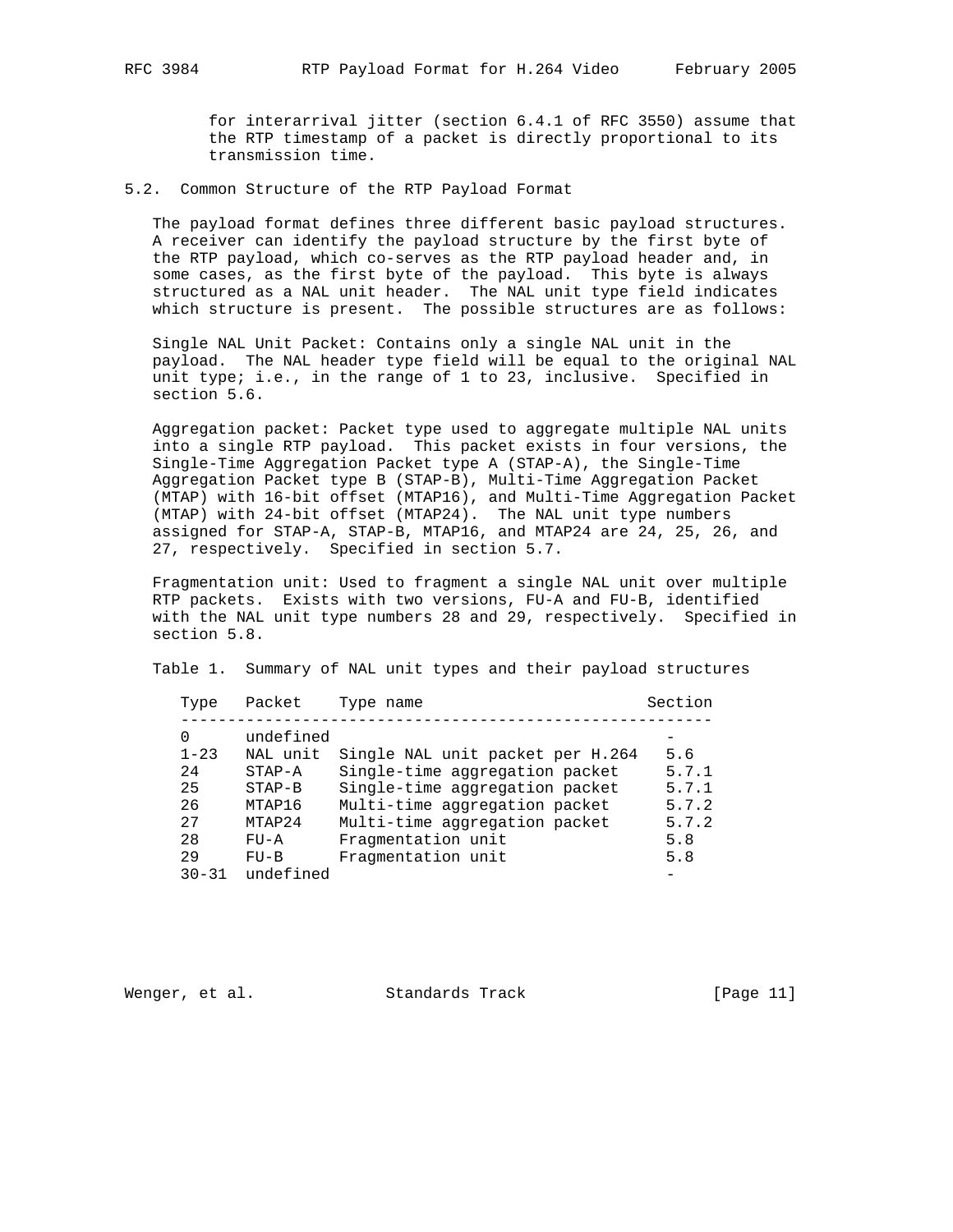for interarrival jitter (section 6.4.1 of RFC 3550) assume that the RTP timestamp of a packet is directly proportional to its transmission time.

### 5.2. Common Structure of the RTP Payload Format

The payload format defines three different basic payload structures. A receiver can identify the payload structure by the first byte of the RTP payload, which co-serves as the RTP payload header and, in some cases, as the first byte of the payload. This byte is always structured as a NAL unit header. The NAL unit type field indicates which structure is present. The possible structures are as follows:

Single NAL Unit Packet: Contains only a single NAL unit in the payload. The NAL header type field will be equal to the original NAL unit type; i.e., in the range of 1 to 23, inclusive. Specified in section 5.6.

Aggregation packet: Packet type used to aggregate multiple NAL units into a single RTP payload. This packet exists in four versions, the Single-Time Aggregation Packet type A (STAP-A), the Single-Time Aggregation Packet type B (STAP-B), Multi-Time Aggregation Packet (MTAP) with 16-bit offset (MTAP16), and Multi-Time Aggregation Packet (MTAP) with 24-bit offset (MTAP24). The NAL unit type numbers assigned for STAP-A, STAP-B, MTAP16, and MTAP24 are 24, 25, 26, and 27, respectively. Specified in section 5.7.

Fragmentation unit: Used to fragment a single NAL unit over multiple RTP packets. Exists with two versions, FU-A and FU-B, identified with the NAL unit type numbers 28 and 29, respectively. Specified in section 5.8.

Table 1. Summary of NAL unit types and their payload structures

| Type | Packet | Type name | Section |
|---|---|---|---|
| 0 | undefined | | - |
| 1-23 | NAL unit | Single NAL unit packet per H.264 | 5.6 |
| 24 | STAP-A | Single-time aggregation packet | 5.7.1 |
| 25 | STAP-B | Single-time aggregation packet | 5.7.1 |
| 26 | MTAP16 | Multi-time aggregation packet | 5.7.2 |
| 27 | MTAP24 | Multi-time aggregation packet | 5.7.2 |
| 28 | FU-A | Fragmentation unit | 5.8 |
| 29 | FU-B | Fragmentation unit | 5.8 |
| 30-31 | undefined | | - |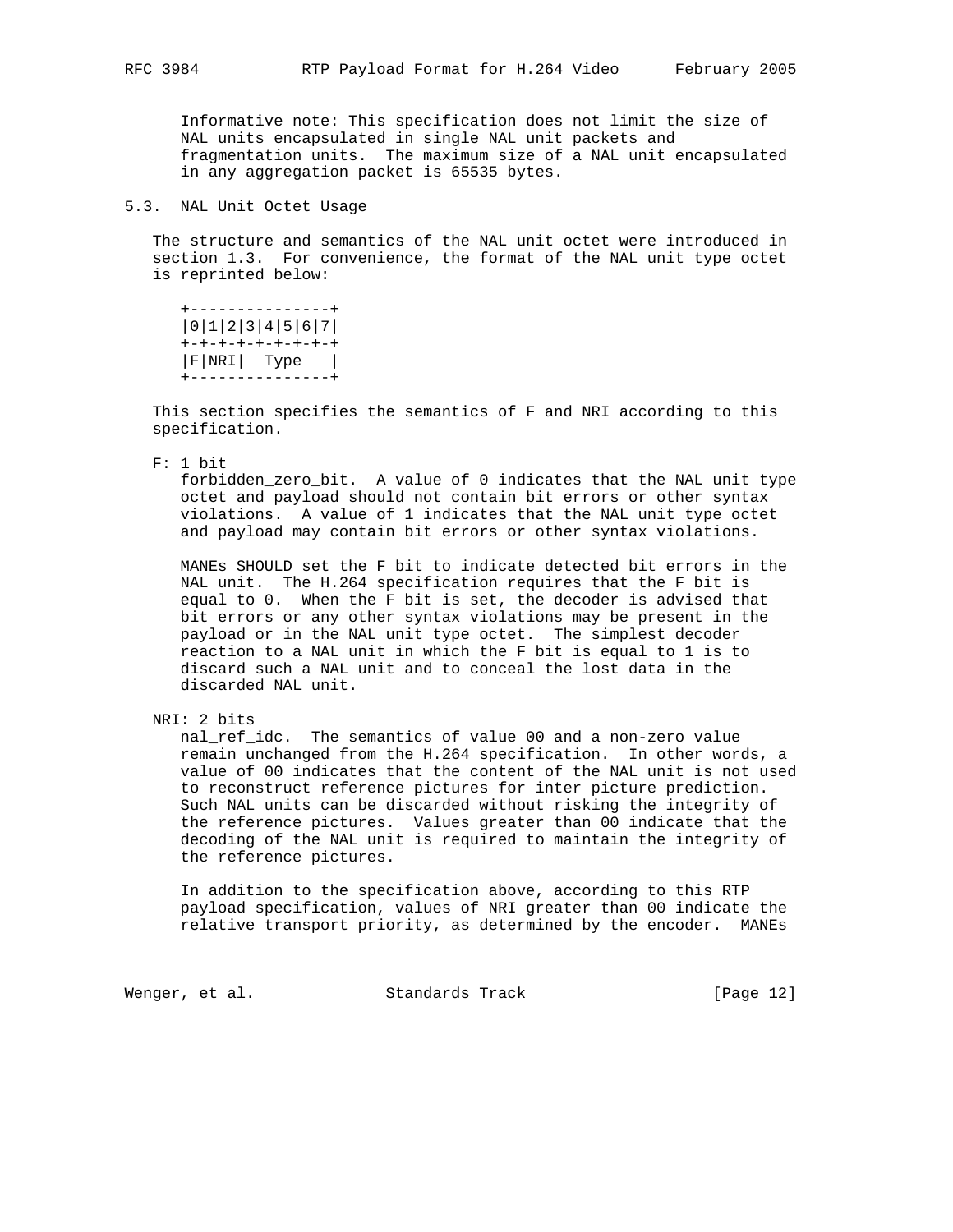Informative note: This specification does not limit the size of NAL units encapsulated in single NAL unit packets and fragmentation units. The maximum size of a NAL unit encapsulated in any aggregation packet is 65535 bytes.

### 5.3. NAL Unit Octet Usage

The structure and semantics of the NAL unit octet were introduced in section 1.3. For convenience, the format of the NAL unit type octet is reprinted below:

```
+---------------+
|0|1|2|3|4|5|6|7|
+-+-+-+-+-+-+-+-+
|F|NRI|  Type   |
+---------------+
```

This section specifies the semantics of F and NRI according to this specification.

F: 1 bit

forbidden_zero_bit. A value of 0 indicates that the NAL unit type octet and payload should not contain bit errors or other syntax violations. A value of 1 indicates that the NAL unit type octet and payload may contain bit errors or other syntax violations.

MANEs SHOULD set the F bit to indicate detected bit errors in the NAL unit. The H.264 specification requires that the F bit is equal to 0. When the F bit is set, the decoder is advised that bit errors or any other syntax violations may be present in the payload or in the NAL unit type octet. The simplest decoder reaction to a NAL unit in which the F bit is equal to 1 is to discard such a NAL unit and to conceal the lost data in the discarded NAL unit.

NRI: 2 bits

nal_ref_idc. The semantics of value 00 and a non-zero value remain unchanged from the H.264 specification. In other words, a value of 00 indicates that the content of the NAL unit is not used to reconstruct reference pictures for inter picture prediction. Such NAL units can be discarded without risking the integrity of the reference pictures. Values greater than 00 indicate that the decoding of the NAL unit is required to maintain the integrity of the reference pictures.

In addition to the specification above, according to this RTP payload specification, values of NRI greater than 00 indicate the relative transport priority, as determined by the encoder. MANEs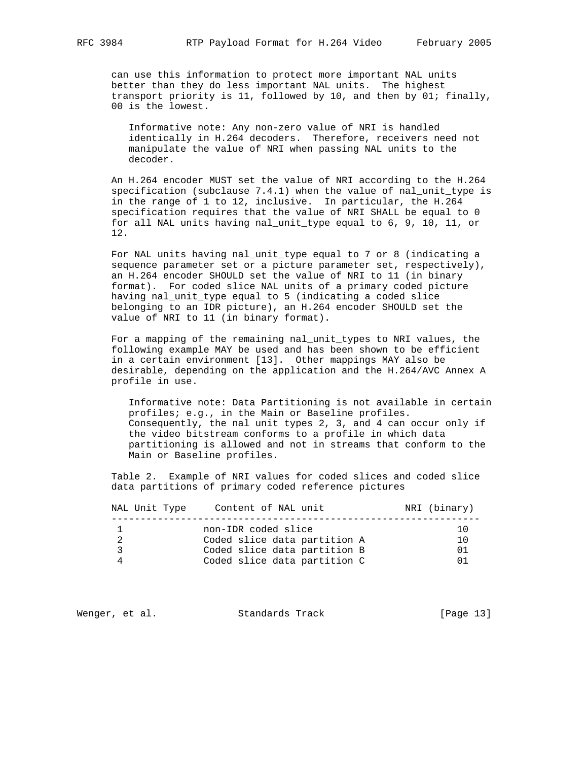can use this information to protect more important NAL units better than they do less important NAL units. The highest transport priority is 11, followed by 10, and then by 01; finally, 00 is the lowest.

> Informative note: Any non-zero value of NRI is handled identically in H.264 decoders. Therefore, receivers need not manipulate the value of NRI when passing NAL units to the decoder.

An H.264 encoder MUST set the value of NRI according to the H.264 specification (subclause 7.4.1) when the value of nal_unit_type is in the range of 1 to 12, inclusive. In particular, the H.264 specification requires that the value of NRI SHALL be equal to 0 for all NAL units having nal_unit_type equal to 6, 9, 10, 11, or 12.

For NAL units having nal_unit_type equal to 7 or 8 (indicating a sequence parameter set or a picture parameter set, respectively), an H.264 encoder SHOULD set the value of NRI to 11 (in binary format). For coded slice NAL units of a primary coded picture having nal_unit_type equal to 5 (indicating a coded slice belonging to an IDR picture), an H.264 encoder SHOULD set the value of NRI to 11 (in binary format).

For a mapping of the remaining nal_unit_types to NRI values, the following example MAY be used and has been shown to be efficient in a certain environment [13]. Other mappings MAY also be desirable, depending on the application and the H.264/AVC Annex A profile in use.

> Informative note: Data Partitioning is not available in certain profiles; e.g., in the Main or Baseline profiles. Consequently, the nal unit types 2, 3, and 4 can occur only if the video bitstream conforms to a profile in which data partitioning is allowed and not in streams that conform to the Main or Baseline profiles.

Table 2. Example of NRI values for coded slices and coded slice data partitions of primary coded reference pictures

| NAL Unit Type | Content of NAL unit | NRI (binary) |
|---|---|---|
| 1 | non-IDR coded slice | 10 |
| 2 | Coded slice data partition A | 10 |
| 3 | Coded slice data partition B | 01 |
| 4 | Coded slice data partition C | 01 |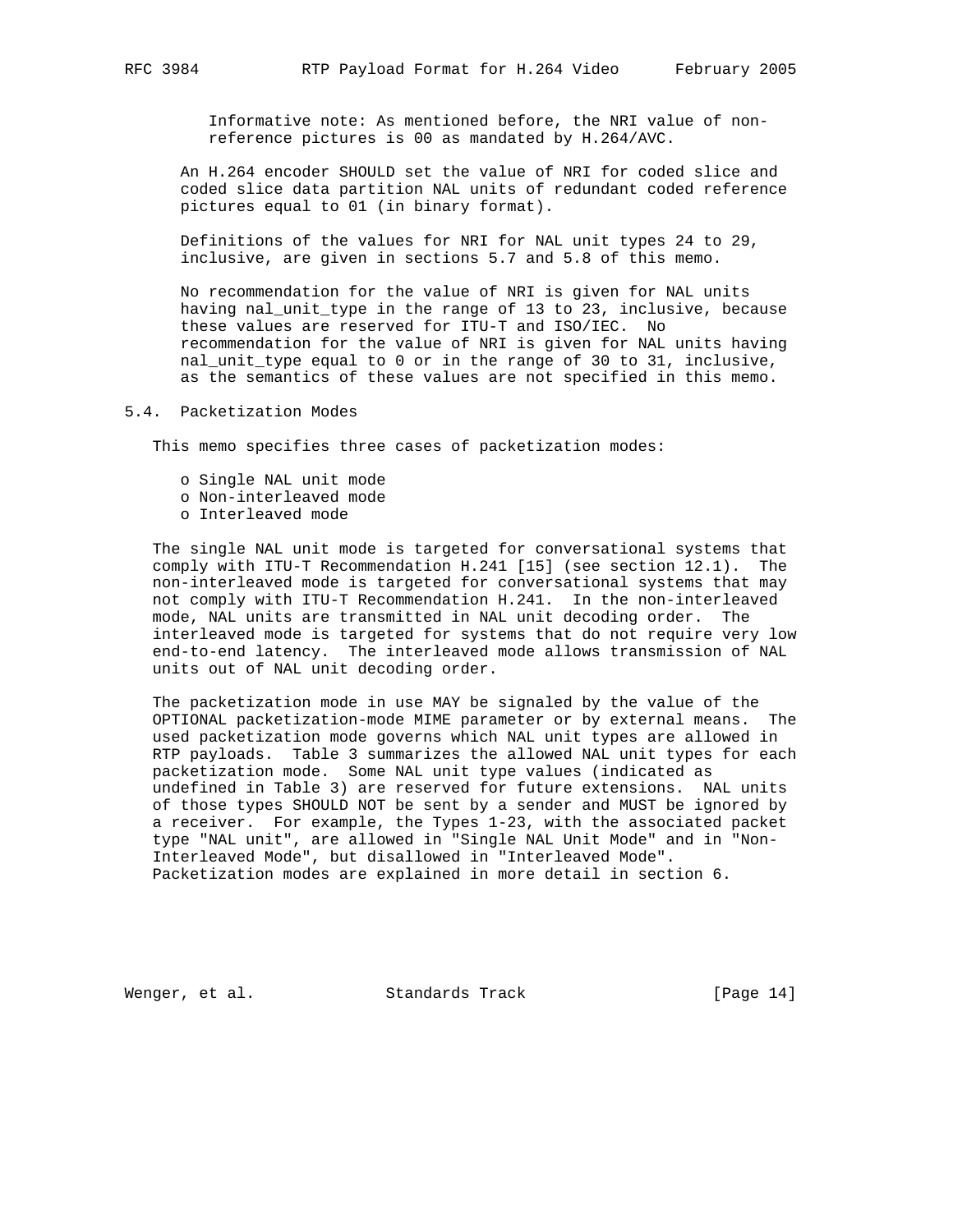Informative note: As mentioned before, the NRI value of non-reference pictures is 00 as mandated by H.264/AVC.

An H.264 encoder SHOULD set the value of NRI for coded slice and coded slice data partition NAL units of redundant coded reference pictures equal to 01 (in binary format).

Definitions of the values for NRI for NAL unit types 24 to 29, inclusive, are given in sections 5.7 and 5.8 of this memo.

No recommendation for the value of NRI is given for NAL units having nal_unit_type in the range of 13 to 23, inclusive, because these values are reserved for ITU-T and ISO/IEC. No recommendation for the value of NRI is given for NAL units having nal_unit_type equal to 0 or in the range of 30 to 31, inclusive, as the semantics of these values are not specified in this memo.

## 5.4. Packetization Modes

This memo specifies three cases of packetization modes:

- Single NAL unit mode
- Non-interleaved mode
- Interleaved mode

The single NAL unit mode is targeted for conversational systems that comply with ITU-T Recommendation H.241 [15] (see section 12.1). The non-interleaved mode is targeted for conversational systems that may not comply with ITU-T Recommendation H.241. In the non-interleaved mode, NAL units are transmitted in NAL unit decoding order. The interleaved mode is targeted for systems that do not require very low end-to-end latency. The interleaved mode allows transmission of NAL units out of NAL unit decoding order.

The packetization mode in use MAY be signaled by the value of the OPTIONAL packetization-mode MIME parameter or by external means. The used packetization mode governs which NAL unit types are allowed in RTP payloads. Table 3 summarizes the allowed NAL unit types for each packetization mode. Some NAL unit type values (indicated as undefined in Table 3) are reserved for future extensions. NAL units of those types SHOULD NOT be sent by a sender and MUST be ignored by a receiver. For example, the Types 1-23, with the associated packet type "NAL unit", are allowed in "Single NAL Unit Mode" and in "Non-Interleaved Mode", but disallowed in "Interleaved Mode". Packetization modes are explained in more detail in section 6.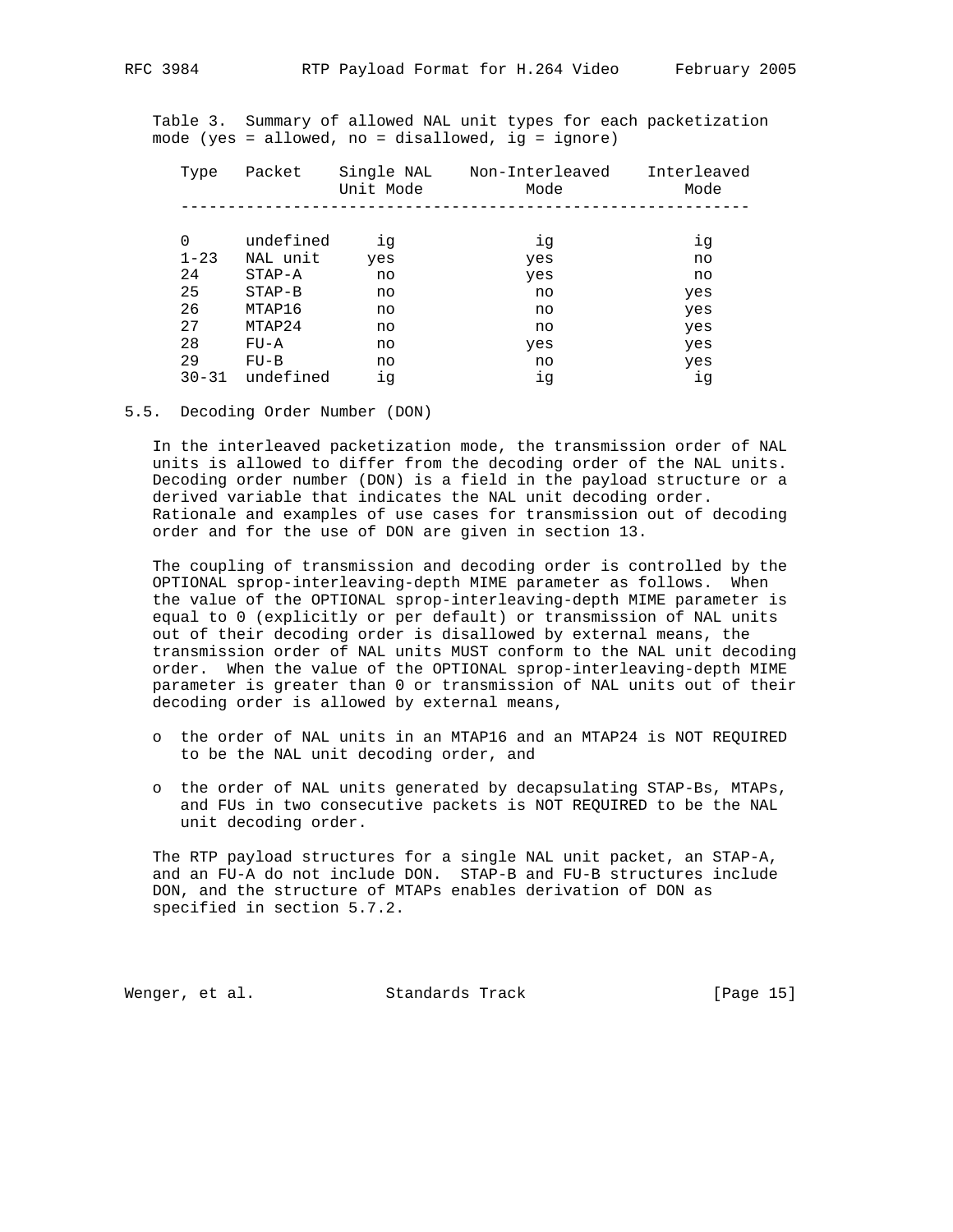Table 3. Summary of allowed NAL unit types for each packetization mode (yes = allowed, no = disallowed, ig = ignore)

| Type | Packet | Single NAL Unit Mode | Non-Interleaved Mode | Interleaved Mode |
|---|---|---|---|---|
| 0 | undefined | ig | ig | ig |
| 1-23 | NAL unit | yes | yes | no |
| 24 | STAP-A | no | yes | no |
| 25 | STAP-B | no | no | yes |
| 26 | MTAP16 | no | no | yes |
| 27 | MTAP24 | no | no | yes |
| 28 | FU-A | no | yes | yes |
| 29 | FU-B | no | no | yes |
| 30-31 | undefined | ig | ig | ig |

## 5.5. Decoding Order Number (DON)

In the interleaved packetization mode, the transmission order of NAL units is allowed to differ from the decoding order of the NAL units. Decoding order number (DON) is a field in the payload structure or a derived variable that indicates the NAL unit decoding order. Rationale and examples of use cases for transmission out of decoding order and for the use of DON are given in section 13.

The coupling of transmission and decoding order is controlled by the OPTIONAL sprop-interleaving-depth MIME parameter as follows. When the value of the OPTIONAL sprop-interleaving-depth MIME parameter is equal to 0 (explicitly or per default) or transmission of NAL units out of their decoding order is disallowed by external means, the transmission order of NAL units MUST conform to the NAL unit decoding order. When the value of the OPTIONAL sprop-interleaving-depth MIME parameter is greater than 0 or transmission of NAL units out of their decoding order is allowed by external means,

- the order of NAL units in an MTAP16 and an MTAP24 is NOT REQUIRED to be the NAL unit decoding order, and
- the order of NAL units generated by decapsulating STAP-Bs, MTAPs, and FUs in two consecutive packets is NOT REQUIRED to be the NAL unit decoding order.

The RTP payload structures for a single NAL unit packet, an STAP-A, and an FU-A do not include DON. STAP-B and FU-B structures include DON, and the structure of MTAPs enables derivation of DON as specified in section 5.7.2.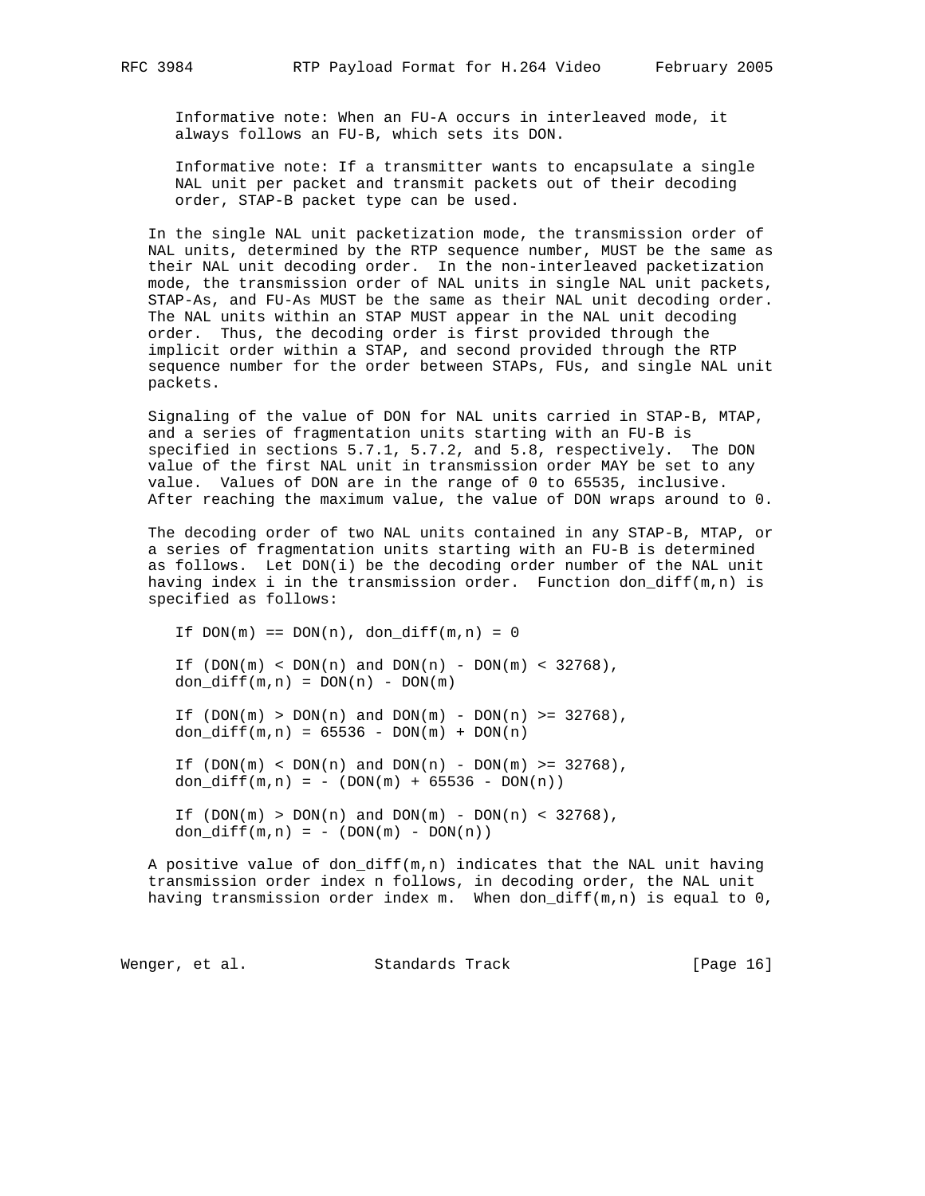Informative note: When an FU-A occurs in interleaved mode, it always follows an FU-B, which sets its DON.

Informative note: If a transmitter wants to encapsulate a single NAL unit per packet and transmit packets out of their decoding order, STAP-B packet type can be used.

In the single NAL unit packetization mode, the transmission order of NAL units, determined by the RTP sequence number, MUST be the same as their NAL unit decoding order. In the non-interleaved packetization mode, the transmission order of NAL units in single NAL unit packets, STAP-As, and FU-As MUST be the same as their NAL unit decoding order. The NAL units within an STAP MUST appear in the NAL unit decoding order. Thus, the decoding order is first provided through the implicit order within a STAP, and second provided through the RTP sequence number for the order between STAPs, FUs, and single NAL unit packets.

Signaling of the value of DON for NAL units carried in STAP-B, MTAP, and a series of fragmentation units starting with an FU-B is specified in sections 5.7.1, 5.7.2, and 5.8, respectively. The DON value of the first NAL unit in transmission order MAY be set to any value. Values of DON are in the range of 0 to 65535, inclusive. After reaching the maximum value, the value of DON wraps around to 0.

The decoding order of two NAL units contained in any STAP-B, MTAP, or a series of fragmentation units starting with an FU-B is determined as follows. Let DON(i) be the decoding order number of the NAL unit having index i in the transmission order. Function don_diff(m,n) is specified as follows:

```
If DON(m) == DON(n), don_diff(m,n) = 0

If (DON(m) < DON(n) and DON(n) - DON(m) < 32768),
don_diff(m,n) = DON(n) - DON(m)

If (DON(m) > DON(n) and DON(m) - DON(n) >= 32768),
don_diff(m,n) = 65536 - DON(m) + DON(n)

If (DON(m) < DON(n) and DON(n) - DON(m) >= 32768),
don_diff(m,n) = - (DON(m) + 65536 - DON(n))

If (DON(m) > DON(n) and DON(m) - DON(n) < 32768),
don_diff(m,n) = - (DON(m) - DON(n))
```

A positive value of don_diff(m,n) indicates that the NAL unit having transmission order index n follows, in decoding order, the NAL unit having transmission order index m. When don_diff(m,n) is equal to 0,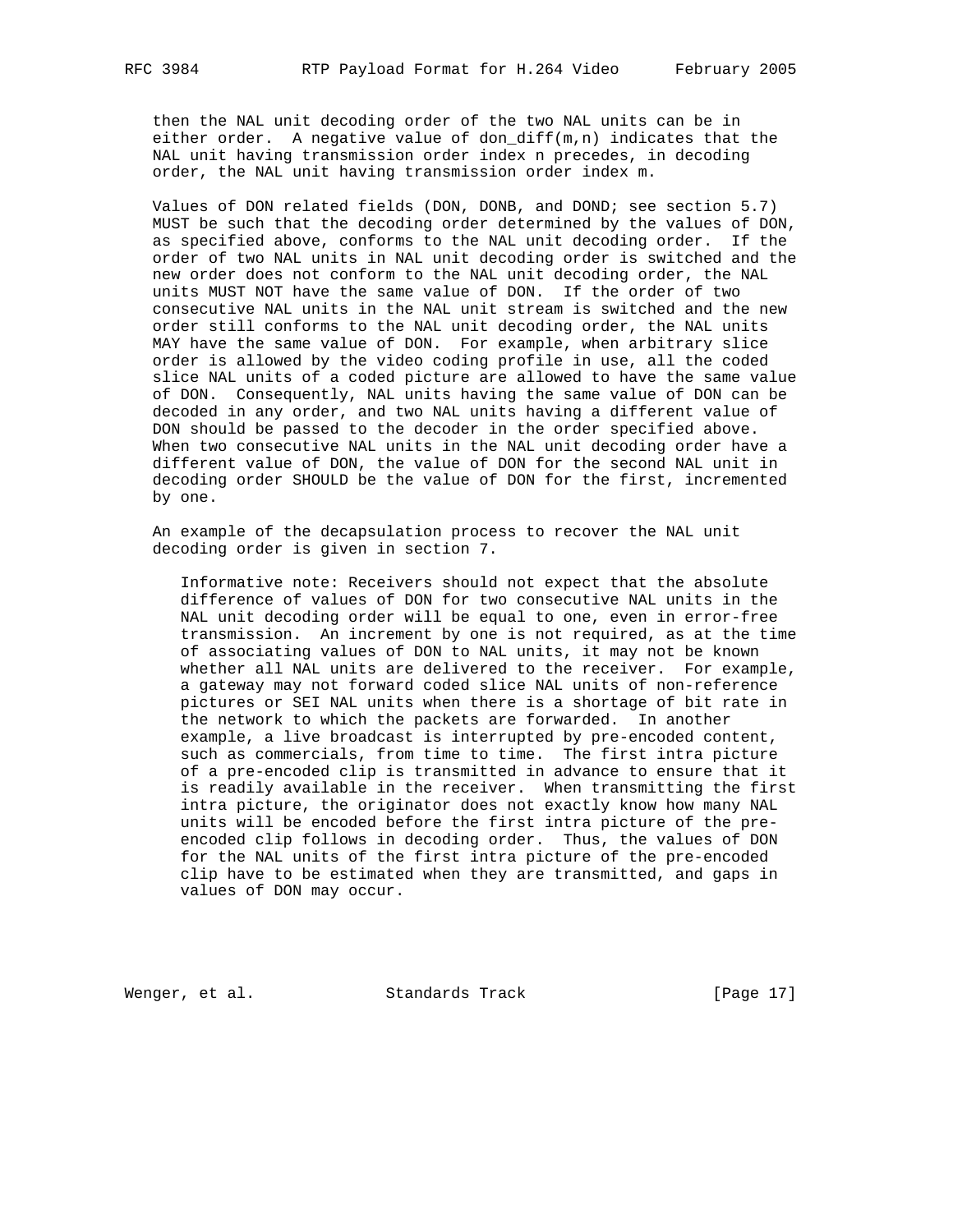then the NAL unit decoding order of the two NAL units can be in either order. A negative value of don_diff(m,n) indicates that the NAL unit having transmission order index n precedes, in decoding order, the NAL unit having transmission order index m.

Values of DON related fields (DON, DONB, and DOND; see section 5.7) MUST be such that the decoding order determined by the values of DON, as specified above, conforms to the NAL unit decoding order. If the order of two NAL units in NAL unit decoding order is switched and the new order does not conform to the NAL unit decoding order, the NAL units MUST NOT have the same value of DON. If the order of two consecutive NAL units in the NAL unit stream is switched and the new order still conforms to the NAL unit decoding order, the NAL units MAY have the same value of DON. For example, when arbitrary slice order is allowed by the video coding profile in use, all the coded slice NAL units of a coded picture are allowed to have the same value of DON. Consequently, NAL units having the same value of DON can be decoded in any order, and two NAL units having a different value of DON should be passed to the decoder in the order specified above. When two consecutive NAL units in the NAL unit decoding order have a different value of DON, the value of DON for the second NAL unit in decoding order SHOULD be the value of DON for the first, incremented by one.

An example of the decapsulation process to recover the NAL unit decoding order is given in section 7.

Informative note: Receivers should not expect that the absolute difference of values of DON for two consecutive NAL units in the NAL unit decoding order will be equal to one, even in error-free transmission. An increment by one is not required, as at the time of associating values of DON to NAL units, it may not be known whether all NAL units are delivered to the receiver. For example, a gateway may not forward coded slice NAL units of non-reference pictures or SEI NAL units when there is a shortage of bit rate in the network to which the packets are forwarded. In another example, a live broadcast is interrupted by pre-encoded content, such as commercials, from time to time. The first intra picture of a pre-encoded clip is transmitted in advance to ensure that it is readily available in the receiver. When transmitting the first intra picture, the originator does not exactly know how many NAL units will be encoded before the first intra picture of the pre-encoded clip follows in decoding order. Thus, the values of DON for the NAL units of the first intra picture of the pre-encoded clip have to be estimated when they are transmitted, and gaps in values of DON may occur.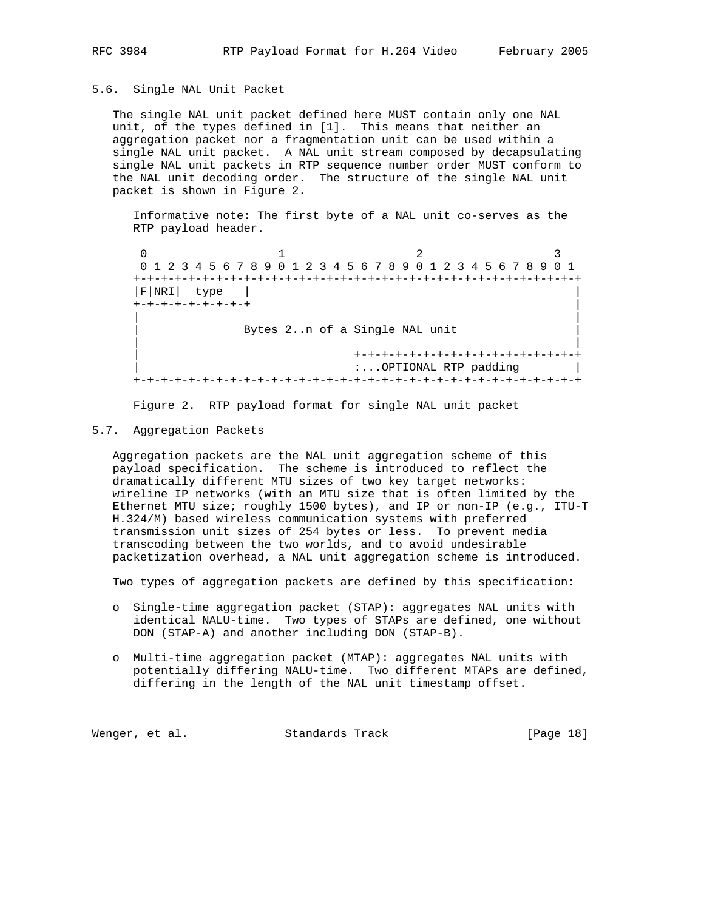## 5.6. Single NAL Unit Packet

The single NAL unit packet defined here MUST contain only one NAL unit, of the types defined in [1]. This means that neither an aggregation packet nor a fragmentation unit can be used within a single NAL unit packet. A NAL unit stream composed by decapsulating single NAL unit packets in RTP sequence number order MUST conform to the NAL unit decoding order. The structure of the single NAL unit packet is shown in Figure 2.

Informative note: The first byte of a NAL unit co-serves as the RTP payload header.

```
 0                   1                   2                   3
 0 1 2 3 4 5 6 7 8 9 0 1 2 3 4 5 6 7 8 9 0 1 2 3 4 5 6 7 8 9 0 1
+-+-+-+-+-+-+-+-+-+-+-+-+-+-+-+-+-+-+-+-+-+-+-+-+-+-+-+-+-+-+-+-+
|F|NRI|  type   |                                               |
+-+-+-+-+-+-+-+-+                                               |
|                                                               |
|               Bytes 2..n of a Single NAL unit                 |
|                                                               |
|                               +-+-+-+-+-+-+-+-+-+-+-+-+-+-+-+-+
|                               :...OPTIONAL RTP padding        |
+-+-+-+-+-+-+-+-+-+-+-+-+-+-+-+-+-+-+-+-+-+-+-+-+-+-+-+-+-+-+-+-+
```

Figure 2. RTP payload format for single NAL unit packet

## 5.7. Aggregation Packets

Aggregation packets are the NAL unit aggregation scheme of this payload specification. The scheme is introduced to reflect the dramatically different MTU sizes of two key target networks: wireline IP networks (with an MTU size that is often limited by the Ethernet MTU size; roughly 1500 bytes), and IP or non-IP (e.g., ITU-T H.324/M) based wireless communication systems with preferred transmission unit sizes of 254 bytes or less. To prevent media transcoding between the two worlds, and to avoid undesirable packetization overhead, a NAL unit aggregation scheme is introduced.

Two types of aggregation packets are defined by this specification:

- Single-time aggregation packet (STAP): aggregates NAL units with identical NALU-time. Two types of STAPs are defined, one without DON (STAP-A) and another including DON (STAP-B).

- Multi-time aggregation packet (MTAP): aggregates NAL units with potentially differing NALU-time. Two different MTAPs are defined, differing in the length of the NAL unit timestamp offset.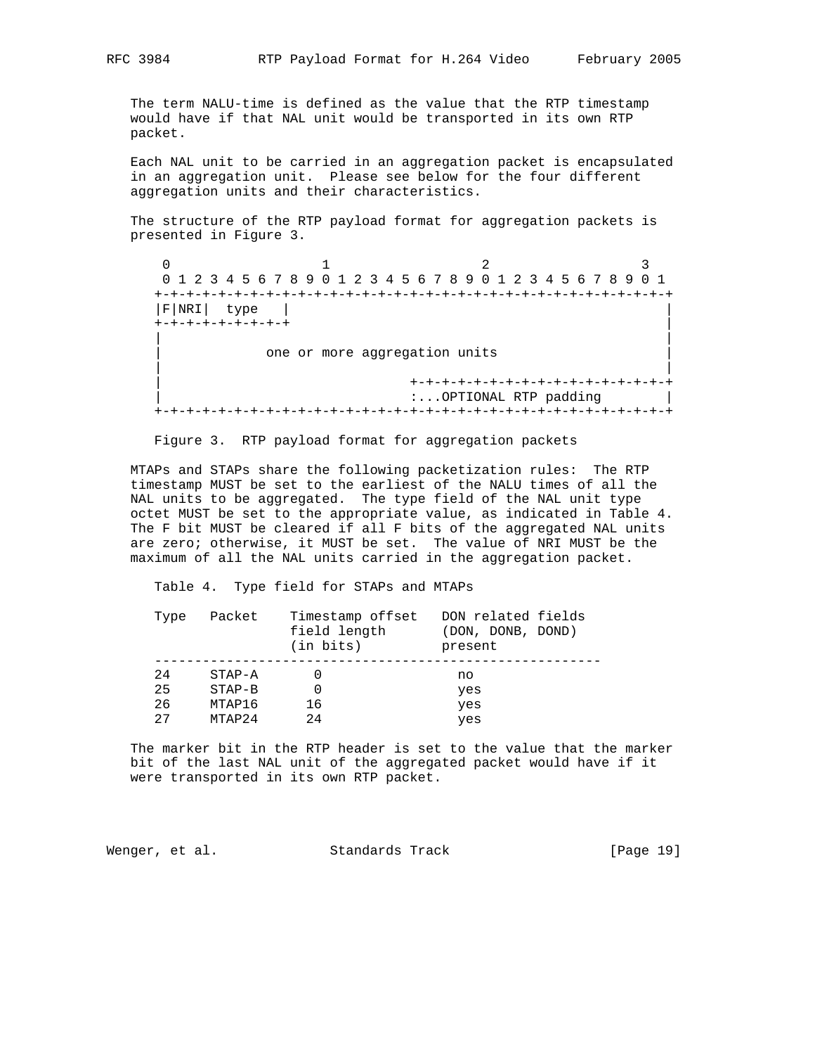The term NALU-time is defined as the value that the RTP timestamp would have if that NAL unit would be transported in its own RTP packet.

Each NAL unit to be carried in an aggregation packet is encapsulated in an aggregation unit. Please see below for the four different aggregation units and their characteristics.

The structure of the RTP payload format for aggregation packets is presented in Figure 3.

```
  0                   1                   2                   3
  0 1 2 3 4 5 6 7 8 9 0 1 2 3 4 5 6 7 8 9 0 1 2 3 4 5 6 7 8 9 0 1
 +-+-+-+-+-+-+-+-+-+-+-+-+-+-+-+-+-+-+-+-+-+-+-+-+-+-+-+-+-+-+-+-+
 |F|NRI|  type   |                                               |
 +-+-+-+-+-+-+-+-+                                               |
 |                                                               |
 |             one or more aggregation units                     |
 |                                                               |
 |                               +-+-+-+-+-+-+-+-+-+-+-+-+-+-+-+-+
 |                               :...OPTIONAL RTP padding        |
 +-+-+-+-+-+-+-+-+-+-+-+-+-+-+-+-+-+-+-+-+-+-+-+-+-+-+-+-+-+-+-+-+
```

Figure 3. RTP payload format for aggregation packets

MTAPs and STAPs share the following packetization rules: The RTP timestamp MUST be set to the earliest of the NALU times of all the NAL units to be aggregated. The type field of the NAL unit type octet MUST be set to the appropriate value, as indicated in Table 4. The F bit MUST be cleared if all F bits of the aggregated NAL units are zero; otherwise, it MUST be set. The value of NRI MUST be the maximum of all the NAL units carried in the aggregation packet.

Table 4. Type field for STAPs and MTAPs

| Type | Packet | Timestamp offset field length (in bits) | DON related fields (DON, DONB, DOND) present |
|---|---|---|---|
| 24 | STAP-A | 0 | no |
| 25 | STAP-B | 0 | yes |
| 26 | MTAP16 | 16 | yes |
| 27 | MTAP24 | 24 | yes |

The marker bit in the RTP header is set to the value that the marker bit of the last NAL unit of the aggregated packet would have if it were transported in its own RTP packet.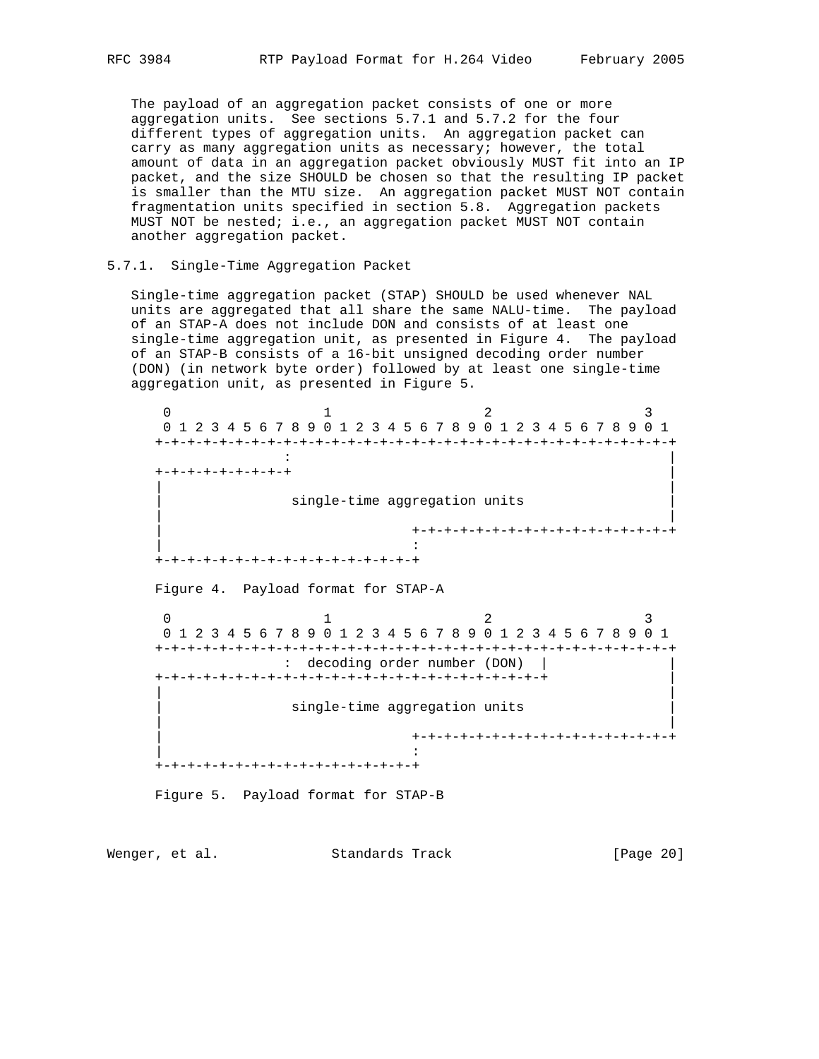The payload of an aggregation packet consists of one or more aggregation units. See sections 5.7.1 and 5.7.2 for the four different types of aggregation units. An aggregation packet can carry as many aggregation units as necessary; however, the total amount of data in an aggregation packet obviously MUST fit into an IP packet, and the size SHOULD be chosen so that the resulting IP packet is smaller than the MTU size. An aggregation packet MUST NOT contain fragmentation units specified in section 5.8. Aggregation packets MUST NOT be nested; i.e., an aggregation packet MUST NOT contain another aggregation packet.

### 5.7.1. Single-Time Aggregation Packet

Single-time aggregation packet (STAP) SHOULD be used whenever NAL units are aggregated that all share the same NALU-time. The payload of an STAP-A does not include DON and consists of at least one single-time aggregation unit, as presented in Figure 4. The payload of an STAP-B consists of a 16-bit unsigned decoding order number (DON) (in network byte order) followed by at least one single-time aggregation unit, as presented in Figure 5.

```
 0                   1                   2                   3
 0 1 2 3 4 5 6 7 8 9 0 1 2 3 4 5 6 7 8 9 0 1 2 3 4 5 6 7 8 9 0 1
+-+-+-+-+-+-+-+-+-+-+-+-+-+-+-+-+-+-+-+-+-+-+-+-+-+-+-+-+-+-+-+-+
               :                                               |
+-+-+-+-+-+-+-+-+                                               |
|                                                               |
|                single-time aggregation units                  |
|                                                               |
|                               +-+-+-+-+-+-+-+-+-+-+-+-+-+-+-+-+
|                               :
+-+-+-+-+-+-+-+-+-+-+-+-+-+-+-+-+
```

Figure 4. Payload format for STAP-A

```
 0                   1                   2                   3
 0 1 2 3 4 5 6 7 8 9 0 1 2 3 4 5 6 7 8 9 0 1 2 3 4 5 6 7 8 9 0 1
+-+-+-+-+-+-+-+-+-+-+-+-+-+-+-+-+-+-+-+-+-+-+-+-+-+-+-+-+-+-+-+-+
               :  decoding order number (DON)  |               |
+-+-+-+-+-+-+-+-+-+-+-+-+-+-+-+-+-+-+-+-+-+-+-+-+               |
|                                                               |
|                single-time aggregation units                  |
|                                                               |
|                               +-+-+-+-+-+-+-+-+-+-+-+-+-+-+-+-+
|                               :
+-+-+-+-+-+-+-+-+-+-+-+-+-+-+-+-+
```

Figure 5. Payload format for STAP-B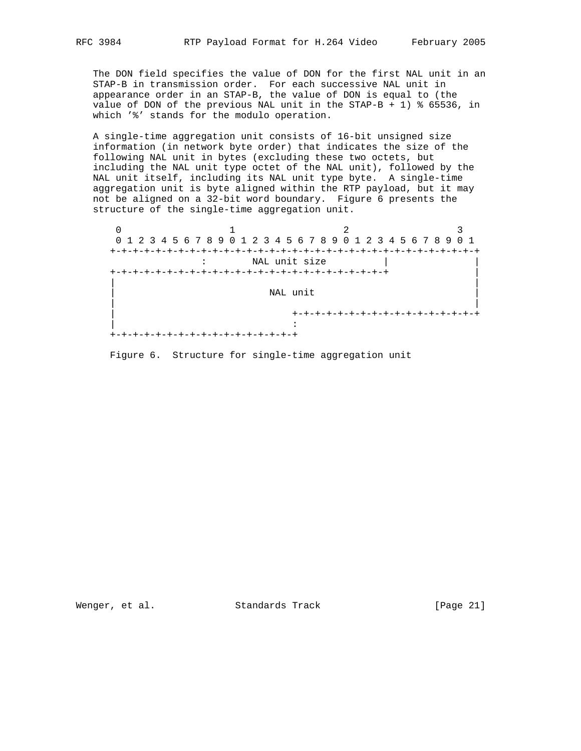The DON field specifies the value of DON for the first NAL unit in an STAP-B in transmission order. For each successive NAL unit in appearance order in an STAP-B, the value of DON is equal to (the value of DON of the previous NAL unit in the STAP-B + 1) % 65536, in which '%' stands for the modulo operation.

A single-time aggregation unit consists of 16-bit unsigned size information (in network byte order) that indicates the size of the following NAL unit in bytes (excluding these two octets, but including the NAL unit type octet of the NAL unit), followed by the NAL unit itself, including its NAL unit type byte. A single-time aggregation unit is byte aligned within the RTP payload, but it may not be aligned on a 32-bit word boundary. Figure 6 presents the structure of the single-time aggregation unit.

```
 0                   1                   2                   3
 0 1 2 3 4 5 6 7 8 9 0 1 2 3 4 5 6 7 8 9 0 1 2 3 4 5 6 7 8 9 0 1
+-+-+-+-+-+-+-+-+-+-+-+-+-+-+-+-+-+-+-+-+-+-+-+-+-+-+-+-+-+-+-+-+
               :        NAL unit size          |               |
+-+-+-+-+-+-+-+-+-+-+-+-+-+-+-+-+-+-+-+-+-+-+-+-+               |
|                                                               |
|                            NAL unit                           |
|                                                               |
|                               +-+-+-+-+-+-+-+-+-+-+-+-+-+-+-+-+
|                               :
+-+-+-+-+-+-+-+-+-+-+-+-+-+-+-+-+
```

Figure 6. Structure for single-time aggregation unit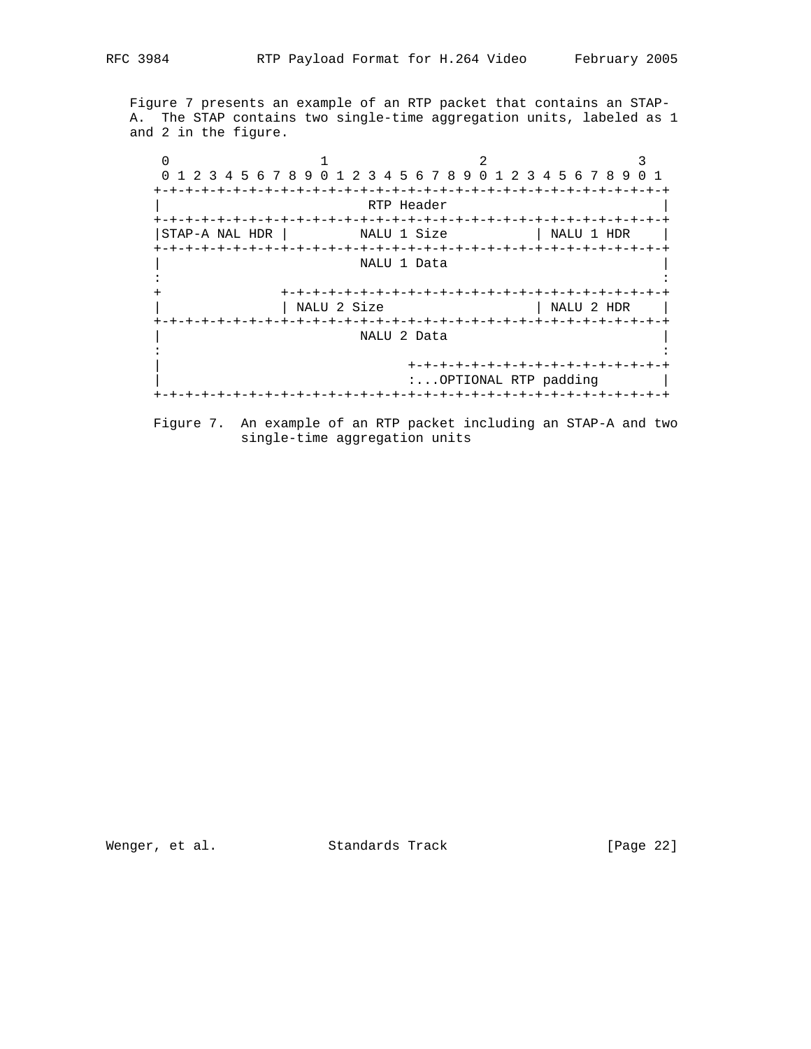Figure 7 presents an example of an RTP packet that contains an STAP-A. The STAP contains two single-time aggregation units, labeled as 1 and 2 in the figure.

```
 0                   1                   2                   3
 0 1 2 3 4 5 6 7 8 9 0 1 2 3 4 5 6 7 8 9 0 1 2 3 4 5 6 7 8 9 0 1
+-+-+-+-+-+-+-+-+-+-+-+-+-+-+-+-+-+-+-+-+-+-+-+-+-+-+-+-+-+-+-+-+
|                          RTP Header                           |
+-+-+-+-+-+-+-+-+-+-+-+-+-+-+-+-+-+-+-+-+-+-+-+-+-+-+-+-+-+-+-+-+
|STAP-A NAL HDR |         NALU 1 Size           | NALU 1 HDR    |
+-+-+-+-+-+-+-+-+-+-+-+-+-+-+-+-+-+-+-+-+-+-+-+-+-+-+-+-+-+-+-+-+
|                         NALU 1 Data                           |
:                                                               :
+               +-+-+-+-+-+-+-+-+-+-+-+-+-+-+-+-+-+-+-+-+-+-+-+-+
|               | NALU 2 Size                   | NALU 2 HDR    |
+-+-+-+-+-+-+-+-+-+-+-+-+-+-+-+-+-+-+-+-+-+-+-+-+-+-+-+-+-+-+-+-+
|                         NALU 2 Data                           |
:                                                               :
|                               +-+-+-+-+-+-+-+-+-+-+-+-+-+-+-+-+
|                               :...OPTIONAL RTP padding        |
+-+-+-+-+-+-+-+-+-+-+-+-+-+-+-+-+-+-+-+-+-+-+-+-+-+-+-+-+-+-+-+-+
```

Figure 7. An example of an RTP packet including an STAP-A and two single-time aggregation units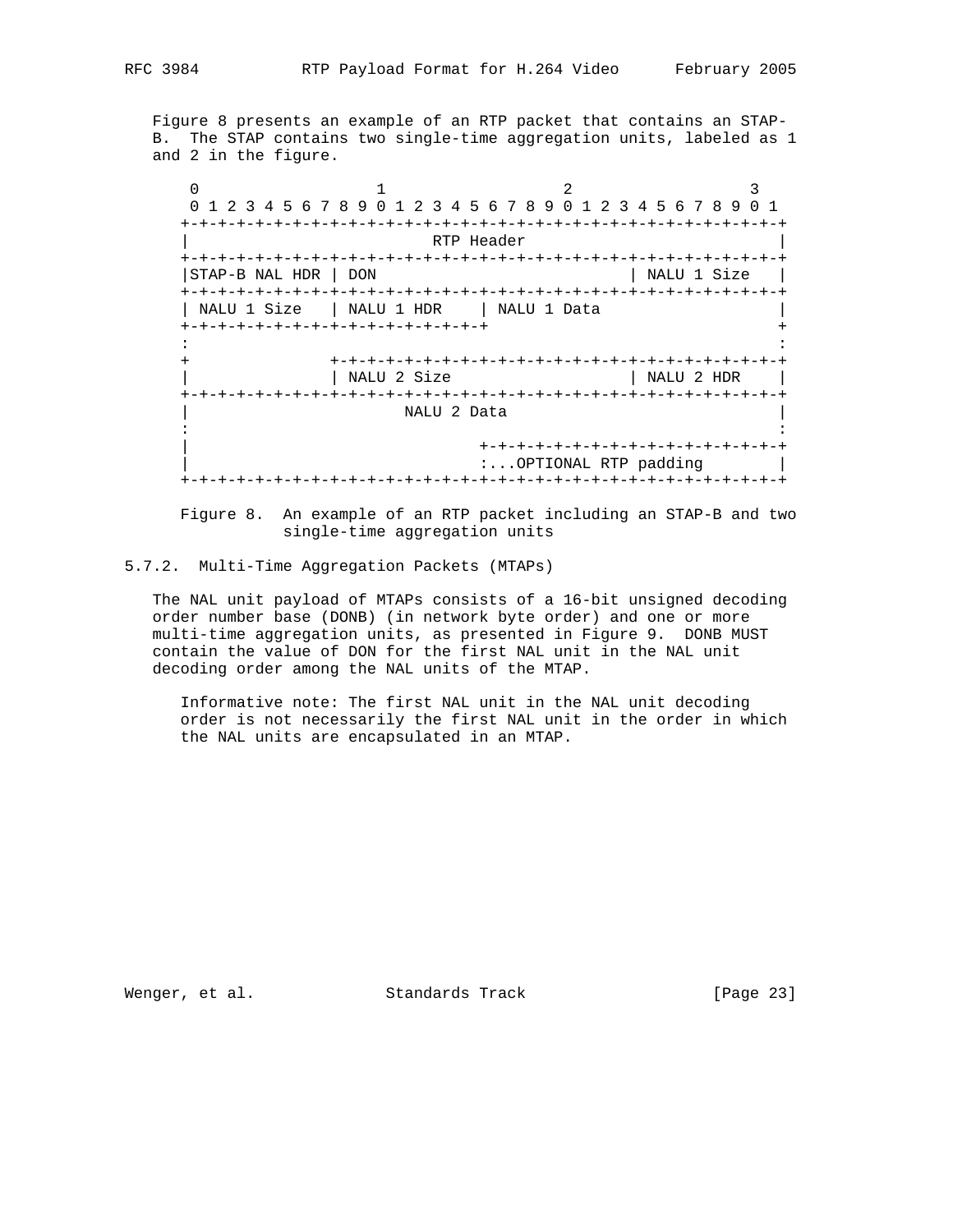Figure 8 presents an example of an RTP packet that contains an STAP-B. The STAP contains two single-time aggregation units, labeled as 1 and 2 in the figure.

```
    0                   1                   2                   3
    0 1 2 3 4 5 6 7 8 9 0 1 2 3 4 5 6 7 8 9 0 1 2 3 4 5 6 7 8 9 0 1
   +-+-+-+-+-+-+-+-+-+-+-+-+-+-+-+-+-+-+-+-+-+-+-+-+-+-+-+-+-+-+-+-+
   |                          RTP Header                           |
   +-+-+-+-+-+-+-+-+-+-+-+-+-+-+-+-+-+-+-+-+-+-+-+-+-+-+-+-+-+-+-+-+
   |STAP-B NAL HDR | DON                           | NALU 1 Size   |
   +-+-+-+-+-+-+-+-+-+-+-+-+-+-+-+-+-+-+-+-+-+-+-+-+-+-+-+-+-+-+-+-+
   | NALU 1 Size   | NALU 1 HDR    | NALU 1 Data                   |
   +-+-+-+-+-+-+-+-+-+-+-+-+-+-+-+-+                               +
   :                                                               :
   +               +-+-+-+-+-+-+-+-+-+-+-+-+-+-+-+-+-+-+-+-+-+-+-+-+
   |               | NALU 2 Size                   | NALU 2 HDR    |
   +-+-+-+-+-+-+-+-+-+-+-+-+-+-+-+-+-+-+-+-+-+-+-+-+-+-+-+-+-+-+-+-+
   |                       NALU 2 Data                             |
   :                                                               :
   |                               +-+-+-+-+-+-+-+-+-+-+-+-+-+-+-+-+
   |                               :...OPTIONAL RTP padding        |
   +-+-+-+-+-+-+-+-+-+-+-+-+-+-+-+-+-+-+-+-+-+-+-+-+-+-+-+-+-+-+-+-+
```

Figure 8. An example of an RTP packet including an STAP-B and two single-time aggregation units

### 5.7.2. Multi-Time Aggregation Packets (MTAPs)

The NAL unit payload of MTAPs consists of a 16-bit unsigned decoding order number base (DONB) (in network byte order) and one or more multi-time aggregation units, as presented in Figure 9. DONB MUST contain the value of DON for the first NAL unit in the NAL unit decoding order among the NAL units of the MTAP.

Informative note: The first NAL unit in the NAL unit decoding order is not necessarily the first NAL unit in the order in which the NAL units are encapsulated in an MTAP.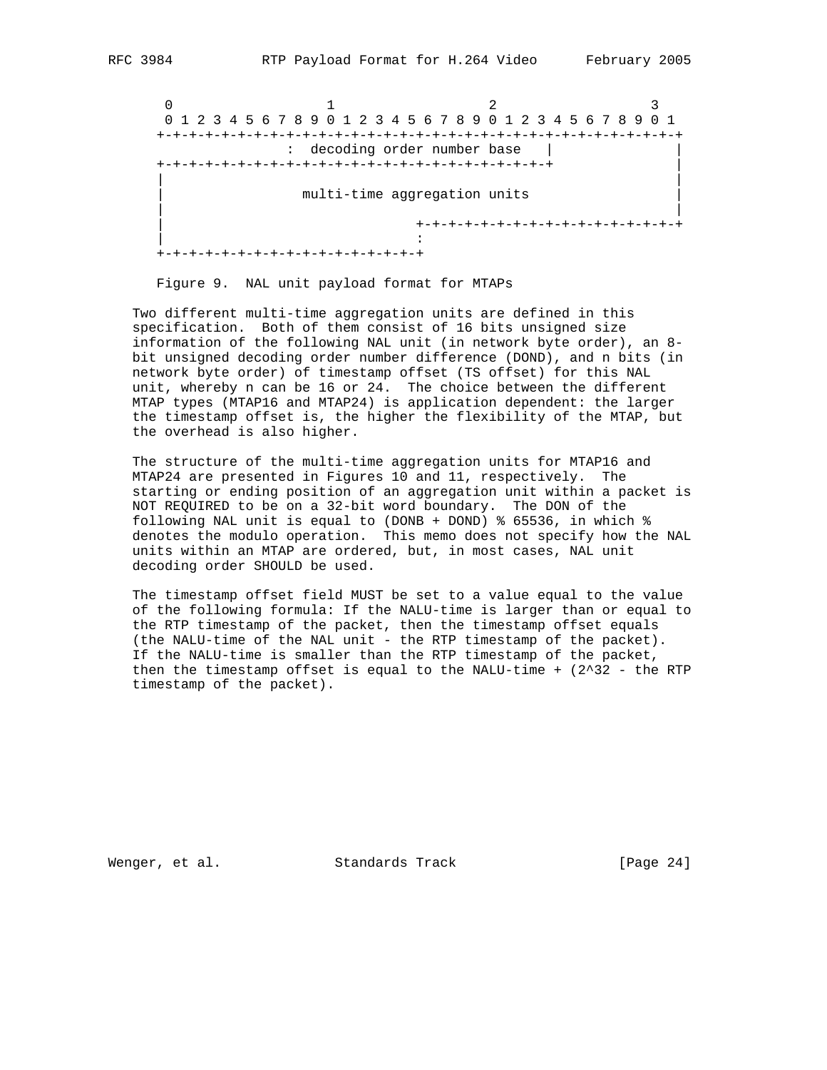```
     0                   1                   2                   3
     0 1 2 3 4 5 6 7 8 9 0 1 2 3 4 5 6 7 8 9 0 1 2 3 4 5 6 7 8 9 0 1
    +-+-+-+-+-+-+-+-+-+-+-+-+-+-+-+-+-+-+-+-+-+-+-+-+-+-+-+-+-+-+-+-+
    |                :  decoding order number base   |               |
    +-+-+-+-+-+-+-+-+-+-+-+-+-+-+-+-+-+-+-+-+-+-+-+-+-+               |
    |                                                                 |
    |                 multi-time aggregation units                    |
    |                                                                 |
    |                               +-+-+-+-+-+-+-+-+-+-+-+-+-+-+-+-+-+
    |                               :
    +-+-+-+-+-+-+-+-+-+-+-+-+-+-+-+-+
```

Figure 9.  NAL unit payload format for MTAPs

Two different multi-time aggregation units are defined in this specification.  Both of them consist of 16 bits unsigned size information of the following NAL unit (in network byte order), an 8-bit unsigned decoding order number difference (DOND), and n bits (in network byte order) of timestamp offset (TS offset) for this NAL unit, whereby n can be 16 or 24.  The choice between the different MTAP types (MTAP16 and MTAP24) is application dependent: the larger the timestamp offset is, the higher the flexibility of the MTAP, but the overhead is also higher.

The structure of the multi-time aggregation units for MTAP16 and MTAP24 are presented in Figures 10 and 11, respectively.  The starting or ending position of an aggregation unit within a packet is NOT REQUIRED to be on a 32-bit word boundary.  The DON of the following NAL unit is equal to (DONB + DOND) % 65536, in which % denotes the modulo operation.  This memo does not specify how the NAL units within an MTAP are ordered, but, in most cases, NAL unit decoding order SHOULD be used.

The timestamp offset field MUST be set to a value equal to the value of the following formula: If the NALU-time is larger than or equal to the RTP timestamp of the packet, then the timestamp offset equals (the NALU-time of the NAL unit - the RTP timestamp of the packet). If the NALU-time is smaller than the RTP timestamp of the packet, then the timestamp offset is equal to the NALU-time + (2^32 - the RTP timestamp of the packet).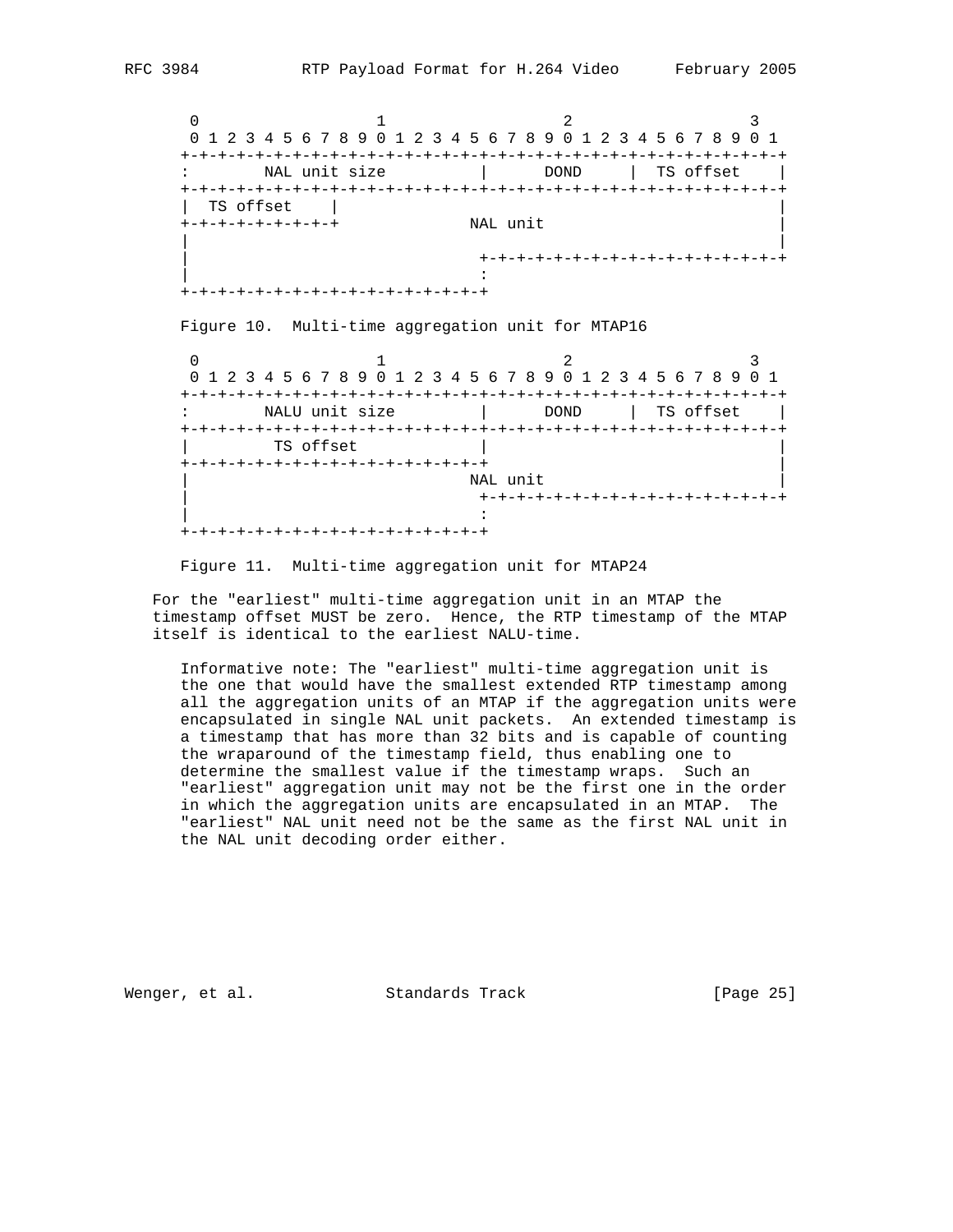```
    0                   1                   2                   3
    0 1 2 3 4 5 6 7 8 9 0 1 2 3 4 5 6 7 8 9 0 1 2 3 4 5 6 7 8 9 0 1
   +-+-+-+-+-+-+-+-+-+-+-+-+-+-+-+-+-+-+-+-+-+-+-+-+-+-+-+-+-+-+-+-+
   :        NAL unit size          |      DOND     |  TS offset    |
   +-+-+-+-+-+-+-+-+-+-+-+-+-+-+-+-+-+-+-+-+-+-+-+-+-+-+-+-+-+-+-+-+
   |  TS offset    |                                               |
   +-+-+-+-+-+-+-+-+              NAL unit                         |
   |                                                               |
   |                               +-+-+-+-+-+-+-+-+-+-+-+-+-+-+-+-+
   |                               :
   +-+-+-+-+-+-+-+-+-+-+-+-+-+-+-+-+
```

Figure 10. Multi-time aggregation unit for MTAP16

```
    0                   1                   2                   3
    0 1 2 3 4 5 6 7 8 9 0 1 2 3 4 5 6 7 8 9 0 1 2 3 4 5 6 7 8 9 0 1
   +-+-+-+-+-+-+-+-+-+-+-+-+-+-+-+-+-+-+-+-+-+-+-+-+-+-+-+-+-+-+-+-+
   :        NALU unit size         |      DOND     |  TS offset    |
   +-+-+-+-+-+-+-+-+-+-+-+-+-+-+-+-+-+-+-+-+-+-+-+-+-+-+-+-+-+-+-+-+
   |         TS offset             |                               |
   +-+-+-+-+-+-+-+-+-+-+-+-+-+-+-+-+                               |
   |                              NAL unit                         |
   |                               +-+-+-+-+-+-+-+-+-+-+-+-+-+-+-+-+
   |                               :
   +-+-+-+-+-+-+-+-+-+-+-+-+-+-+-+-+
```

Figure 11. Multi-time aggregation unit for MTAP24

For the "earliest" multi-time aggregation unit in an MTAP the timestamp offset MUST be zero. Hence, the RTP timestamp of the MTAP itself is identical to the earliest NALU-time.

Informative note: The "earliest" multi-time aggregation unit is the one that would have the smallest extended RTP timestamp among all the aggregation units of an MTAP if the aggregation units were encapsulated in single NAL unit packets. An extended timestamp is a timestamp that has more than 32 bits and is capable of counting the wraparound of the timestamp field, thus enabling one to determine the smallest value if the timestamp wraps. Such an "earliest" aggregation unit may not be the first one in the order in which the aggregation units are encapsulated in an MTAP. The "earliest" NAL unit need not be the same as the first NAL unit in the NAL unit decoding order either.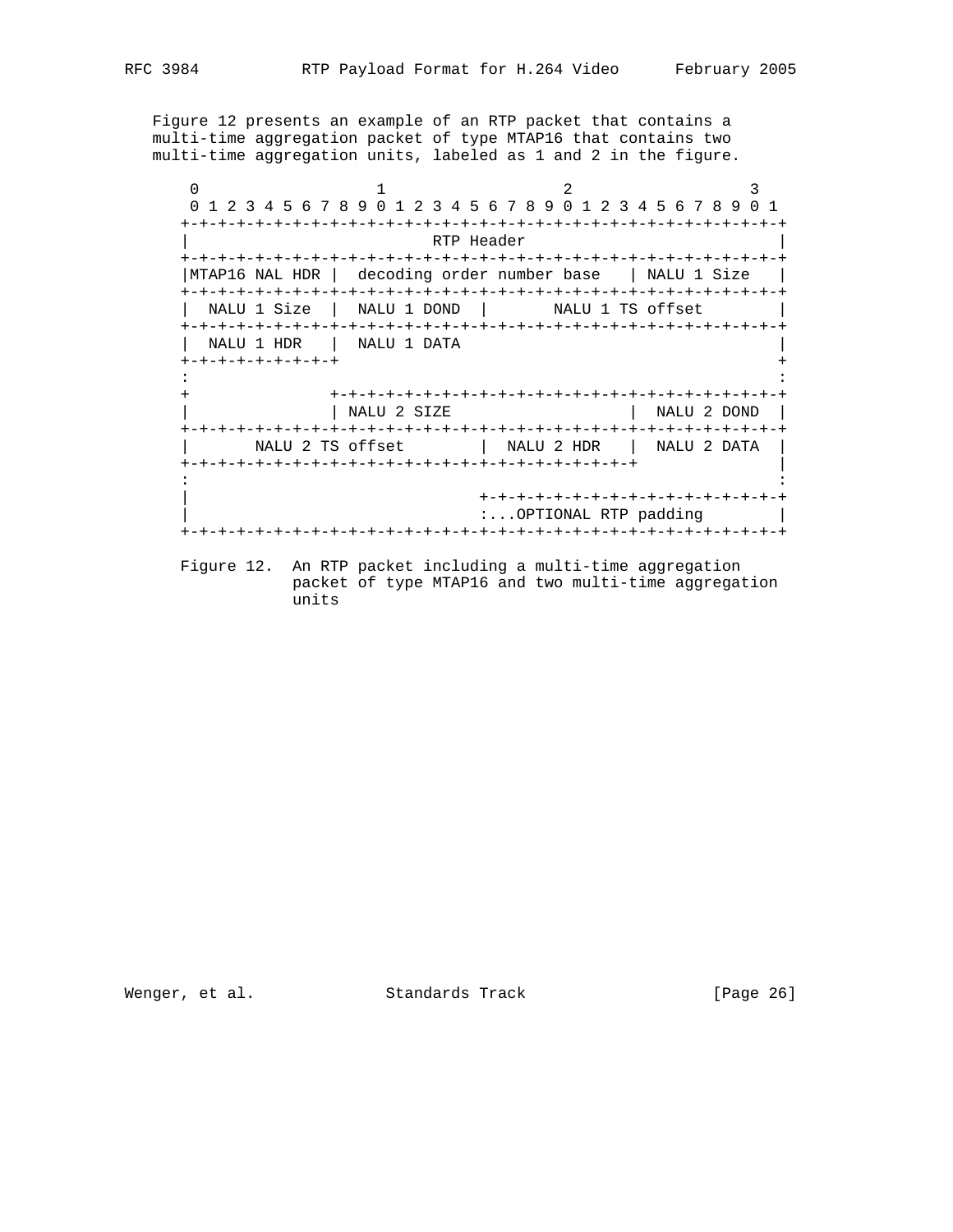Figure 12 presents an example of an RTP packet that contains a multi-time aggregation packet of type MTAP16 that contains two multi-time aggregation units, labeled as 1 and 2 in the figure.

```
 0                   1                   2                   3
 0 1 2 3 4 5 6 7 8 9 0 1 2 3 4 5 6 7 8 9 0 1 2 3 4 5 6 7 8 9 0 1
+-+-+-+-+-+-+-+-+-+-+-+-+-+-+-+-+-+-+-+-+-+-+-+-+-+-+-+-+-+-+-+-+
|                          RTP Header                           |
+-+-+-+-+-+-+-+-+-+-+-+-+-+-+-+-+-+-+-+-+-+-+-+-+-+-+-+-+-+-+-+-+
|MTAP16 NAL HDR |  decoding order number base   | NALU 1 Size   |
+-+-+-+-+-+-+-+-+-+-+-+-+-+-+-+-+-+-+-+-+-+-+-+-+-+-+-+-+-+-+-+-+
|  NALU 1 Size  |  NALU 1 DOND  |       NALU 1 TS offset        |
+-+-+-+-+-+-+-+-+-+-+-+-+-+-+-+-+-+-+-+-+-+-+-+-+-+-+-+-+-+-+-+-+
|  NALU 1 HDR   |  NALU 1 DATA                                  |
+-+-+-+-+-+-+-+-+                                               +
:                                                               :
+               +-+-+-+-+-+-+-+-+-+-+-+-+-+-+-+-+-+-+-+-+-+-+-+-+
|               | NALU 2 SIZE                   |  NALU 2 DOND  |
+-+-+-+-+-+-+-+-+-+-+-+-+-+-+-+-+-+-+-+-+-+-+-+-+-+-+-+-+-+-+-+-+
|       NALU 2 TS offset        |  NALU 2 HDR   |  NALU 2 DATA  |
+-+-+-+-+-+-+-+-+-+-+-+-+-+-+-+-+-+-+-+-+-+-+-+-+               |
:                                                               :
|                               +-+-+-+-+-+-+-+-+-+-+-+-+-+-+-+-+
|                               :...OPTIONAL RTP padding        |
+-+-+-+-+-+-+-+-+-+-+-+-+-+-+-+-+-+-+-+-+-+-+-+-+-+-+-+-+-+-+-+-+
```

Figure 12. An RTP packet including a multi-time aggregation packet of type MTAP16 and two multi-time aggregation units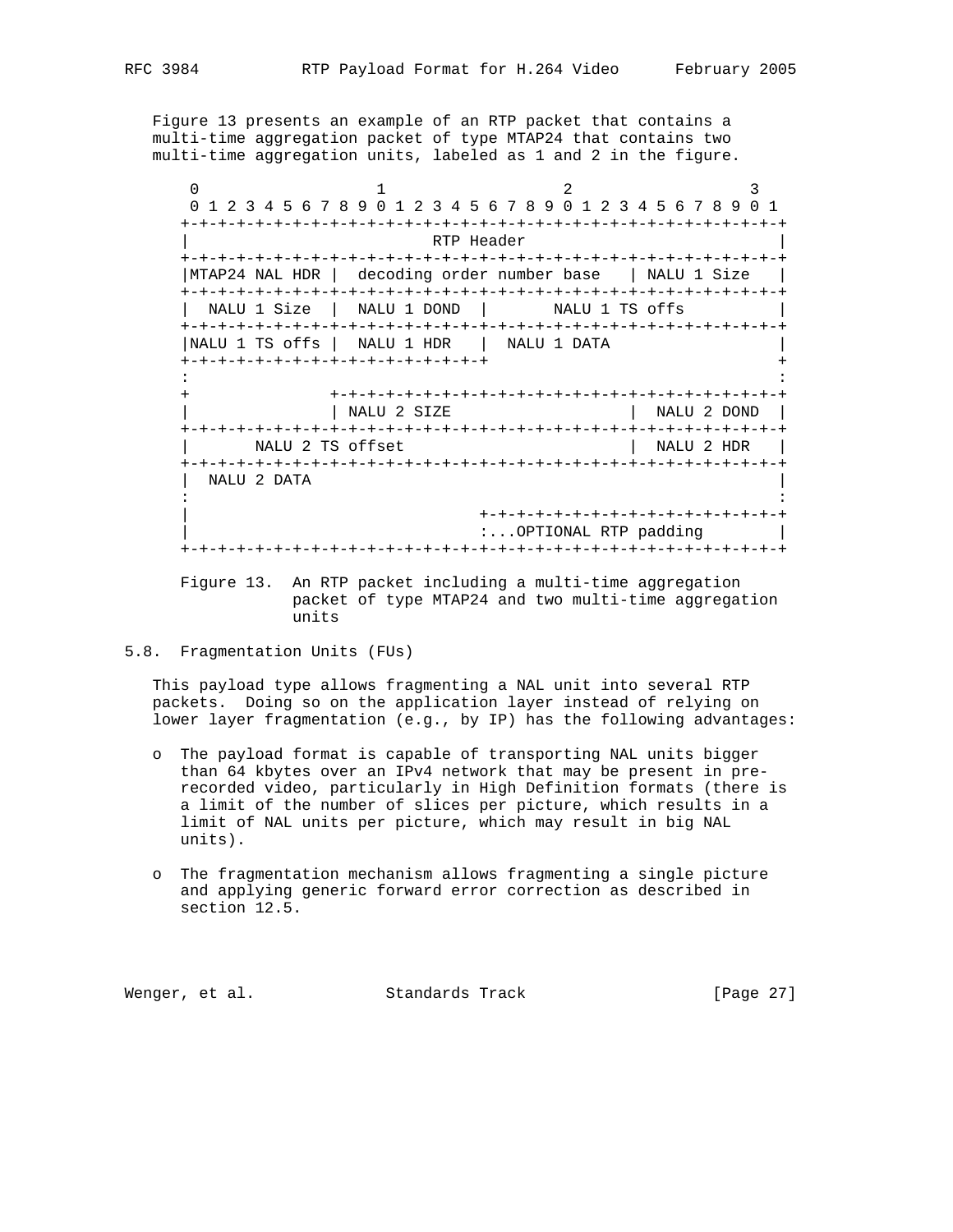Figure 13 presents an example of an RTP packet that contains a multi-time aggregation packet of type MTAP24 that contains two multi-time aggregation units, labeled as 1 and 2 in the figure.

```
    0                   1                   2                   3
    0 1 2 3 4 5 6 7 8 9 0 1 2 3 4 5 6 7 8 9 0 1 2 3 4 5 6 7 8 9 0 1
   +-+-+-+-+-+-+-+-+-+-+-+-+-+-+-+-+-+-+-+-+-+-+-+-+-+-+-+-+-+-+-+-+
   |                          RTP Header                           |
   +-+-+-+-+-+-+-+-+-+-+-+-+-+-+-+-+-+-+-+-+-+-+-+-+-+-+-+-+-+-+-+-+
   |MTAP24 NAL HDR |  decoding order number base   | NALU 1 Size   |
   +-+-+-+-+-+-+-+-+-+-+-+-+-+-+-+-+-+-+-+-+-+-+-+-+-+-+-+-+-+-+-+-+
   |  NALU 1 Size  |  NALU 1 DOND  |       NALU 1 TS offs          |
   +-+-+-+-+-+-+-+-+-+-+-+-+-+-+-+-+-+-+-+-+-+-+-+-+-+-+-+-+-+-+-+-+
   |NALU 1 TS offs |  NALU 1 HDR   |  NALU 1 DATA                  |
   +-+-+-+-+-+-+-+-+-+-+-+-+-+-+-+-+                               +
   :                                                               :
   +               +-+-+-+-+-+-+-+-+-+-+-+-+-+-+-+-+-+-+-+-+-+-+-+-+
   |               | NALU 2 SIZE                   |  NALU 2 DOND  |
   +-+-+-+-+-+-+-+-+-+-+-+-+-+-+-+-+-+-+-+-+-+-+-+-+-+-+-+-+-+-+-+-+
   |       NALU 2 TS offset                        |  NALU 2 HDR   |
   +-+-+-+-+-+-+-+-+-+-+-+-+-+-+-+-+-+-+-+-+-+-+-+-+-+-+-+-+-+-+-+-+
   |  NALU 2 DATA                                                  |
   :                                                               :
   |                               +-+-+-+-+-+-+-+-+-+-+-+-+-+-+-+-+
   |                               :...OPTIONAL RTP padding        |
   +-+-+-+-+-+-+-+-+-+-+-+-+-+-+-+-+-+-+-+-+-+-+-+-+-+-+-+-+-+-+-+-+
```

Figure 13. An RTP packet including a multi-time aggregation packet of type MTAP24 and two multi-time aggregation units

## 5.8. Fragmentation Units (FUs)

This payload type allows fragmenting a NAL unit into several RTP packets. Doing so on the application layer instead of relying on lower layer fragmentation (e.g., by IP) has the following advantages:

- The payload format is capable of transporting NAL units bigger than 64 kbytes over an IPv4 network that may be present in pre-recorded video, particularly in High Definition formats (there is a limit of the number of slices per picture, which results in a limit of NAL units per picture, which may result in big NAL units).

- The fragmentation mechanism allows fragmenting a single picture and applying generic forward error correction as described in section 12.5.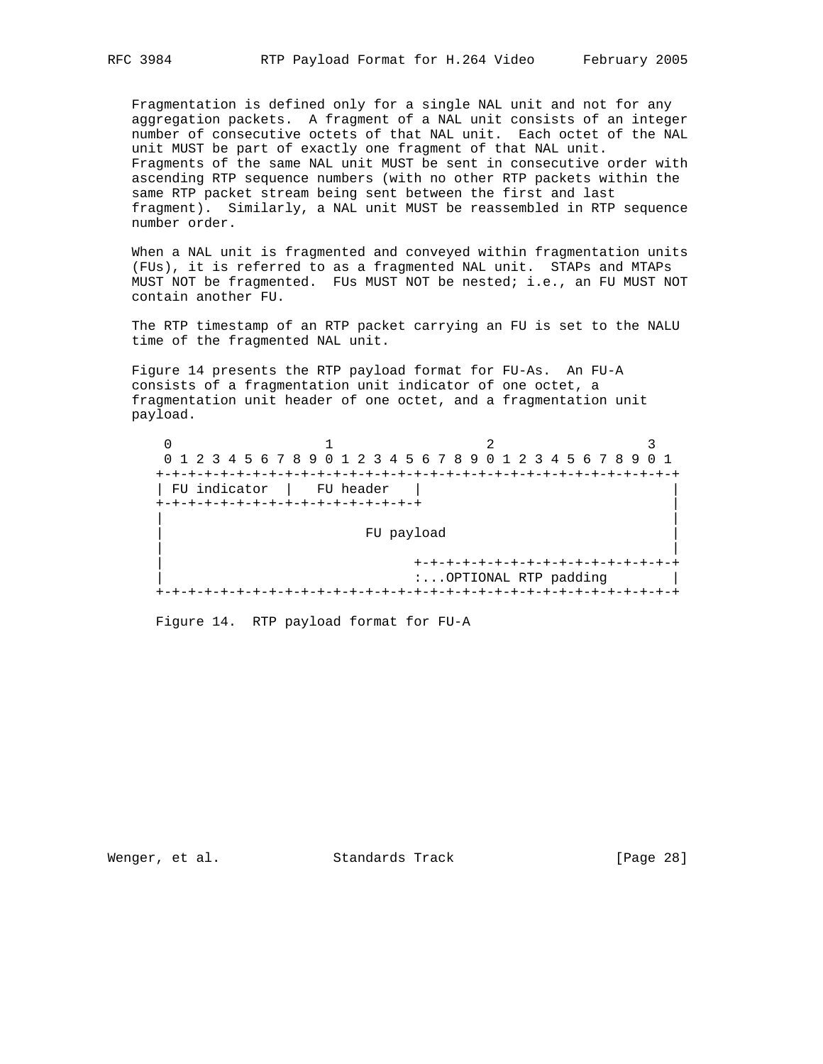Fragmentation is defined only for a single NAL unit and not for any aggregation packets. A fragment of a NAL unit consists of an integer number of consecutive octets of that NAL unit. Each octet of the NAL unit MUST be part of exactly one fragment of that NAL unit. Fragments of the same NAL unit MUST be sent in consecutive order with ascending RTP sequence numbers (with no other RTP packets within the same RTP packet stream being sent between the first and last fragment). Similarly, a NAL unit MUST be reassembled in RTP sequence number order.

When a NAL unit is fragmented and conveyed within fragmentation units (FUs), it is referred to as a fragmented NAL unit. STAPs and MTAPs MUST NOT be fragmented. FUs MUST NOT be nested; i.e., an FU MUST NOT contain another FU.

The RTP timestamp of an RTP packet carrying an FU is set to the NALU time of the fragmented NAL unit.

Figure 14 presents the RTP payload format for FU-As. An FU-A consists of a fragmentation unit indicator of one octet, a fragmentation unit header of one octet, and a fragmentation unit payload.

```
 0                   1                   2                   3
 0 1 2 3 4 5 6 7 8 9 0 1 2 3 4 5 6 7 8 9 0 1 2 3 4 5 6 7 8 9 0 1
+-+-+-+-+-+-+-+-+-+-+-+-+-+-+-+-+-+-+-+-+-+-+-+-+-+-+-+-+-+-+-+-+
| FU indicator  |   FU header   |                               |
+-+-+-+-+-+-+-+-+-+-+-+-+-+-+-+-+                               |
|                                                               |
|                         FU payload                            |
|                                                               |
|                               +-+-+-+-+-+-+-+-+-+-+-+-+-+-+-+-+
|                               :...OPTIONAL RTP padding        |
+-+-+-+-+-+-+-+-+-+-+-+-+-+-+-+-+-+-+-+-+-+-+-+-+-+-+-+-+-+-+-+-+
```

Figure 14. RTP payload format for FU-A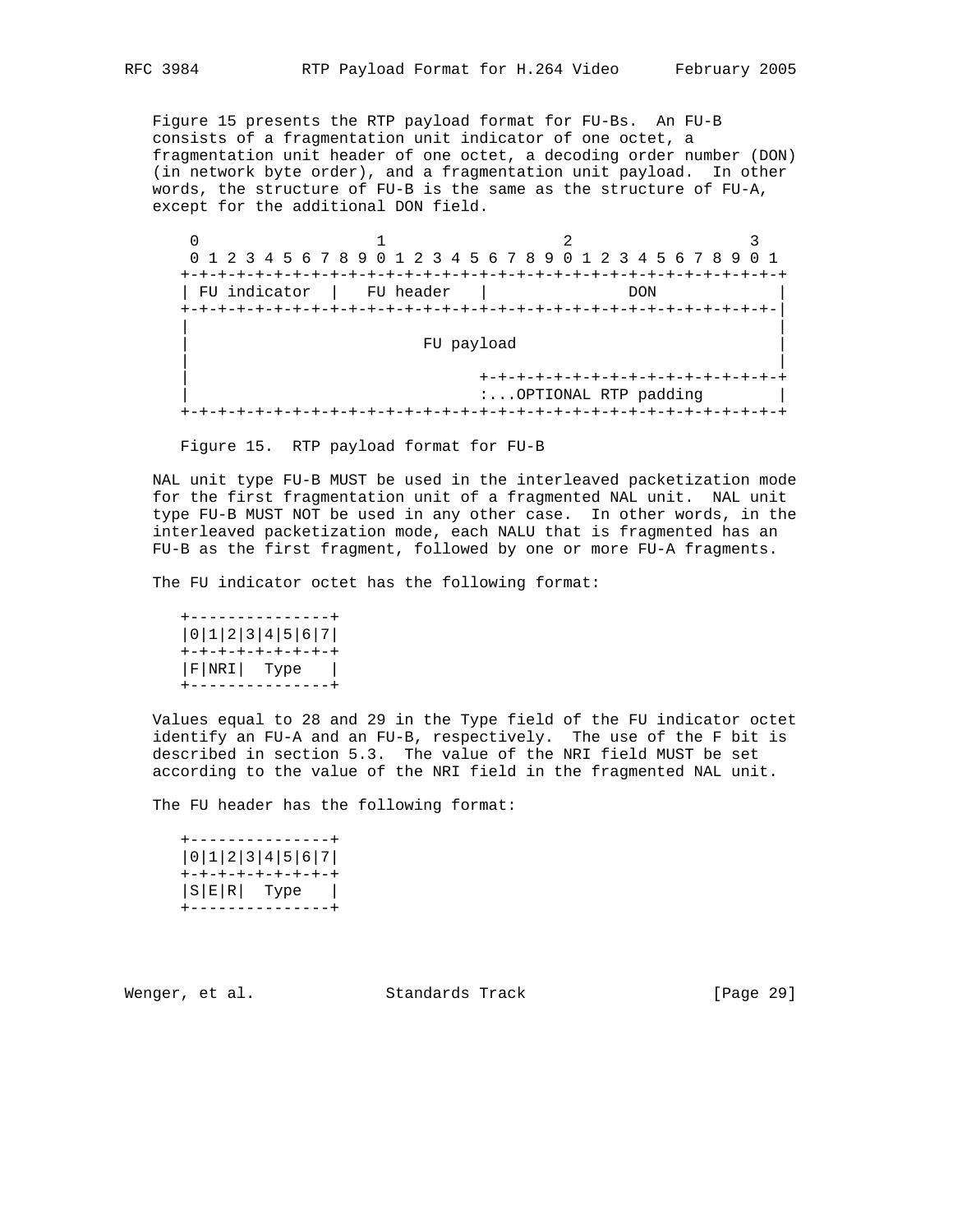Figure 15 presents the RTP payload format for FU-Bs. An FU-B consists of a fragmentation unit indicator of one octet, a fragmentation unit header of one octet, a decoding order number (DON) (in network byte order), and a fragmentation unit payload. In other words, the structure of FU-B is the same as the structure of FU-A, except for the additional DON field.

```
 0                   1                   2                   3
 0 1 2 3 4 5 6 7 8 9 0 1 2 3 4 5 6 7 8 9 0 1 2 3 4 5 6 7 8 9 0 1
+-+-+-+-+-+-+-+-+-+-+-+-+-+-+-+-+-+-+-+-+-+-+-+-+-+-+-+-+-+-+-+-+
| FU indicator  |   FU header   |               DON             |
+-+-+-+-+-+-+-+-+-+-+-+-+-+-+-+-+-+-+-+-+-+-+-+-+-+-+-+-+-+-+-+-|
|                                                               |
|                         FU payload                            |
|                                                               |
|                               +-+-+-+-+-+-+-+-+-+-+-+-+-+-+-+-+
|                               :...OPTIONAL RTP padding        |
+-+-+-+-+-+-+-+-+-+-+-+-+-+-+-+-+-+-+-+-+-+-+-+-+-+-+-+-+-+-+-+-+
```

Figure 15. RTP payload format for FU-B

NAL unit type FU-B MUST be used in the interleaved packetization mode for the first fragmentation unit of a fragmented NAL unit. NAL unit type FU-B MUST NOT be used in any other case. In other words, in the interleaved packetization mode, each NALU that is fragmented has an FU-B as the first fragment, followed by one or more FU-A fragments.

The FU indicator octet has the following format:

```
+---------------+
|0|1|2|3|4|5|6|7|
+-+-+-+-+-+-+-+-+
|F|NRI|  Type   |
+---------------+
```

Values equal to 28 and 29 in the Type field of the FU indicator octet identify an FU-A and an FU-B, respectively. The use of the F bit is described in section 5.3. The value of the NRI field MUST be set according to the value of the NRI field in the fragmented NAL unit.

The FU header has the following format:

```
+---------------+
|0|1|2|3|4|5|6|7|
+-+-+-+-+-+-+-+-+
|S|E|R|  Type   |
+---------------+
```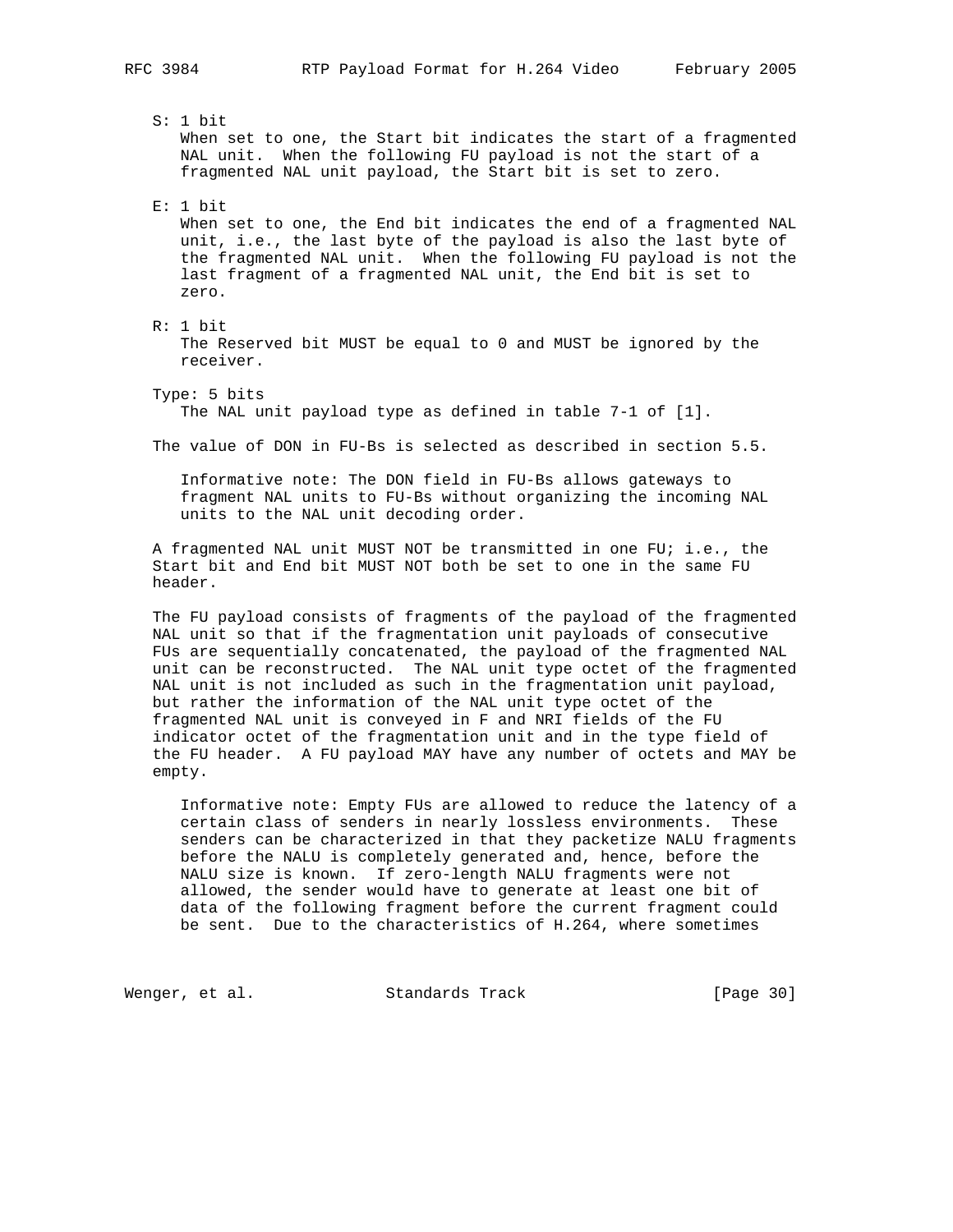S: 1 bit
   When set to one, the Start bit indicates the start of a fragmented NAL unit. When the following FU payload is not the start of a fragmented NAL unit payload, the Start bit is set to zero.

E: 1 bit
   When set to one, the End bit indicates the end of a fragmented NAL unit, i.e., the last byte of the payload is also the last byte of the fragmented NAL unit. When the following FU payload is not the last fragment of a fragmented NAL unit, the End bit is set to zero.

R: 1 bit
   The Reserved bit MUST be equal to 0 and MUST be ignored by the receiver.

Type: 5 bits
   The NAL unit payload type as defined in table 7-1 of [1].

The value of DON in FU-Bs is selected as described in section 5.5.

   Informative note: The DON field in FU-Bs allows gateways to fragment NAL units to FU-Bs without organizing the incoming NAL units to the NAL unit decoding order.

A fragmented NAL unit MUST NOT be transmitted in one FU; i.e., the Start bit and End bit MUST NOT both be set to one in the same FU header.

The FU payload consists of fragments of the payload of the fragmented NAL unit so that if the fragmentation unit payloads of consecutive FUs are sequentially concatenated, the payload of the fragmented NAL unit can be reconstructed. The NAL unit type octet of the fragmented NAL unit is not included as such in the fragmentation unit payload, but rather the information of the NAL unit type octet of the fragmented NAL unit is conveyed in F and NRI fields of the FU indicator octet of the fragmentation unit and in the type field of the FU header. A FU payload MAY have any number of octets and MAY be empty.

   Informative note: Empty FUs are allowed to reduce the latency of a certain class of senders in nearly lossless environments. These senders can be characterized in that they packetize NALU fragments before the NALU is completely generated and, hence, before the NALU size is known. If zero-length NALU fragments were not allowed, the sender would have to generate at least one bit of data of the following fragment before the current fragment could be sent. Due to the characteristics of H.264, where sometimes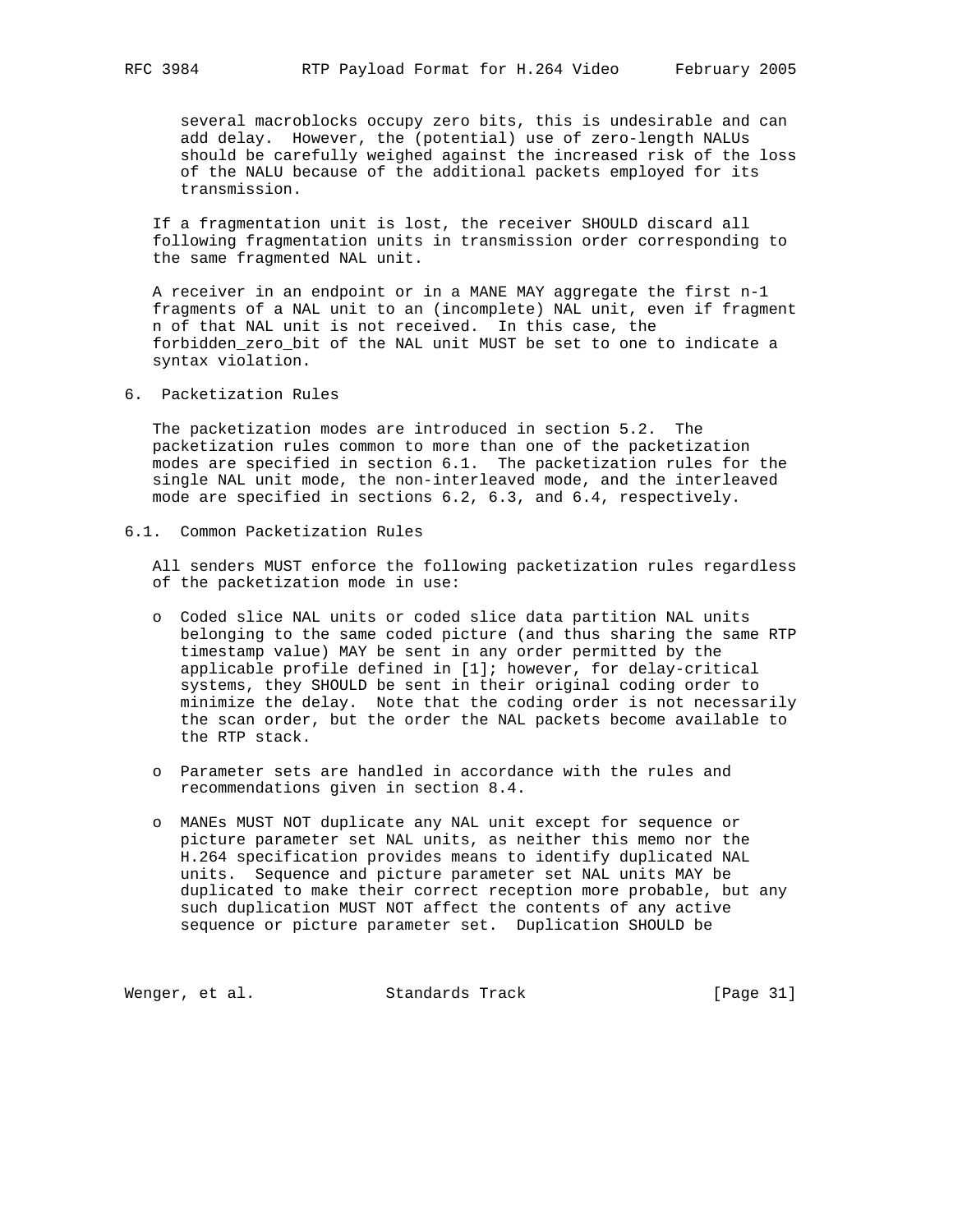several macroblocks occupy zero bits, this is undesirable and can add delay. However, the (potential) use of zero-length NALUs should be carefully weighed against the increased risk of the loss of the NALU because of the additional packets employed for its transmission.

If a fragmentation unit is lost, the receiver SHOULD discard all following fragmentation units in transmission order corresponding to the same fragmented NAL unit.

A receiver in an endpoint or in a MANE MAY aggregate the first n-1 fragments of a NAL unit to an (incomplete) NAL unit, even if fragment n of that NAL unit is not received. In this case, the forbidden_zero_bit of the NAL unit MUST be set to one to indicate a syntax violation.

## 6. Packetization Rules

The packetization modes are introduced in section 5.2. The packetization rules common to more than one of the packetization modes are specified in section 6.1. The packetization rules for the single NAL unit mode, the non-interleaved mode, and the interleaved mode are specified in sections 6.2, 6.3, and 6.4, respectively.

### 6.1. Common Packetization Rules

All senders MUST enforce the following packetization rules regardless of the packetization mode in use:

- Coded slice NAL units or coded slice data partition NAL units belonging to the same coded picture (and thus sharing the same RTP timestamp value) MAY be sent in any order permitted by the applicable profile defined in [1]; however, for delay-critical systems, they SHOULD be sent in their original coding order to minimize the delay. Note that the coding order is not necessarily the scan order, but the order the NAL packets become available to the RTP stack.

- Parameter sets are handled in accordance with the rules and recommendations given in section 8.4.

- MANEs MUST NOT duplicate any NAL unit except for sequence or picture parameter set NAL units, as neither this memo nor the H.264 specification provides means to identify duplicated NAL units. Sequence and picture parameter set NAL units MAY be duplicated to make their correct reception more probable, but any such duplication MUST NOT affect the contents of any active sequence or picture parameter set. Duplication SHOULD be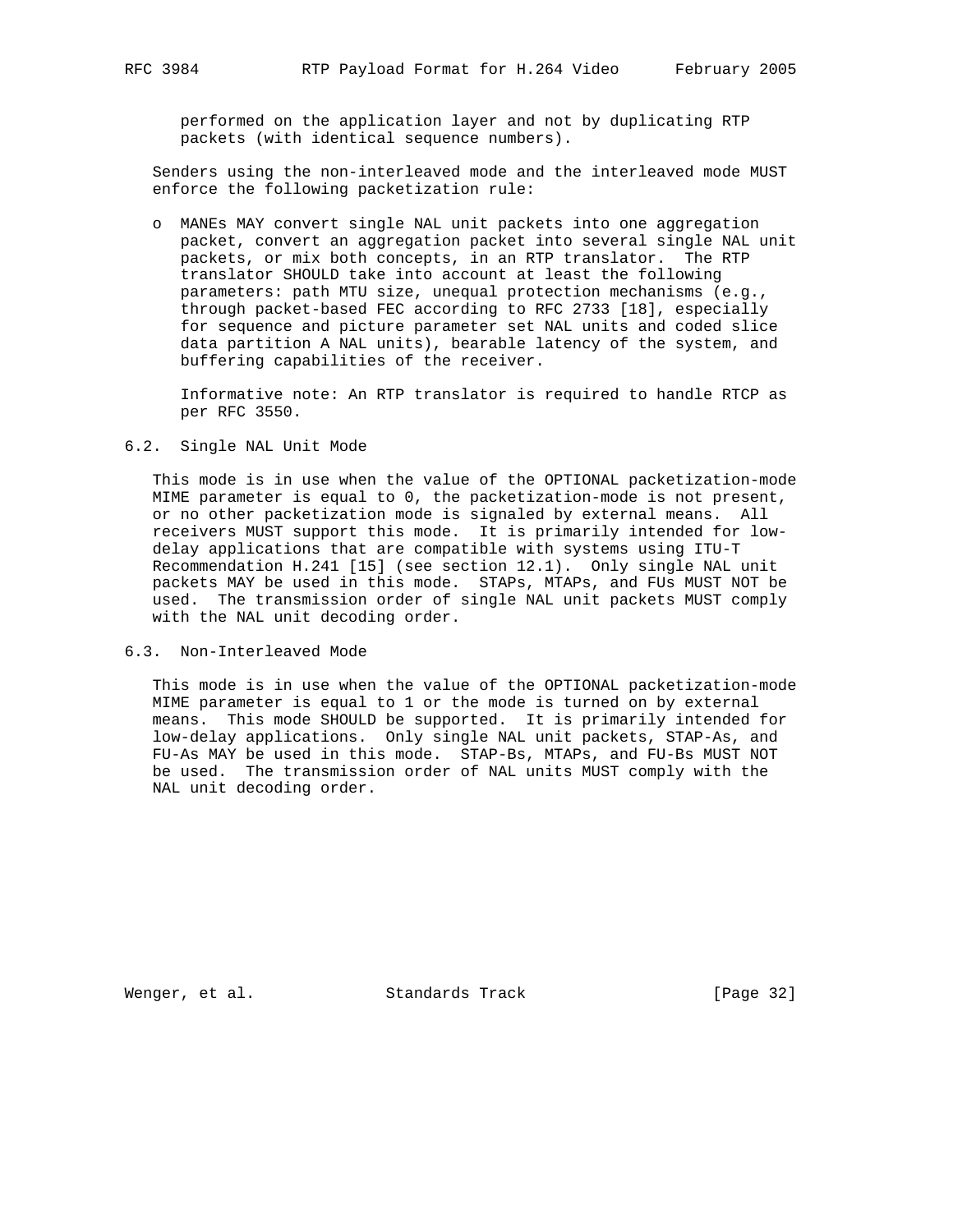performed on the application layer and not by duplicating RTP packets (with identical sequence numbers).

Senders using the non-interleaved mode and the interleaved mode MUST enforce the following packetization rule:

- MANEs MAY convert single NAL unit packets into one aggregation packet, convert an aggregation packet into several single NAL unit packets, or mix both concepts, in an RTP translator. The RTP translator SHOULD take into account at least the following parameters: path MTU size, unequal protection mechanisms (e.g., through packet-based FEC according to RFC 2733 [18], especially for sequence and picture parameter set NAL units and coded slice data partition A NAL units), bearable latency of the system, and buffering capabilities of the receiver.

  Informative note: An RTP translator is required to handle RTCP as per RFC 3550.

## 6.2. Single NAL Unit Mode

This mode is in use when the value of the OPTIONAL packetization-mode MIME parameter is equal to 0, the packetization-mode is not present, or no other packetization mode is signaled by external means. All receivers MUST support this mode. It is primarily intended for low-delay applications that are compatible with systems using ITU-T Recommendation H.241 [15] (see section 12.1). Only single NAL unit packets MAY be used in this mode. STAPs, MTAPs, and FUs MUST NOT be used. The transmission order of single NAL unit packets MUST comply with the NAL unit decoding order.

## 6.3. Non-Interleaved Mode

This mode is in use when the value of the OPTIONAL packetization-mode MIME parameter is equal to 1 or the mode is turned on by external means. This mode SHOULD be supported. It is primarily intended for low-delay applications. Only single NAL unit packets, STAP-As, and FU-As MAY be used in this mode. STAP-Bs, MTAPs, and FU-Bs MUST NOT be used. The transmission order of NAL units MUST comply with the NAL unit decoding order.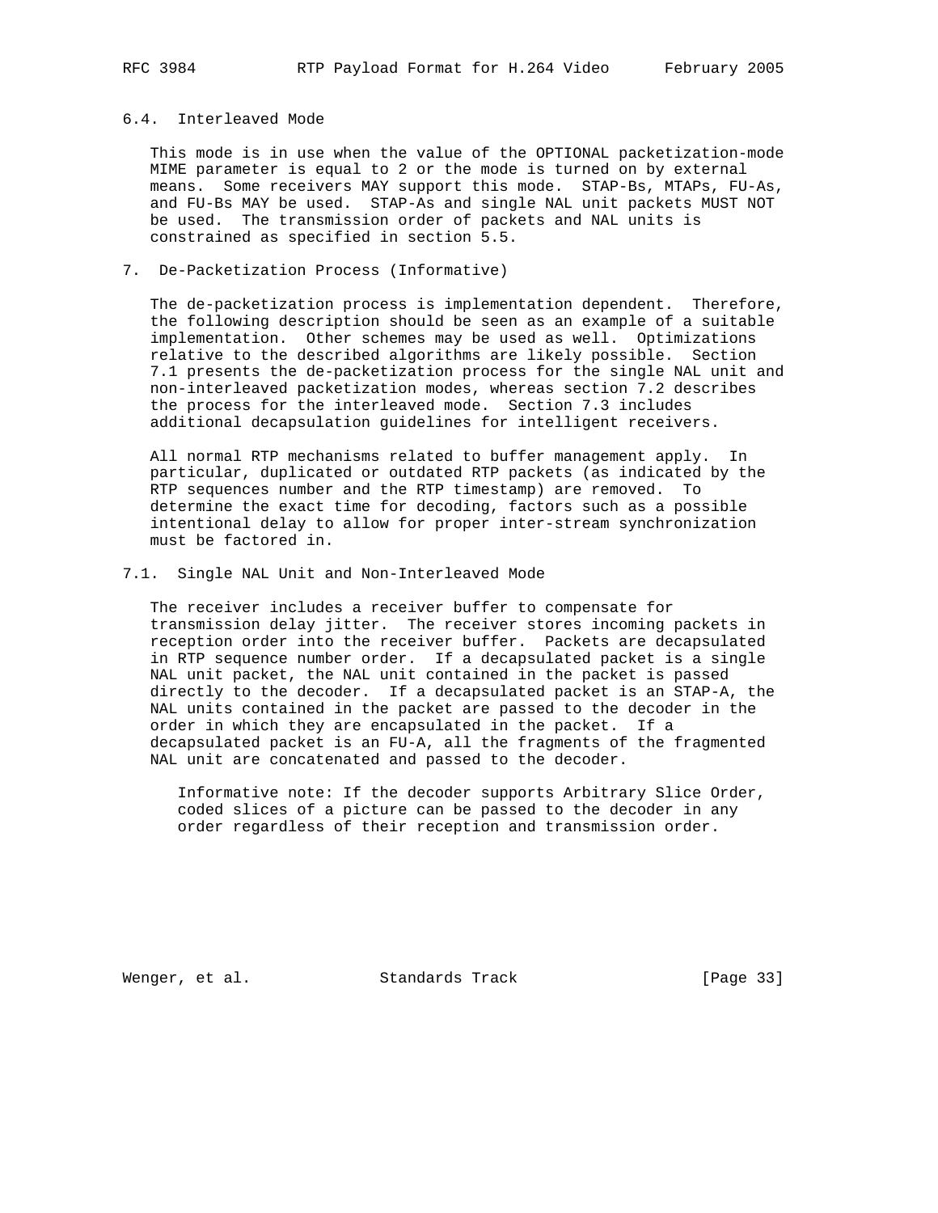### 6.4. Interleaved Mode

This mode is in use when the value of the OPTIONAL packetization-mode MIME parameter is equal to 2 or the mode is turned on by external means. Some receivers MAY support this mode. STAP-Bs, MTAPs, FU-As, and FU-Bs MAY be used. STAP-As and single NAL unit packets MUST NOT be used. The transmission order of packets and NAL units is constrained as specified in section 5.5.

## 7. De-Packetization Process (Informative)

The de-packetization process is implementation dependent. Therefore, the following description should be seen as an example of a suitable implementation. Other schemes may be used as well. Optimizations relative to the described algorithms are likely possible. Section 7.1 presents the de-packetization process for the single NAL unit and non-interleaved packetization modes, whereas section 7.2 describes the process for the interleaved mode. Section 7.3 includes additional decapsulation guidelines for intelligent receivers.

All normal RTP mechanisms related to buffer management apply. In particular, duplicated or outdated RTP packets (as indicated by the RTP sequences number and the RTP timestamp) are removed. To determine the exact time for decoding, factors such as a possible intentional delay to allow for proper inter-stream synchronization must be factored in.

### 7.1. Single NAL Unit and Non-Interleaved Mode

The receiver includes a receiver buffer to compensate for transmission delay jitter. The receiver stores incoming packets in reception order into the receiver buffer. Packets are decapsulated in RTP sequence number order. If a decapsulated packet is a single NAL unit packet, the NAL unit contained in the packet is passed directly to the decoder. If a decapsulated packet is an STAP-A, the NAL units contained in the packet are passed to the decoder in the order in which they are encapsulated in the packet. If a decapsulated packet is an FU-A, all the fragments of the fragmented NAL unit are concatenated and passed to the decoder.

> Informative note: If the decoder supports Arbitrary Slice Order, coded slices of a picture can be passed to the decoder in any order regardless of their reception and transmission order.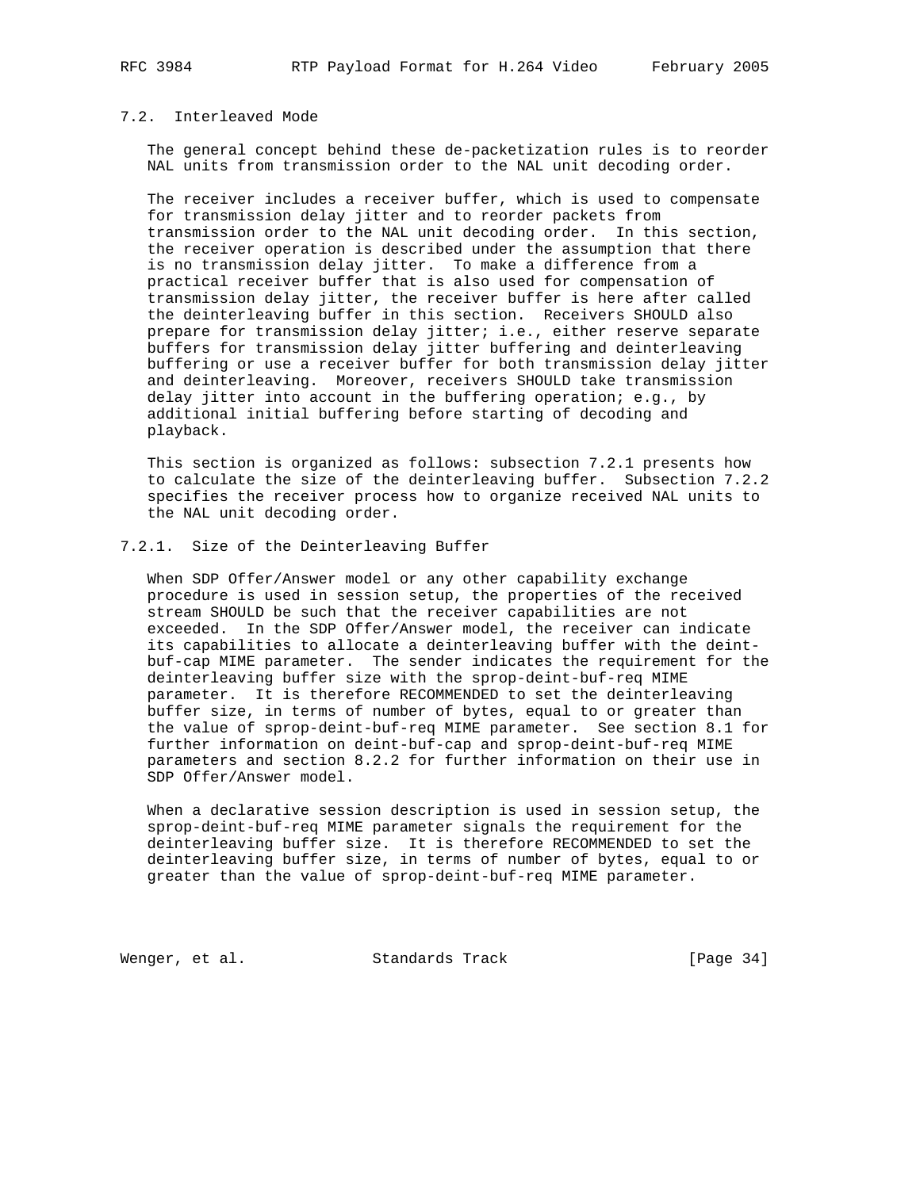### 7.2. Interleaved Mode

The general concept behind these de-packetization rules is to reorder NAL units from transmission order to the NAL unit decoding order.

The receiver includes a receiver buffer, which is used to compensate for transmission delay jitter and to reorder packets from transmission order to the NAL unit decoding order. In this section, the receiver operation is described under the assumption that there is no transmission delay jitter. To make a difference from a practical receiver buffer that is also used for compensation of transmission delay jitter, the receiver buffer is here after called the deinterleaving buffer in this section. Receivers SHOULD also prepare for transmission delay jitter; i.e., either reserve separate buffers for transmission delay jitter buffering and deinterleaving buffering or use a receiver buffer for both transmission delay jitter and deinterleaving. Moreover, receivers SHOULD take transmission delay jitter into account in the buffering operation; e.g., by additional initial buffering before starting of decoding and playback.

This section is organized as follows: subsection 7.2.1 presents how to calculate the size of the deinterleaving buffer. Subsection 7.2.2 specifies the receiver process how to organize received NAL units to the NAL unit decoding order.

#### 7.2.1. Size of the Deinterleaving Buffer

When SDP Offer/Answer model or any other capability exchange procedure is used in session setup, the properties of the received stream SHOULD be such that the receiver capabilities are not exceeded. In the SDP Offer/Answer model, the receiver can indicate its capabilities to allocate a deinterleaving buffer with the deint-buf-cap MIME parameter. The sender indicates the requirement for the deinterleaving buffer size with the sprop-deint-buf-req MIME parameter. It is therefore RECOMMENDED to set the deinterleaving buffer size, in terms of number of bytes, equal to or greater than the value of sprop-deint-buf-req MIME parameter. See section 8.1 for further information on deint-buf-cap and sprop-deint-buf-req MIME parameters and section 8.2.2 for further information on their use in SDP Offer/Answer model.

When a declarative session description is used in session setup, the sprop-deint-buf-req MIME parameter signals the requirement for the deinterleaving buffer size. It is therefore RECOMMENDED to set the deinterleaving buffer size, in terms of number of bytes, equal to or greater than the value of sprop-deint-buf-req MIME parameter.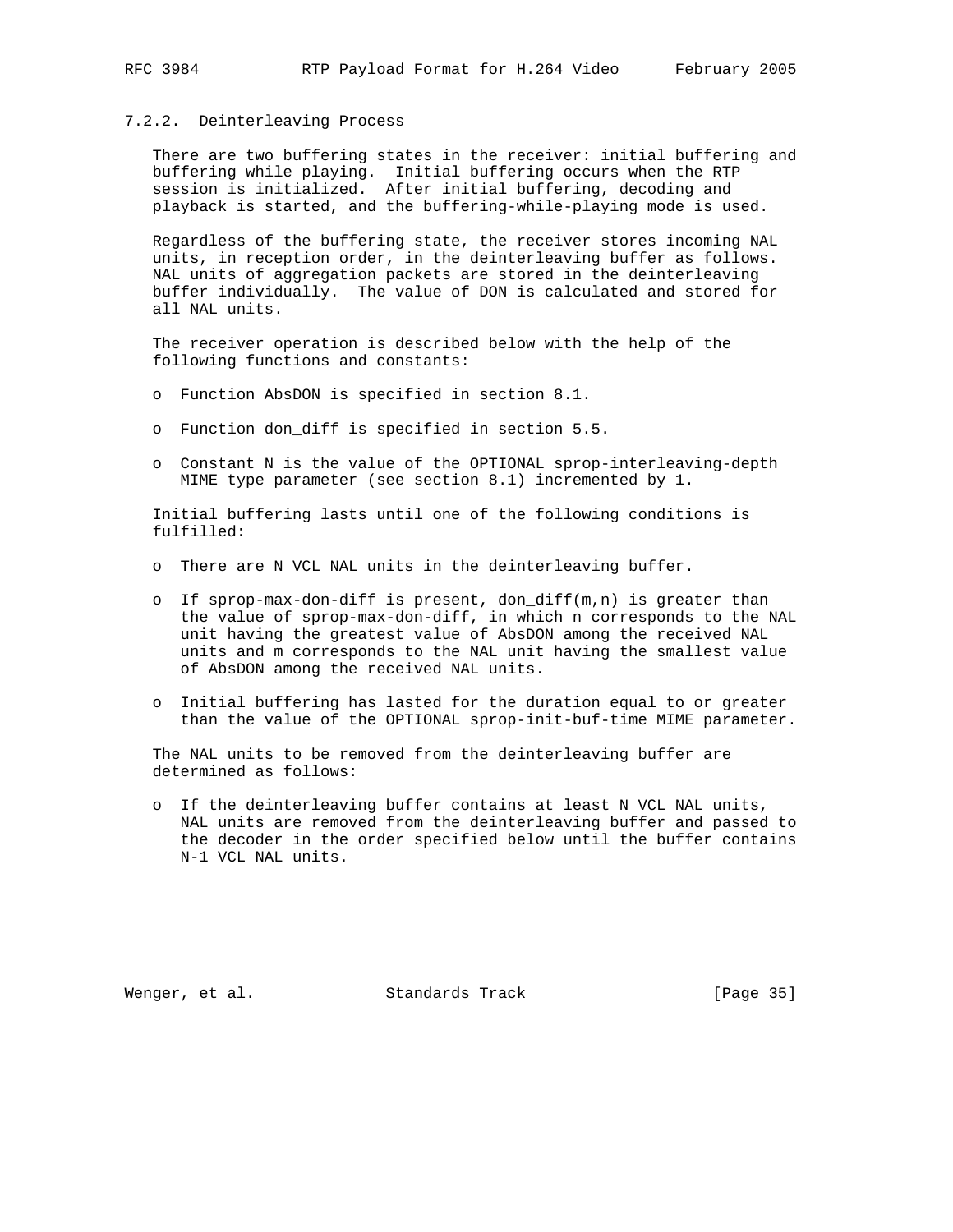### 7.2.2. Deinterleaving Process

There are two buffering states in the receiver: initial buffering and buffering while playing. Initial buffering occurs when the RTP session is initialized. After initial buffering, decoding and playback is started, and the buffering-while-playing mode is used.

Regardless of the buffering state, the receiver stores incoming NAL units, in reception order, in the deinterleaving buffer as follows. NAL units of aggregation packets are stored in the deinterleaving buffer individually. The value of DON is calculated and stored for all NAL units.

The receiver operation is described below with the help of the following functions and constants:

- Function AbsDON is specified in section 8.1.
- Function don_diff is specified in section 5.5.
- Constant N is the value of the OPTIONAL sprop-interleaving-depth MIME type parameter (see section 8.1) incremented by 1.

Initial buffering lasts until one of the following conditions is fulfilled:

- There are N VCL NAL units in the deinterleaving buffer.
- If sprop-max-don-diff is present, don_diff(m,n) is greater than the value of sprop-max-don-diff, in which n corresponds to the NAL unit having the greatest value of AbsDON among the received NAL units and m corresponds to the NAL unit having the smallest value of AbsDON among the received NAL units.
- Initial buffering has lasted for the duration equal to or greater than the value of the OPTIONAL sprop-init-buf-time MIME parameter.

The NAL units to be removed from the deinterleaving buffer are determined as follows:

- If the deinterleaving buffer contains at least N VCL NAL units, NAL units are removed from the deinterleaving buffer and passed to the decoder in the order specified below until the buffer contains N-1 VCL NAL units.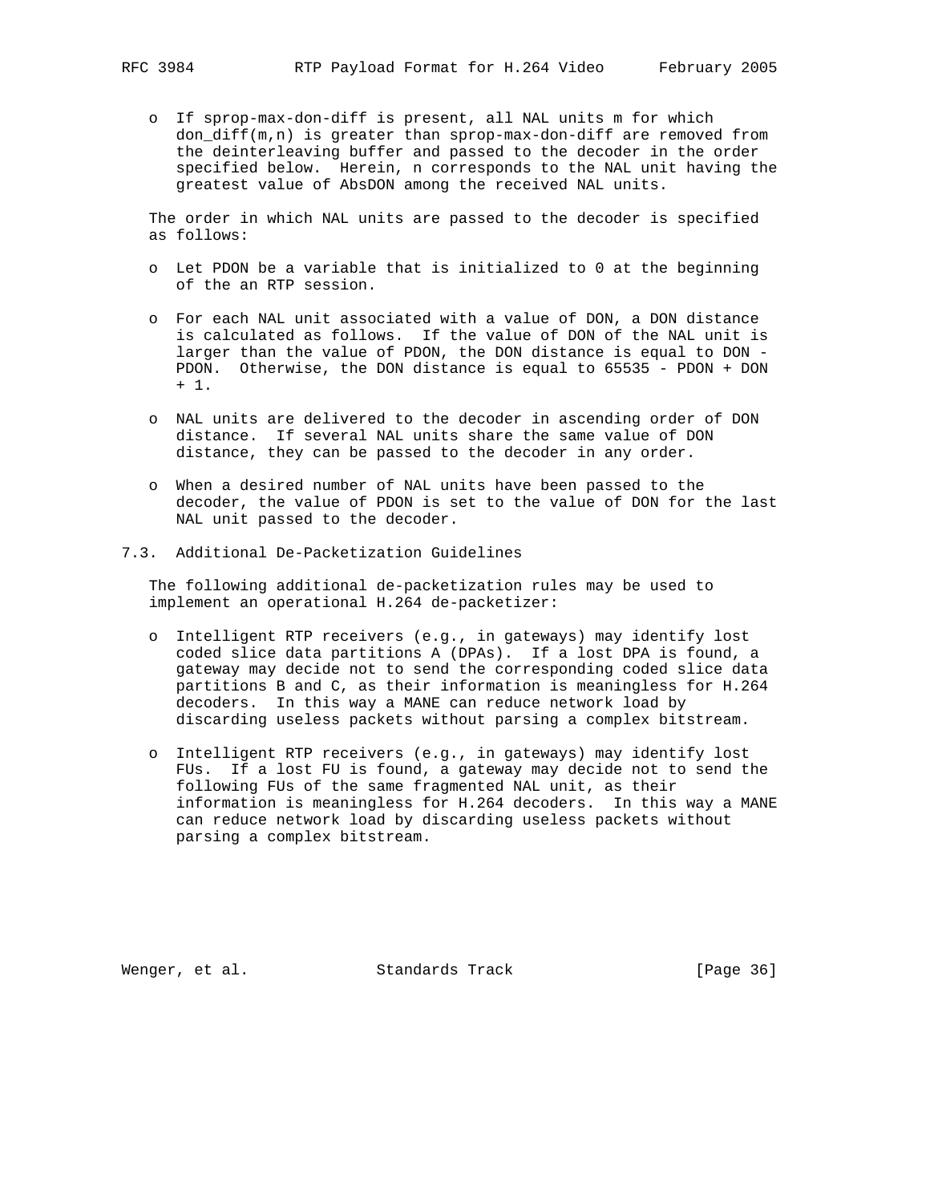- If sprop-max-don-diff is present, all NAL units m for which don_diff(m,n) is greater than sprop-max-don-diff are removed from the deinterleaving buffer and passed to the decoder in the order specified below. Herein, n corresponds to the NAL unit having the greatest value of AbsDON among the received NAL units.

The order in which NAL units are passed to the decoder is specified as follows:

- Let PDON be a variable that is initialized to 0 at the beginning of the an RTP session.
- For each NAL unit associated with a value of DON, a DON distance is calculated as follows. If the value of DON of the NAL unit is larger than the value of PDON, the DON distance is equal to DON - PDON. Otherwise, the DON distance is equal to 65535 - PDON + DON + 1.
- NAL units are delivered to the decoder in ascending order of DON distance. If several NAL units share the same value of DON distance, they can be passed to the decoder in any order.
- When a desired number of NAL units have been passed to the decoder, the value of PDON is set to the value of DON for the last NAL unit passed to the decoder.

## 7.3. Additional De-Packetization Guidelines

The following additional de-packetization rules may be used to implement an operational H.264 de-packetizer:

- Intelligent RTP receivers (e.g., in gateways) may identify lost coded slice data partitions A (DPAs). If a lost DPA is found, a gateway may decide not to send the corresponding coded slice data partitions B and C, as their information is meaningless for H.264 decoders. In this way a MANE can reduce network load by discarding useless packets without parsing a complex bitstream.
- Intelligent RTP receivers (e.g., in gateways) may identify lost FUs. If a lost FU is found, a gateway may decide not to send the following FUs of the same fragmented NAL unit, as their information is meaningless for H.264 decoders. In this way a MANE can reduce network load by discarding useless packets without parsing a complex bitstream.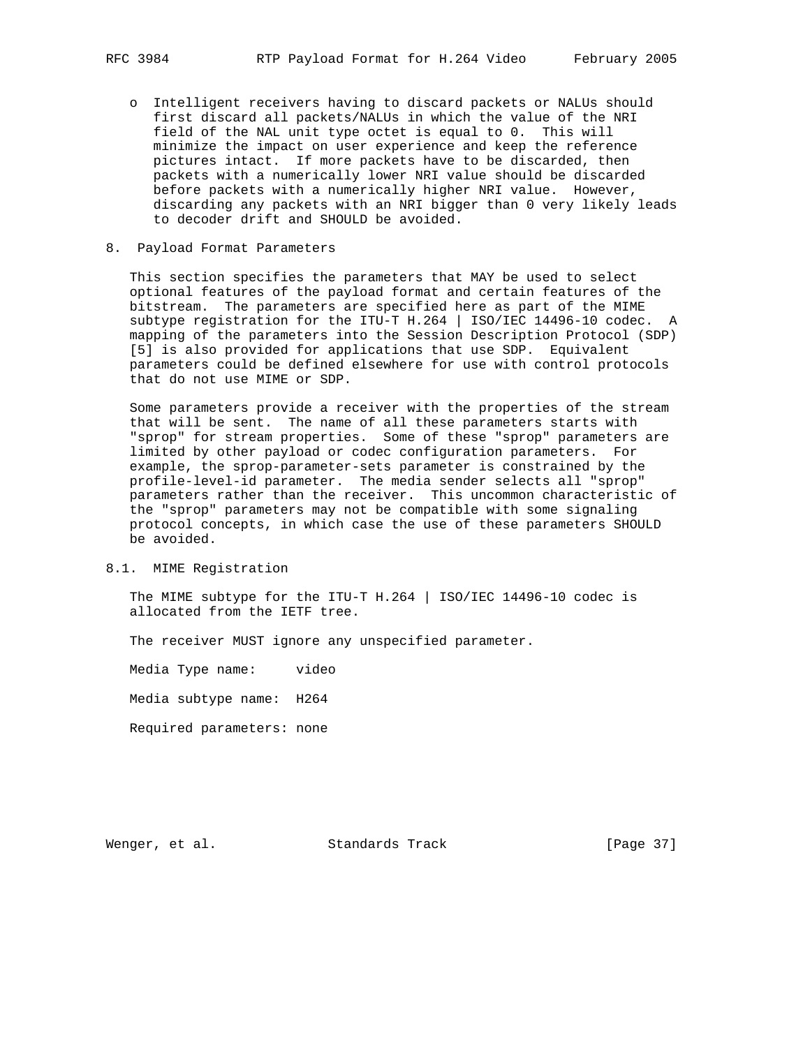- Intelligent receivers having to discard packets or NALUs should first discard all packets/NALUs in which the value of the NRI field of the NAL unit type octet is equal to 0. This will minimize the impact on user experience and keep the reference pictures intact. If more packets have to be discarded, then packets with a numerically lower NRI value should be discarded before packets with a numerically higher NRI value. However, discarding any packets with an NRI bigger than 0 very likely leads to decoder drift and SHOULD be avoided.

## 8. Payload Format Parameters

This section specifies the parameters that MAY be used to select optional features of the payload format and certain features of the bitstream. The parameters are specified here as part of the MIME subtype registration for the ITU-T H.264 | ISO/IEC 14496-10 codec. A mapping of the parameters into the Session Description Protocol (SDP) [5] is also provided for applications that use SDP. Equivalent parameters could be defined elsewhere for use with control protocols that do not use MIME or SDP.

Some parameters provide a receiver with the properties of the stream that will be sent. The name of all these parameters starts with "sprop" for stream properties. Some of these "sprop" parameters are limited by other payload or codec configuration parameters. For example, the sprop-parameter-sets parameter is constrained by the profile-level-id parameter. The media sender selects all "sprop" parameters rather than the receiver. This uncommon characteristic of the "sprop" parameters may not be compatible with some signaling protocol concepts, in which case the use of these parameters SHOULD be avoided.

### 8.1. MIME Registration

The MIME subtype for the ITU-T H.264 | ISO/IEC 14496-10 codec is allocated from the IETF tree.

The receiver MUST ignore any unspecified parameter.

Media Type name:     video

Media subtype name:  H264

Required parameters: none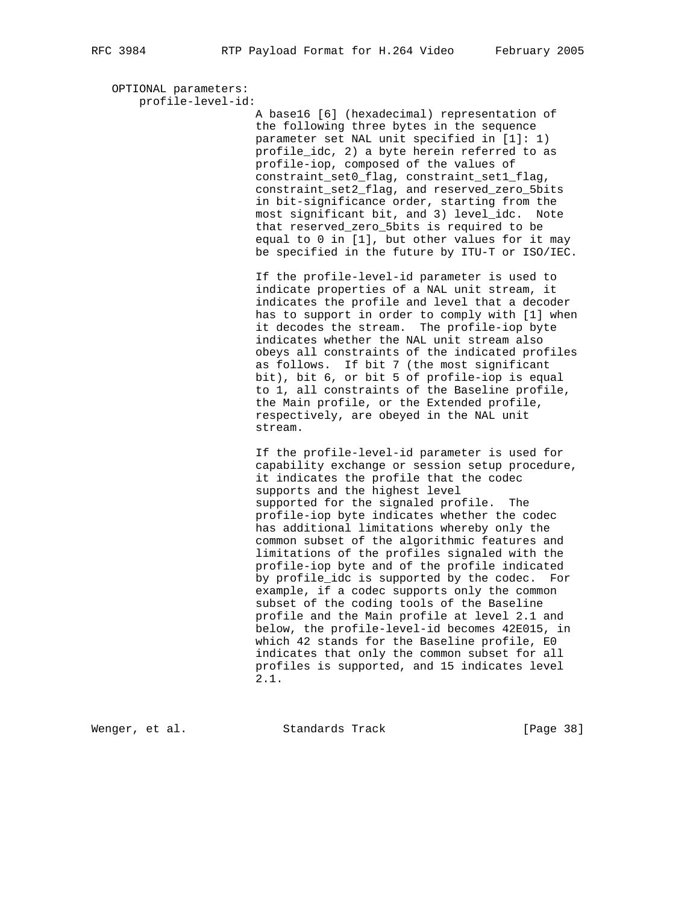OPTIONAL parameters:

profile-level-id:

A base16 [6] (hexadecimal) representation of the following three bytes in the sequence parameter set NAL unit specified in [1]: 1) profile_idc, 2) a byte herein referred to as profile-iop, composed of the values of constraint_set0_flag, constraint_set1_flag, constraint_set2_flag, and reserved_zero_5bits in bit-significance order, starting from the most significant bit, and 3) level_idc. Note that reserved_zero_5bits is required to be equal to 0 in [1], but other values for it may be specified in the future by ITU-T or ISO/IEC.

If the profile-level-id parameter is used to indicate properties of a NAL unit stream, it indicates the profile and level that a decoder has to support in order to comply with [1] when it decodes the stream. The profile-iop byte indicates whether the NAL unit stream also obeys all constraints of the indicated profiles as follows. If bit 7 (the most significant bit), bit 6, or bit 5 of profile-iop is equal to 1, all constraints of the Baseline profile, the Main profile, or the Extended profile, respectively, are obeyed in the NAL unit stream.

If the profile-level-id parameter is used for capability exchange or session setup procedure, it indicates the profile that the codec supports and the highest level supported for the signaled profile. The profile-iop byte indicates whether the codec has additional limitations whereby only the common subset of the algorithmic features and limitations of the profiles signaled with the profile-iop byte and of the profile indicated by profile_idc is supported by the codec. For example, if a codec supports only the common subset of the coding tools of the Baseline profile and the Main profile at level 2.1 and below, the profile-level-id becomes 42E015, in which 42 stands for the Baseline profile, E0 indicates that only the common subset for all profiles is supported, and 15 indicates level 2.1.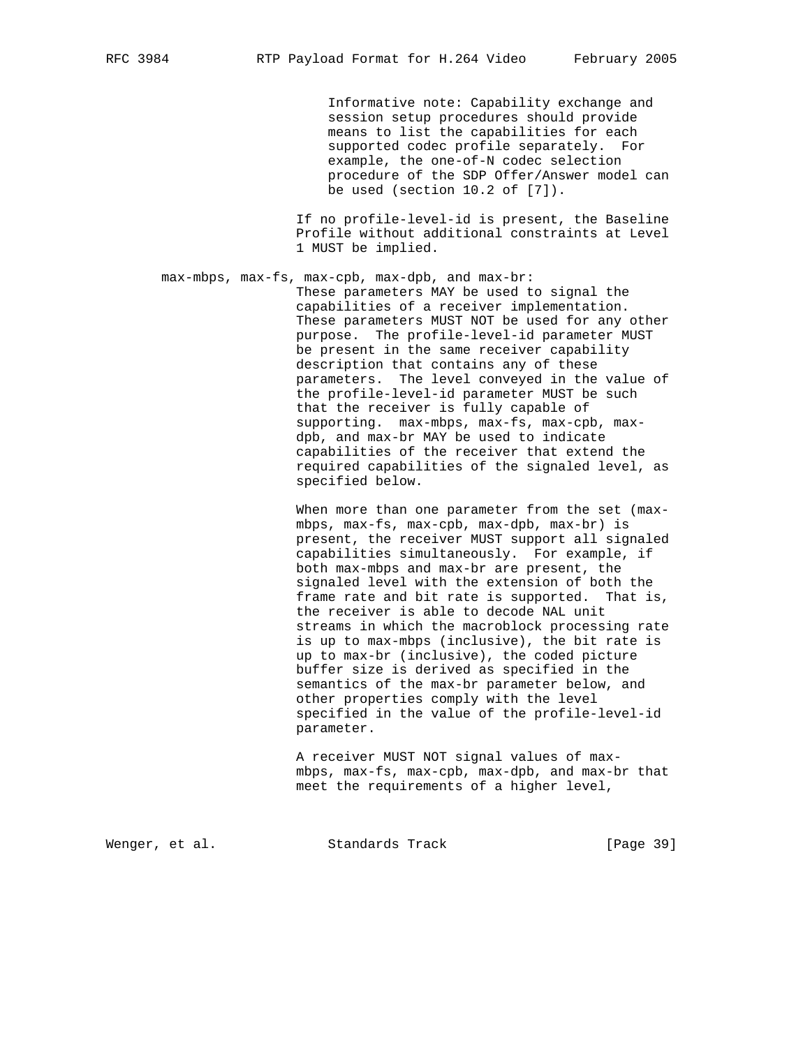Informative note: Capability exchange and session setup procedures should provide means to list the capabilities for each supported codec profile separately. For example, the one-of-N codec selection procedure of the SDP Offer/Answer model can be used (section 10.2 of [7]).

If no profile-level-id is present, the Baseline Profile without additional constraints at Level 1 MUST be implied.

max-mbps, max-fs, max-cpb, max-dpb, and max-br:

These parameters MAY be used to signal the capabilities of a receiver implementation. These parameters MUST NOT be used for any other purpose. The profile-level-id parameter MUST be present in the same receiver capability description that contains any of these parameters. The level conveyed in the value of the profile-level-id parameter MUST be such that the receiver is fully capable of supporting. max-mbps, max-fs, max-cpb, max-dpb, and max-br MAY be used to indicate capabilities of the receiver that extend the required capabilities of the signaled level, as specified below.

When more than one parameter from the set (max-mbps, max-fs, max-cpb, max-dpb, max-br) is present, the receiver MUST support all signaled capabilities simultaneously. For example, if both max-mbps and max-br are present, the signaled level with the extension of both the frame rate and bit rate is supported. That is, the receiver is able to decode NAL unit streams in which the macroblock processing rate is up to max-mbps (inclusive), the bit rate is up to max-br (inclusive), the coded picture buffer size is derived as specified in the semantics of the max-br parameter below, and other properties comply with the level specified in the value of the profile-level-id parameter.

A receiver MUST NOT signal values of max-mbps, max-fs, max-cpb, max-dpb, and max-br that meet the requirements of a higher level,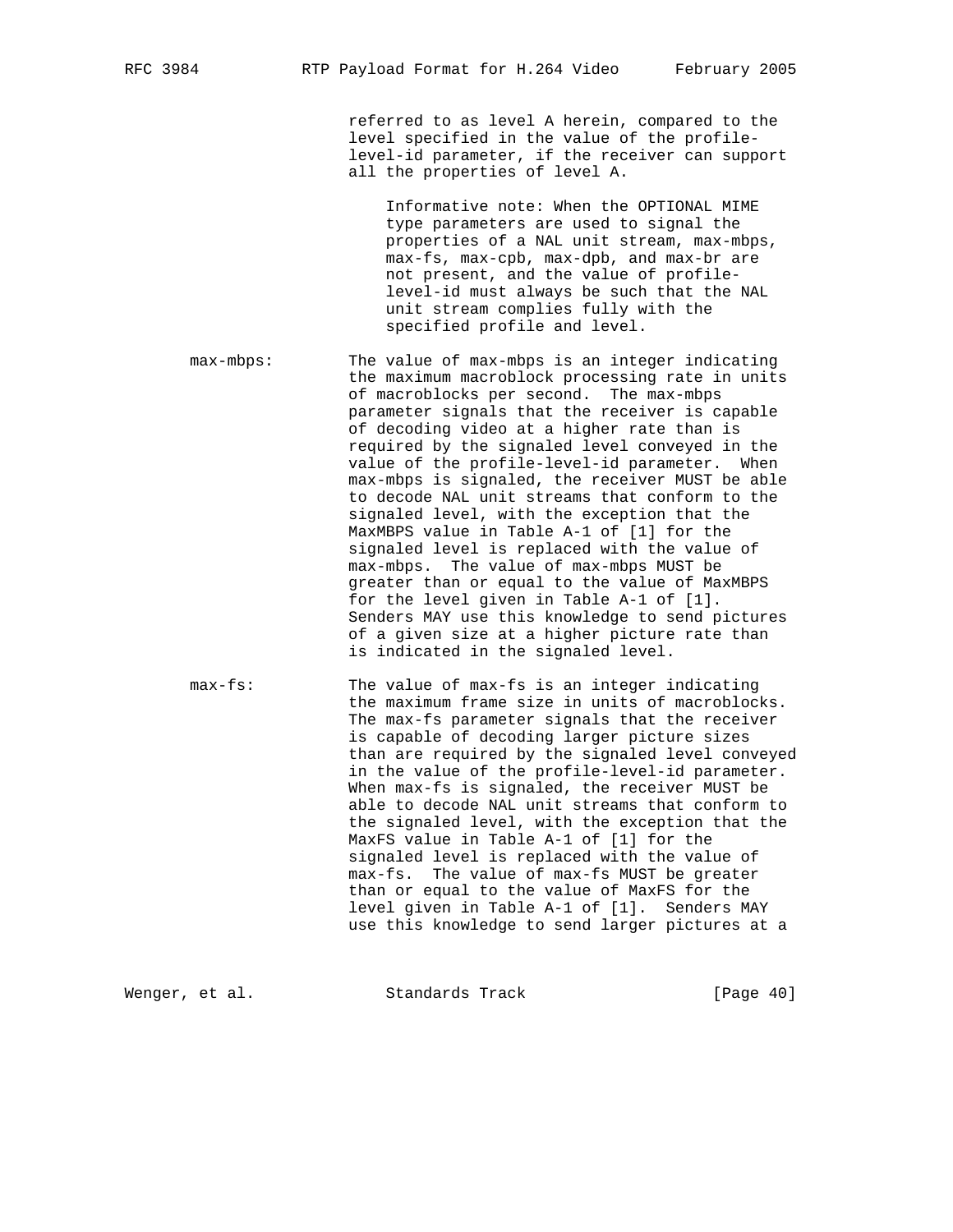referred to as level A herein, compared to the level specified in the value of the profile-level-id parameter, if the receiver can support all the properties of level A.

> Informative note: When the OPTIONAL MIME type parameters are used to signal the properties of a NAL unit stream, max-mbps, max-fs, max-cpb, max-dpb, and max-br are not present, and the value of profile-level-id must always be such that the NAL unit stream complies fully with the specified profile and level.

max-mbps: The value of max-mbps is an integer indicating the maximum macroblock processing rate in units of macroblocks per second. The max-mbps parameter signals that the receiver is capable of decoding video at a higher rate than is required by the signaled level conveyed in the value of the profile-level-id parameter. When max-mbps is signaled, the receiver MUST be able to decode NAL unit streams that conform to the signaled level, with the exception that the MaxMBPS value in Table A-1 of [1] for the signaled level is replaced with the value of max-mbps. The value of max-mbps MUST be greater than or equal to the value of MaxMBPS for the level given in Table A-1 of [1]. Senders MAY use this knowledge to send pictures of a given size at a higher picture rate than is indicated in the signaled level.

max-fs: The value of max-fs is an integer indicating the maximum frame size in units of macroblocks. The max-fs parameter signals that the receiver is capable of decoding larger picture sizes than are required by the signaled level conveyed in the value of the profile-level-id parameter. When max-fs is signaled, the receiver MUST be able to decode NAL unit streams that conform to the signaled level, with the exception that the MaxFS value in Table A-1 of [1] for the signaled level is replaced with the value of max-fs. The value of max-fs MUST be greater than or equal to the value of MaxFS for the level given in Table A-1 of [1]. Senders MAY use this knowledge to send larger pictures at a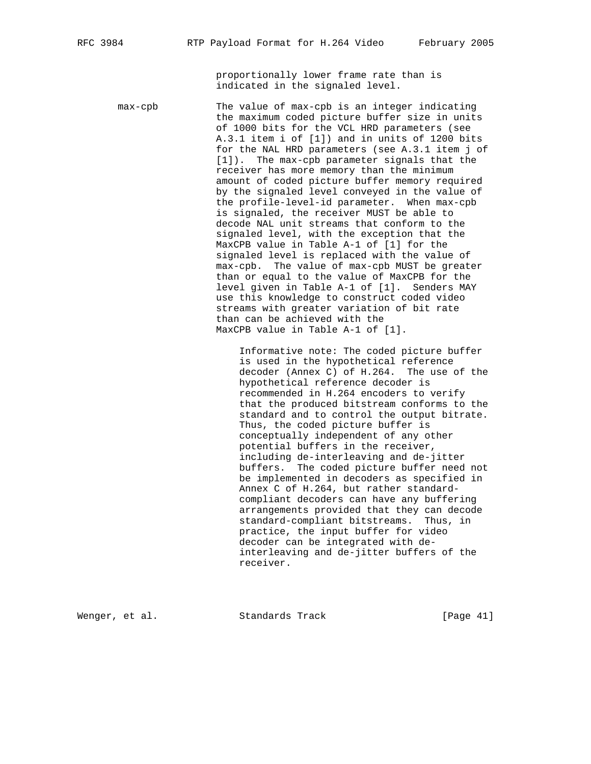proportionally lower frame rate than is indicated in the signaled level.

max-cpb

The value of max-cpb is an integer indicating the maximum coded picture buffer size in units of 1000 bits for the VCL HRD parameters (see A.3.1 item i of [1]) and in units of 1200 bits for the NAL HRD parameters (see A.3.1 item j of [1]). The max-cpb parameter signals that the receiver has more memory than the minimum amount of coded picture buffer memory required by the signaled level conveyed in the value of the profile-level-id parameter. When max-cpb is signaled, the receiver MUST be able to decode NAL unit streams that conform to the signaled level, with the exception that the MaxCPB value in Table A-1 of [1] for the signaled level is replaced with the value of max-cpb. The value of max-cpb MUST be greater than or equal to the value of MaxCPB for the level given in Table A-1 of [1]. Senders MAY use this knowledge to construct coded video streams with greater variation of bit rate than can be achieved with the MaxCPB value in Table A-1 of [1].

Informative note: The coded picture buffer is used in the hypothetical reference decoder (Annex C) of H.264. The use of the hypothetical reference decoder is recommended in H.264 encoders to verify that the produced bitstream conforms to the standard and to control the output bitrate. Thus, the coded picture buffer is conceptually independent of any other potential buffers in the receiver, including de-interleaving and de-jitter buffers. The coded picture buffer need not be implemented in decoders as specified in Annex C of H.264, but rather standard-compliant decoders can have any buffering arrangements provided that they can decode standard-compliant bitstreams. Thus, in practice, the input buffer for video decoder can be integrated with de-interleaving and de-jitter buffers of the receiver.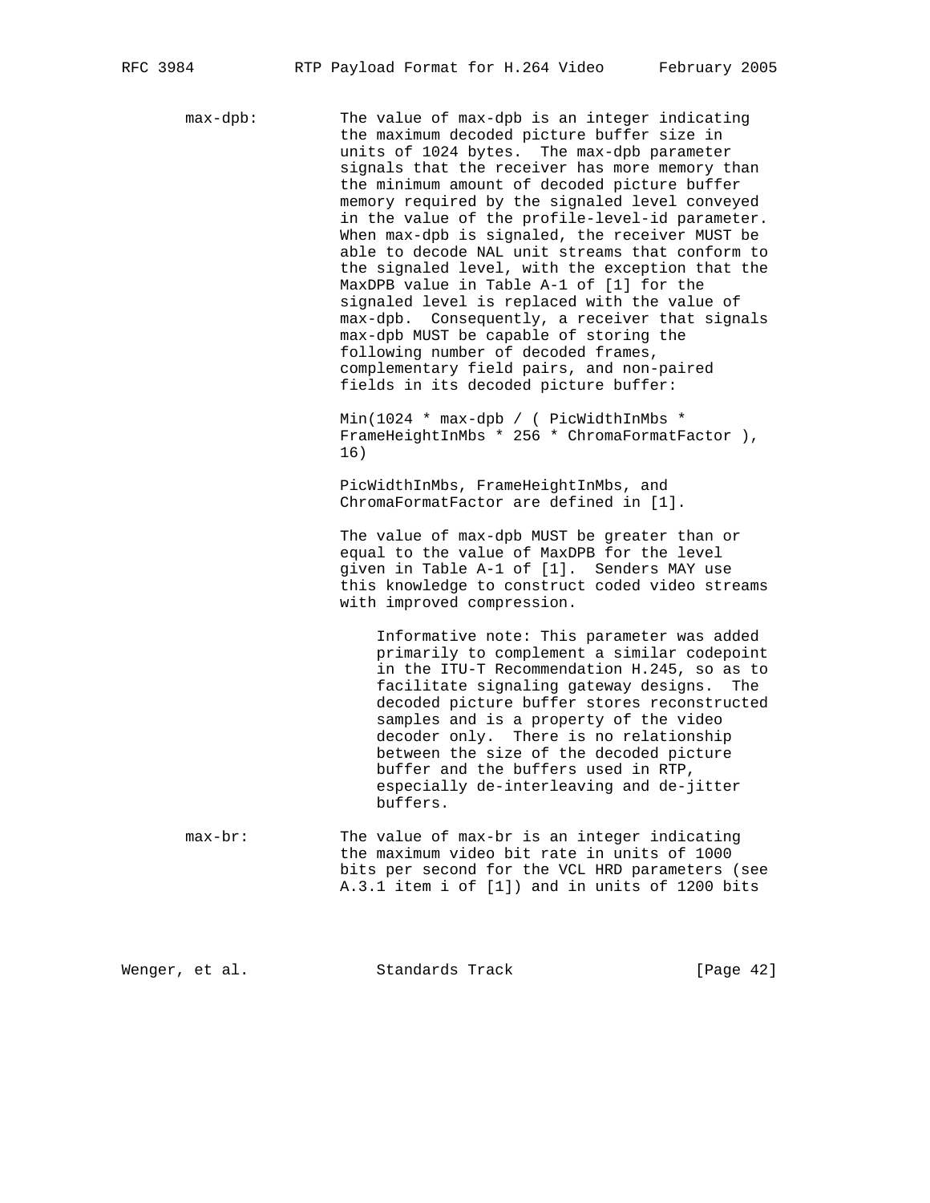max-dpb: The value of max-dpb is an integer indicating the maximum decoded picture buffer size in units of 1024 bytes. The max-dpb parameter signals that the receiver has more memory than the minimum amount of decoded picture buffer memory required by the signaled level conveyed in the value of the profile-level-id parameter. When max-dpb is signaled, the receiver MUST be able to decode NAL unit streams that conform to the signaled level, with the exception that the MaxDPB value in Table A-1 of [1] for the signaled level is replaced with the value of max-dpb. Consequently, a receiver that signals max-dpb MUST be capable of storing the following number of decoded frames, complementary field pairs, and non-paired fields in its decoded picture buffer:

Min(1024 * max-dpb / ( PicWidthInMbs * FrameHeightInMbs * 256 * ChromaFormatFactor ), 16)

PicWidthInMbs, FrameHeightInMbs, and ChromaFormatFactor are defined in [1].

The value of max-dpb MUST be greater than or equal to the value of MaxDPB for the level given in Table A-1 of [1]. Senders MAY use this knowledge to construct coded video streams with improved compression.

> Informative note: This parameter was added primarily to complement a similar codepoint in the ITU-T Recommendation H.245, so as to facilitate signaling gateway designs. The decoded picture buffer stores reconstructed samples and is a property of the video decoder only. There is no relationship between the size of the decoded picture buffer and the buffers used in RTP, especially de-interleaving and de-jitter buffers.

max-br: The value of max-br is an integer indicating the maximum video bit rate in units of 1000 bits per second for the VCL HRD parameters (see A.3.1 item i of [1]) and in units of 1200 bits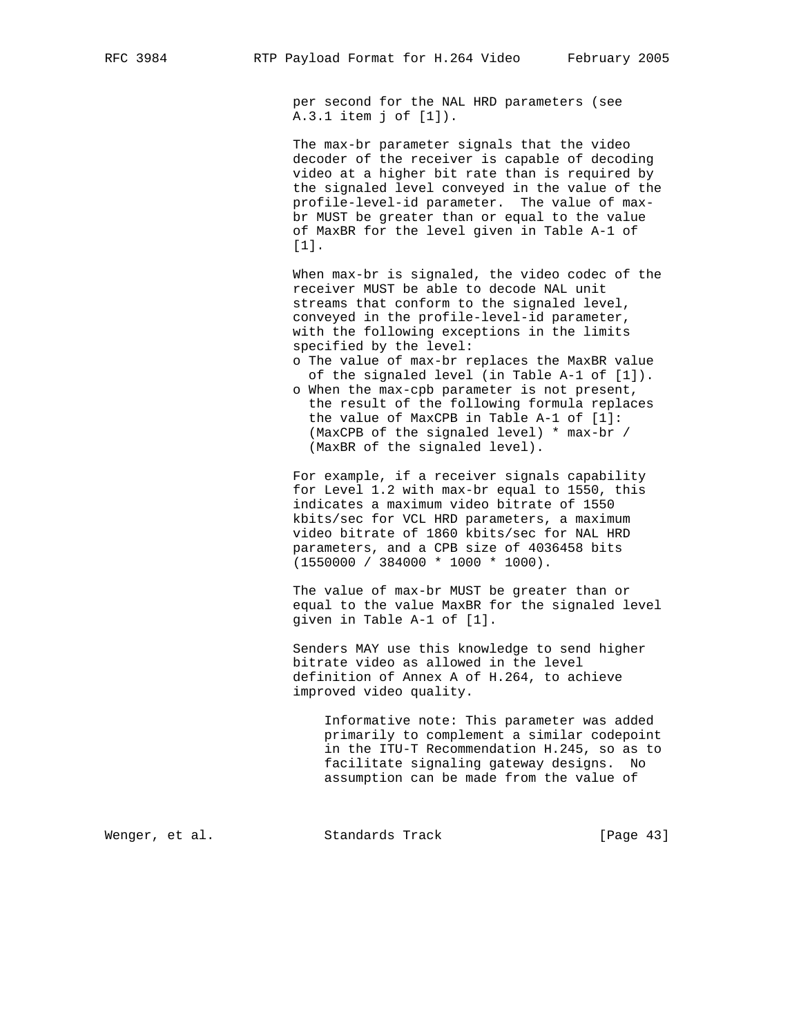per second for the NAL HRD parameters (see A.3.1 item j of [1]).

The max-br parameter signals that the video decoder of the receiver is capable of decoding video at a higher bit rate than is required by the signaled level conveyed in the value of the profile-level-id parameter. The value of max-br MUST be greater than or equal to the value of MaxBR for the level given in Table A-1 of [1].

When max-br is signaled, the video codec of the receiver MUST be able to decode NAL unit streams that conform to the signaled level, conveyed in the profile-level-id parameter, with the following exceptions in the limits specified by the level:

- o The value of max-br replaces the MaxBR value of the signaled level (in Table A-1 of [1]).
- o When the max-cpb parameter is not present, the result of the following formula replaces the value of MaxCPB in Table A-1 of [1]: (MaxCPB of the signaled level) * max-br / (MaxBR of the signaled level).

For example, if a receiver signals capability for Level 1.2 with max-br equal to 1550, this indicates a maximum video bitrate of 1550 kbits/sec for VCL HRD parameters, a maximum video bitrate of 1860 kbits/sec for NAL HRD parameters, and a CPB size of 4036458 bits (1550000 / 384000 * 1000 * 1000).

The value of max-br MUST be greater than or equal to the value MaxBR for the signaled level given in Table A-1 of [1].

Senders MAY use this knowledge to send higher bitrate video as allowed in the level definition of Annex A of H.264, to achieve improved video quality.

> Informative note: This parameter was added primarily to complement a similar codepoint in the ITU-T Recommendation H.245, so as to facilitate signaling gateway designs. No assumption can be made from the value of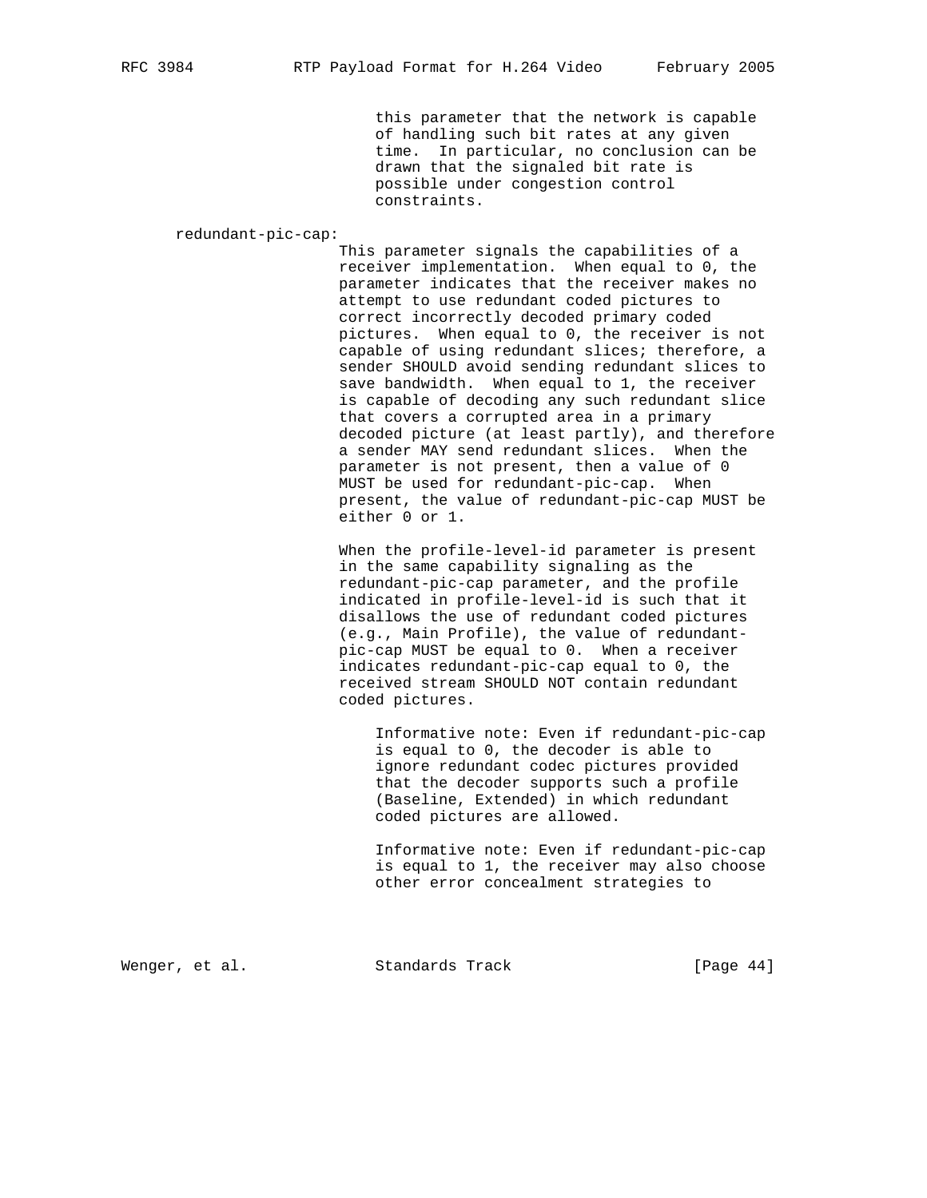this parameter that the network is capable of handling such bit rates at any given time. In particular, no conclusion can be drawn that the signaled bit rate is possible under congestion control constraints.

redundant-pic-cap:

This parameter signals the capabilities of a receiver implementation. When equal to 0, the parameter indicates that the receiver makes no attempt to use redundant coded pictures to correct incorrectly decoded primary coded pictures. When equal to 0, the receiver is not capable of using redundant slices; therefore, a sender SHOULD avoid sending redundant slices to save bandwidth. When equal to 1, the receiver is capable of decoding any such redundant slice that covers a corrupted area in a primary decoded picture (at least partly), and therefore a sender MAY send redundant slices. When the parameter is not present, then a value of 0 MUST be used for redundant-pic-cap. When present, the value of redundant-pic-cap MUST be either 0 or 1.

When the profile-level-id parameter is present in the same capability signaling as the redundant-pic-cap parameter, and the profile indicated in profile-level-id is such that it disallows the use of redundant coded pictures (e.g., Main Profile), the value of redundant-pic-cap MUST be equal to 0. When a receiver indicates redundant-pic-cap equal to 0, the received stream SHOULD NOT contain redundant coded pictures.

Informative note: Even if redundant-pic-cap is equal to 0, the decoder is able to ignore redundant codec pictures provided that the decoder supports such a profile (Baseline, Extended) in which redundant coded pictures are allowed.

Informative note: Even if redundant-pic-cap is equal to 1, the receiver may also choose other error concealment strategies to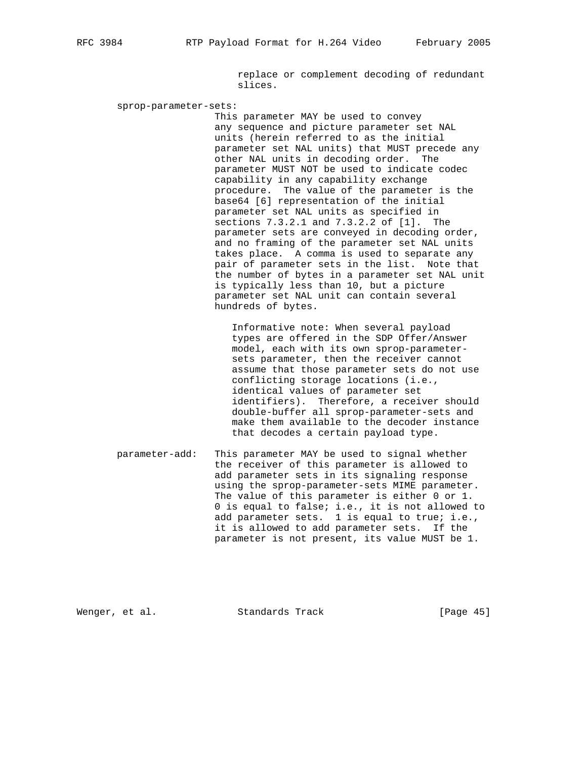replace or complement decoding of redundant slices.

sprop-parameter-sets:
This parameter MAY be used to convey any sequence and picture parameter set NAL units (herein referred to as the initial parameter set NAL units) that MUST precede any other NAL units in decoding order. The parameter MUST NOT be used to indicate codec capability in any capability exchange procedure. The value of the parameter is the base64 [6] representation of the initial parameter set NAL units as specified in sections 7.3.2.1 and 7.3.2.2 of [1]. The parameter sets are conveyed in decoding order, and no framing of the parameter set NAL units takes place. A comma is used to separate any pair of parameter sets in the list. Note that the number of bytes in a parameter set NAL unit is typically less than 10, but a picture parameter set NAL unit can contain several hundreds of bytes.

> Informative note: When several payload types are offered in the SDP Offer/Answer model, each with its own sprop-parameter-sets parameter, then the receiver cannot assume that those parameter sets do not use conflicting storage locations (i.e., identical values of parameter set identifiers). Therefore, a receiver should double-buffer all sprop-parameter-sets and make them available to the decoder instance that decodes a certain payload type.

parameter-add: This parameter MAY be used to signal whether the receiver of this parameter is allowed to add parameter sets in its signaling response using the sprop-parameter-sets MIME parameter. The value of this parameter is either 0 or 1. 0 is equal to false; i.e., it is not allowed to add parameter sets. 1 is equal to true; i.e., it is allowed to add parameter sets. If the parameter is not present, its value MUST be 1.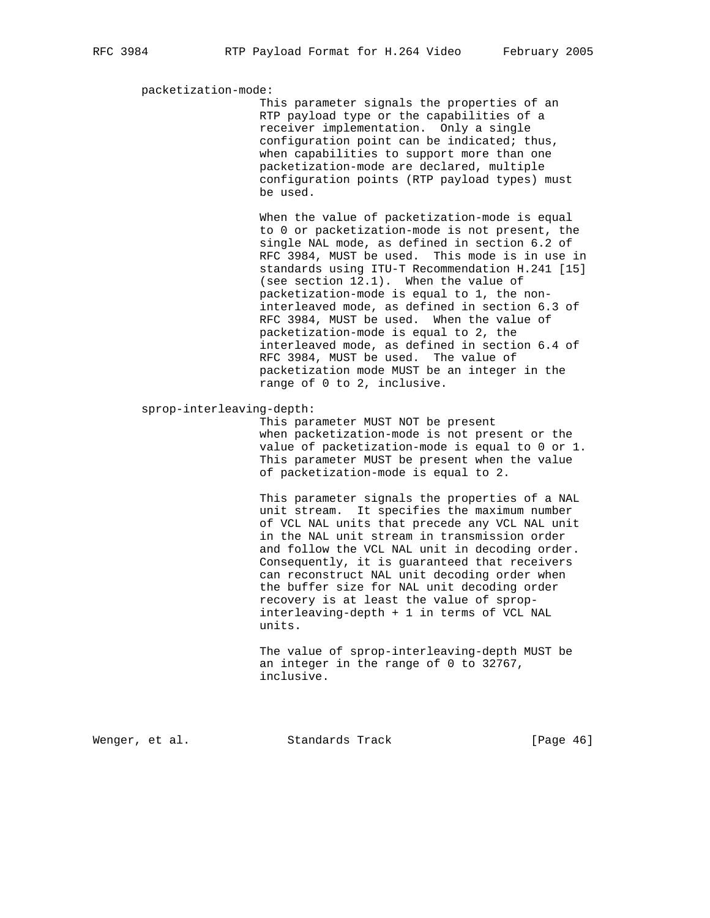packetization-mode:

This parameter signals the properties of an RTP payload type or the capabilities of a receiver implementation. Only a single configuration point can be indicated; thus, when capabilities to support more than one packetization-mode are declared, multiple configuration points (RTP payload types) must be used.

When the value of packetization-mode is equal to 0 or packetization-mode is not present, the single NAL mode, as defined in section 6.2 of RFC 3984, MUST be used. This mode is in use in standards using ITU-T Recommendation H.241 [15] (see section 12.1). When the value of packetization-mode is equal to 1, the non-interleaved mode, as defined in section 6.3 of RFC 3984, MUST be used. When the value of packetization-mode is equal to 2, the interleaved mode, as defined in section 6.4 of RFC 3984, MUST be used. The value of packetization mode MUST be an integer in the range of 0 to 2, inclusive.

sprop-interleaving-depth:

This parameter MUST NOT be present when packetization-mode is not present or the value of packetization-mode is equal to 0 or 1. This parameter MUST be present when the value of packetization-mode is equal to 2.

This parameter signals the properties of a NAL unit stream. It specifies the maximum number of VCL NAL units that precede any VCL NAL unit in the NAL unit stream in transmission order and follow the VCL NAL unit in decoding order. Consequently, it is guaranteed that receivers can reconstruct NAL unit decoding order when the buffer size for NAL unit decoding order recovery is at least the value of sprop-interleaving-depth + 1 in terms of VCL NAL units.

The value of sprop-interleaving-depth MUST be an integer in the range of 0 to 32767, inclusive.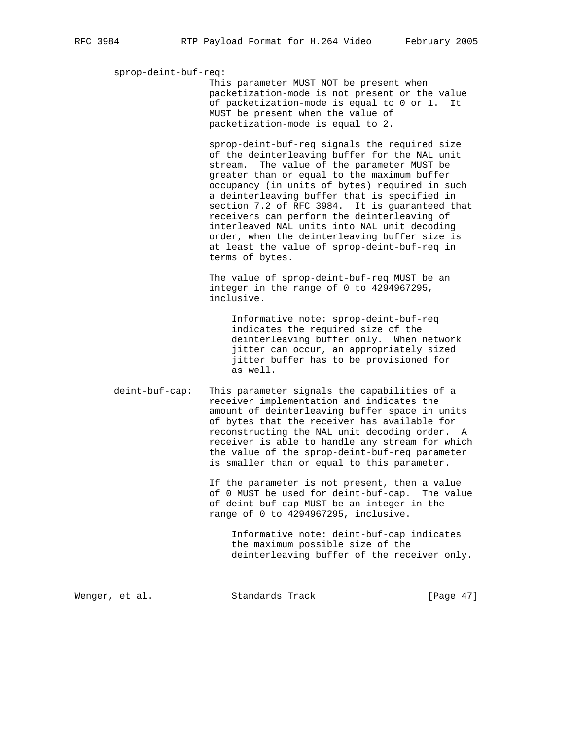sprop-deint-buf-req:

This parameter MUST NOT be present when packetization-mode is not present or the value of packetization-mode is equal to 0 or 1. It MUST be present when the value of packetization-mode is equal to 2.

sprop-deint-buf-req signals the required size of the deinterleaving buffer for the NAL unit stream. The value of the parameter MUST be greater than or equal to the maximum buffer occupancy (in units of bytes) required in such a deinterleaving buffer that is specified in section 7.2 of RFC 3984. It is guaranteed that receivers can perform the deinterleaving of interleaved NAL units into NAL unit decoding order, when the deinterleaving buffer size is at least the value of sprop-deint-buf-req in terms of bytes.

The value of sprop-deint-buf-req MUST be an integer in the range of 0 to 4294967295, inclusive.

> Informative note: sprop-deint-buf-req indicates the required size of the deinterleaving buffer only. When network jitter can occur, an appropriately sized jitter buffer has to be provisioned for as well.

deint-buf-cap:

This parameter signals the capabilities of a receiver implementation and indicates the amount of deinterleaving buffer space in units of bytes that the receiver has available for reconstructing the NAL unit decoding order. A receiver is able to handle any stream for which the value of the sprop-deint-buf-req parameter is smaller than or equal to this parameter.

If the parameter is not present, then a value of 0 MUST be used for deint-buf-cap. The value of deint-buf-cap MUST be an integer in the range of 0 to 4294967295, inclusive.

> Informative note: deint-buf-cap indicates the maximum possible size of the deinterleaving buffer of the receiver only.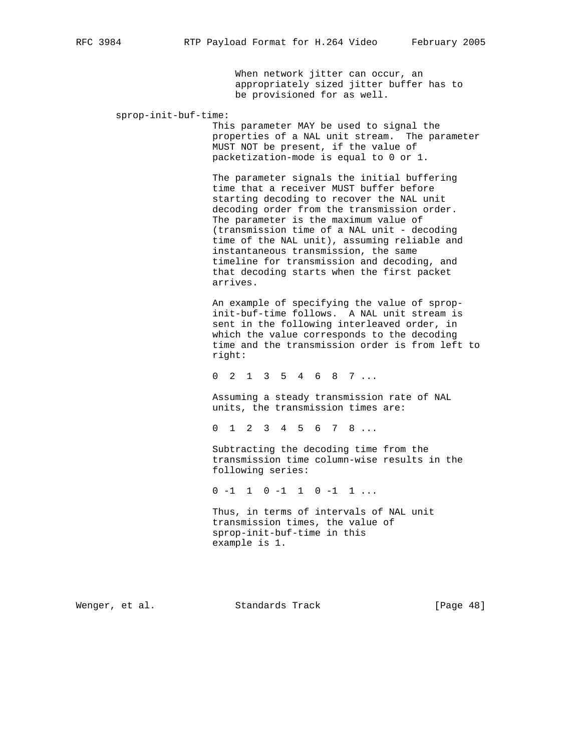When network jitter can occur, an appropriately sized jitter buffer has to be provisioned for as well.

sprop-init-buf-time:

This parameter MAY be used to signal the properties of a NAL unit stream. The parameter MUST NOT be present, if the value of packetization-mode is equal to 0 or 1.

The parameter signals the initial buffering time that a receiver MUST buffer before starting decoding to recover the NAL unit decoding order from the transmission order. The parameter is the maximum value of (transmission time of a NAL unit - decoding time of the NAL unit), assuming reliable and instantaneous transmission, the same timeline for transmission and decoding, and that decoding starts when the first packet arrives.

An example of specifying the value of sprop-init-buf-time follows. A NAL unit stream is sent in the following interleaved order, in which the value corresponds to the decoding time and the transmission order is from left to right:

```
0  2  1  3  5  4  6  8  7 ...
```

Assuming a steady transmission rate of NAL units, the transmission times are:

```
0  1  2  3  4  5  6  7  8 ...
```

Subtracting the decoding time from the transmission time column-wise results in the following series:

```
0 -1  1  0 -1  1  0 -1  1 ...
```

Thus, in terms of intervals of NAL unit transmission times, the value of sprop-init-buf-time in this example is 1.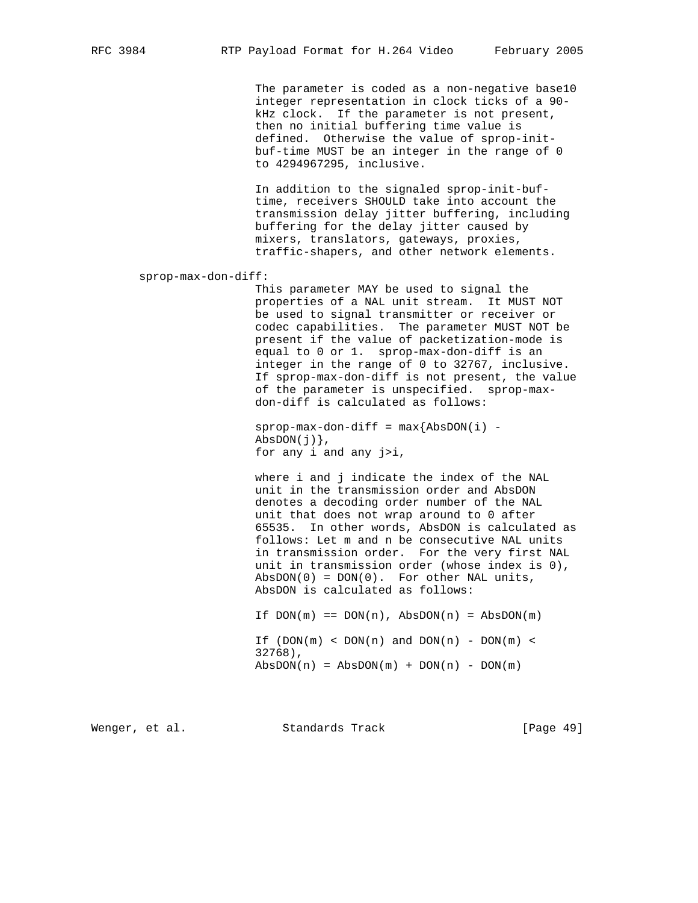The parameter is coded as a non-negative base10 integer representation in clock ticks of a 90-kHz clock. If the parameter is not present, then no initial buffering time value is defined. Otherwise the value of sprop-init-buf-time MUST be an integer in the range of 0 to 4294967295, inclusive.

In addition to the signaled sprop-init-buf-time, receivers SHOULD take into account the transmission delay jitter buffering, including buffering for the delay jitter caused by mixers, translators, gateways, proxies, traffic-shapers, and other network elements.

sprop-max-don-diff:
This parameter MAY be used to signal the properties of a NAL unit stream. It MUST NOT be used to signal transmitter or receiver or codec capabilities. The parameter MUST NOT be present if the value of packetization-mode is equal to 0 or 1. sprop-max-don-diff is an integer in the range of 0 to 32767, inclusive. If sprop-max-don-diff is not present, the value of the parameter is unspecified. sprop-max-don-diff is calculated as follows:

```
sprop-max-don-diff = max{AbsDON(i) - AbsDON(j)},
for any i and any j>i,
```

where i and j indicate the index of the NAL unit in the transmission order and AbsDON denotes a decoding order number of the NAL unit that does not wrap around to 0 after 65535. In other words, AbsDON is calculated as follows: Let m and n be consecutive NAL units in transmission order. For the very first NAL unit in transmission order (whose index is 0), AbsDON(0) = DON(0). For other NAL units, AbsDON is calculated as follows:

```
If DON(m) == DON(n), AbsDON(n) = AbsDON(m)

If (DON(m) < DON(n) and DON(n) - DON(m) < 32768),
AbsDON(n) = AbsDON(m) + DON(n) - DON(m)
```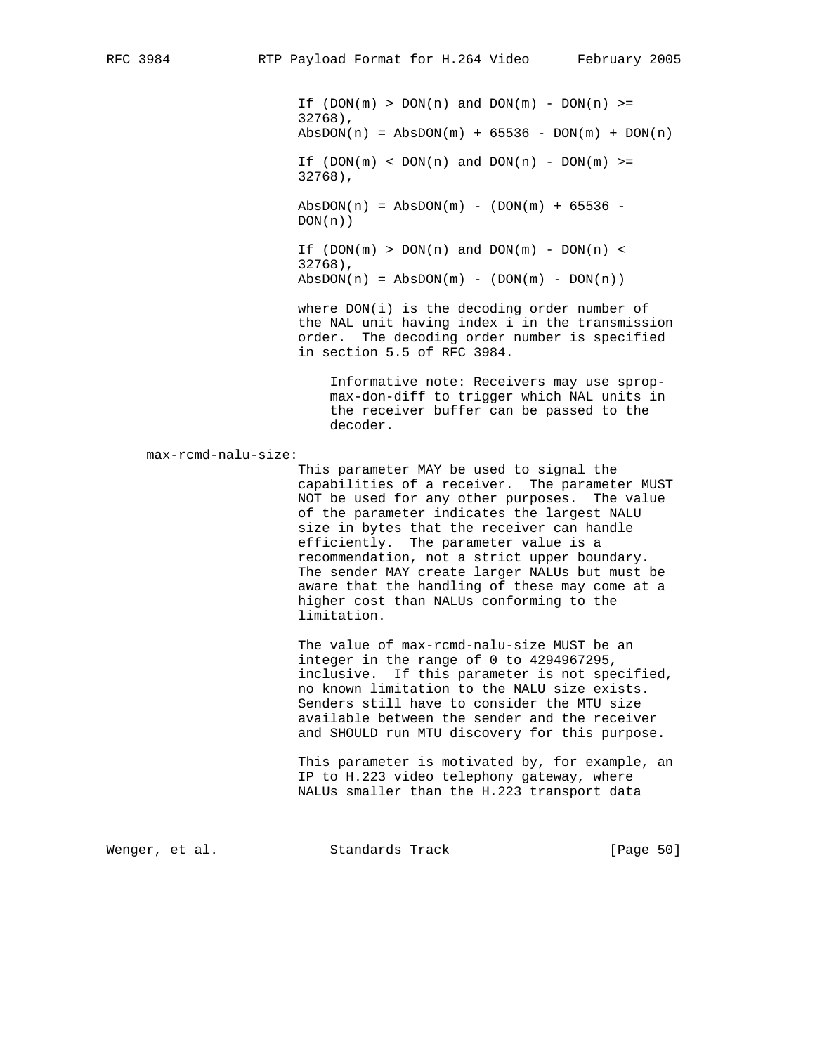If $(DON(m) > DON(n)$ and $DON(m) - DON(n) >= 32768)$,
$AbsDON(n) = AbsDON(m) + 65536 - DON(m) + DON(n)$

If $(DON(m) < DON(n)$ and $DON(n) - DON(m) >= 32768)$,

$AbsDON(n) = AbsDON(m) - (DON(m) + 65536 - DON(n))$

If $(DON(m) > DON(n)$ and $DON(m) - DON(n) < 32768)$,
$AbsDON(n) = AbsDON(m) - (DON(m) - DON(n))$

where DON(i) is the decoding order number of the NAL unit having index i in the transmission order. The decoding order number is specified in section 5.5 of RFC 3984.

> Informative note: Receivers may use sprop-max-don-diff to trigger which NAL units in the receiver buffer can be passed to the decoder.

max-rcmd-nalu-size:

This parameter MAY be used to signal the capabilities of a receiver. The parameter MUST NOT be used for any other purposes. The value of the parameter indicates the largest NALU size in bytes that the receiver can handle efficiently. The parameter value is a recommendation, not a strict upper boundary. The sender MAY create larger NALUs but must be aware that the handling of these may come at a higher cost than NALUs conforming to the limitation.

The value of max-rcmd-nalu-size MUST be an integer in the range of 0 to 4294967295, inclusive. If this parameter is not specified, no known limitation to the NALU size exists. Senders still have to consider the MTU size available between the sender and the receiver and SHOULD run MTU discovery for this purpose.

This parameter is motivated by, for example, an IP to H.223 video telephony gateway, where NALUs smaller than the H.223 transport data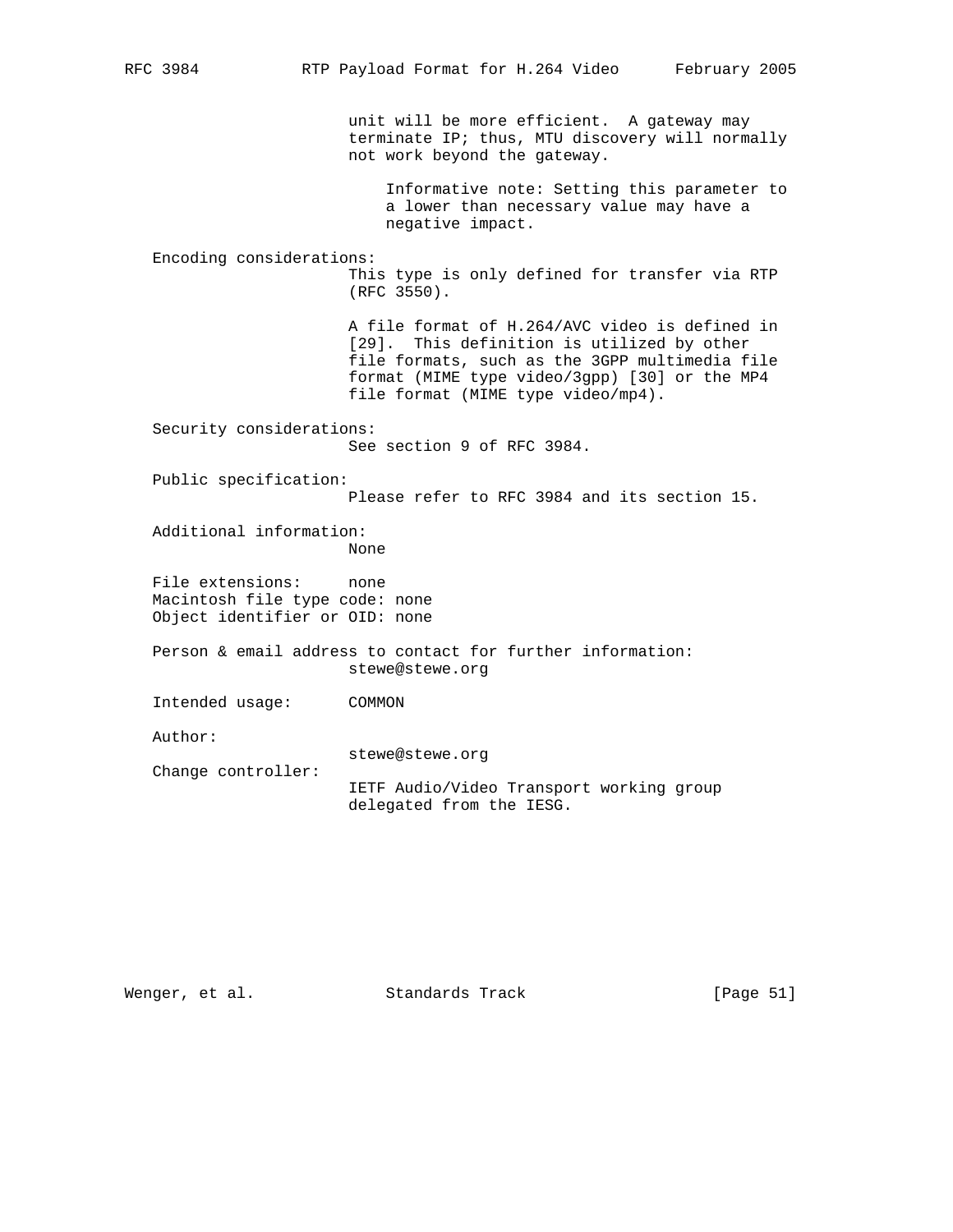unit will be more efficient. A gateway may terminate IP; thus, MTU discovery will normally not work beyond the gateway.

Informative note: Setting this parameter to a lower than necessary value may have a negative impact.

Encoding considerations:
This type is only defined for transfer via RTP (RFC 3550).

A file format of H.264/AVC video is defined in [29]. This definition is utilized by other file formats, such as the 3GPP multimedia file format (MIME type video/3gpp) [30] or the MP4 file format (MIME type video/mp4).

Security considerations:
See section 9 of RFC 3984.

Public specification:
Please refer to RFC 3984 and its section 15.

Additional information:
None

File extensions: none
Macintosh file type code: none
Object identifier or OID: none

Person & email address to contact for further information:
stewe@stewe.org

Intended usage: COMMON

Author:
stewe@stewe.org

Change controller:
IETF Audio/Video Transport working group delegated from the IESG.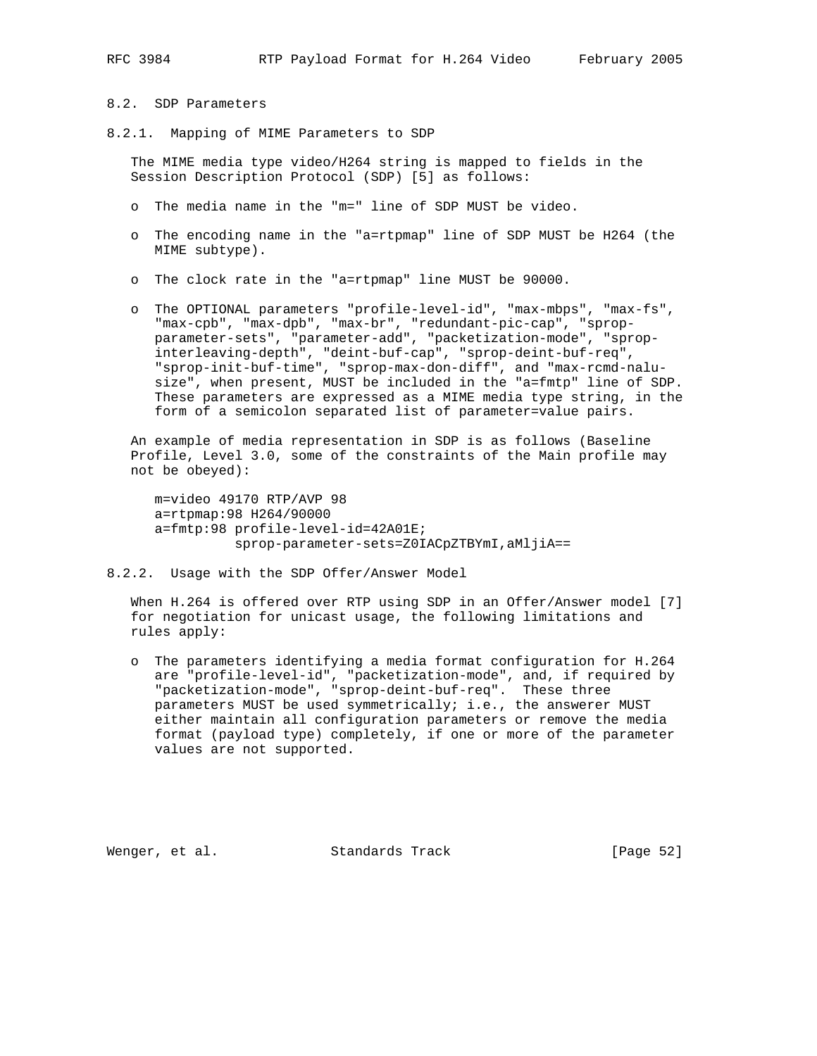### 8.2. SDP Parameters

#### 8.2.1. Mapping of MIME Parameters to SDP

The MIME media type video/H264 string is mapped to fields in the Session Description Protocol (SDP) [5] as follows:

- The media name in the "m=" line of SDP MUST be video.
- The encoding name in the "a=rtpmap" line of SDP MUST be H264 (the MIME subtype).
- The clock rate in the "a=rtpmap" line MUST be 90000.
- The OPTIONAL parameters "profile-level-id", "max-mbps", "max-fs", "max-cpb", "max-dpb", "max-br", "redundant-pic-cap", "sprop-parameter-sets", "parameter-add", "packetization-mode", "sprop-interleaving-depth", "deint-buf-cap", "sprop-deint-buf-req", "sprop-init-buf-time", "sprop-max-don-diff", and "max-rcmd-nalu-size", when present, MUST be included in the "a=fmtp" line of SDP. These parameters are expressed as a MIME media type string, in the form of a semicolon separated list of parameter=value pairs.

An example of media representation in SDP is as follows (Baseline Profile, Level 3.0, some of the constraints of the Main profile may not be obeyed):

```
m=video 49170 RTP/AVP 98
a=rtpmap:98 H264/90000
a=fmtp:98 profile-level-id=42A01E;
          sprop-parameter-sets=Z0IACpZTBYmI,aMljiA==
```

#### 8.2.2. Usage with the SDP Offer/Answer Model

When H.264 is offered over RTP using SDP in an Offer/Answer model [7] for negotiation for unicast usage, the following limitations and rules apply:

- The parameters identifying a media format configuration for H.264 are "profile-level-id", "packetization-mode", and, if required by "packetization-mode", "sprop-deint-buf-req". These three parameters MUST be used symmetrically; i.e., the answerer MUST either maintain all configuration parameters or remove the media format (payload type) completely, if one or more of the parameter values are not supported.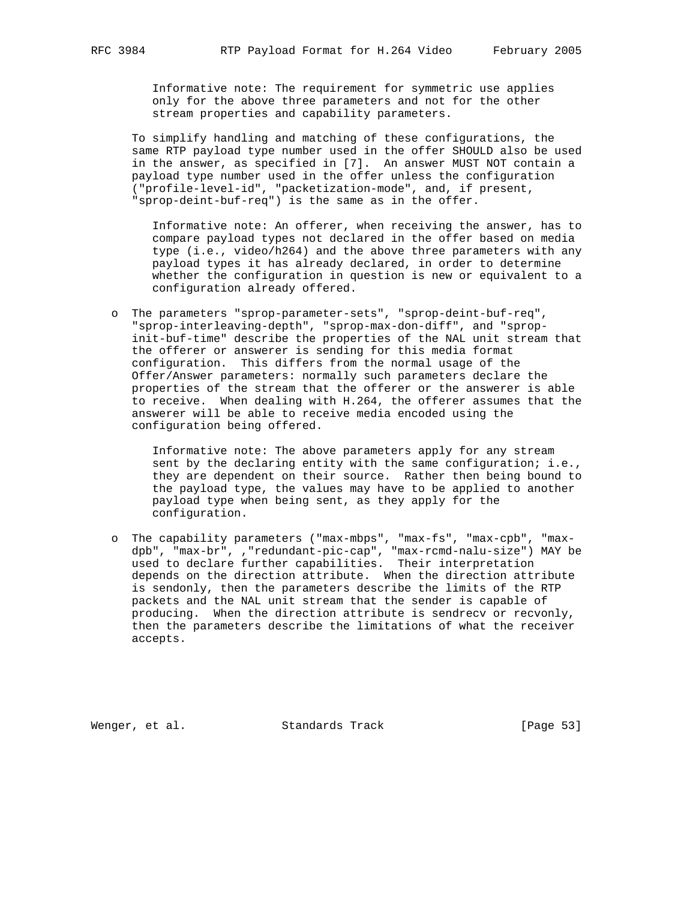Informative note: The requirement for symmetric use applies only for the above three parameters and not for the other stream properties and capability parameters.

To simplify handling and matching of these configurations, the same RTP payload type number used in the offer SHOULD also be used in the answer, as specified in [7]. An answer MUST NOT contain a payload type number used in the offer unless the configuration ("profile-level-id", "packetization-mode", and, if present, "sprop-deint-buf-req") is the same as in the offer.

Informative note: An offerer, when receiving the answer, has to compare payload types not declared in the offer based on media type (i.e., video/h264) and the above three parameters with any payload types it has already declared, in order to determine whether the configuration in question is new or equivalent to a configuration already offered.

- The parameters "sprop-parameter-sets", "sprop-deint-buf-req", "sprop-interleaving-depth", "sprop-max-don-diff", and "sprop-init-buf-time" describe the properties of the NAL unit stream that the offerer or answerer is sending for this media format configuration. This differs from the normal usage of the Offer/Answer parameters: normally such parameters declare the properties of the stream that the offerer or the answerer is able to receive. When dealing with H.264, the offerer assumes that the answerer will be able to receive media encoded using the configuration being offered.

  Informative note: The above parameters apply for any stream sent by the declaring entity with the same configuration; i.e., they are dependent on their source. Rather then being bound to the payload type, the values may have to be applied to another payload type when being sent, as they apply for the configuration.

- The capability parameters ("max-mbps", "max-fs", "max-cpb", "max-dpb", "max-br", ,"redundant-pic-cap", "max-rcmd-nalu-size") MAY be used to declare further capabilities. Their interpretation depends on the direction attribute. When the direction attribute is sendonly, then the parameters describe the limits of the RTP packets and the NAL unit stream that the sender is capable of producing. When the direction attribute is sendrecv or recvonly, then the parameters describe the limitations of what the receiver accepts.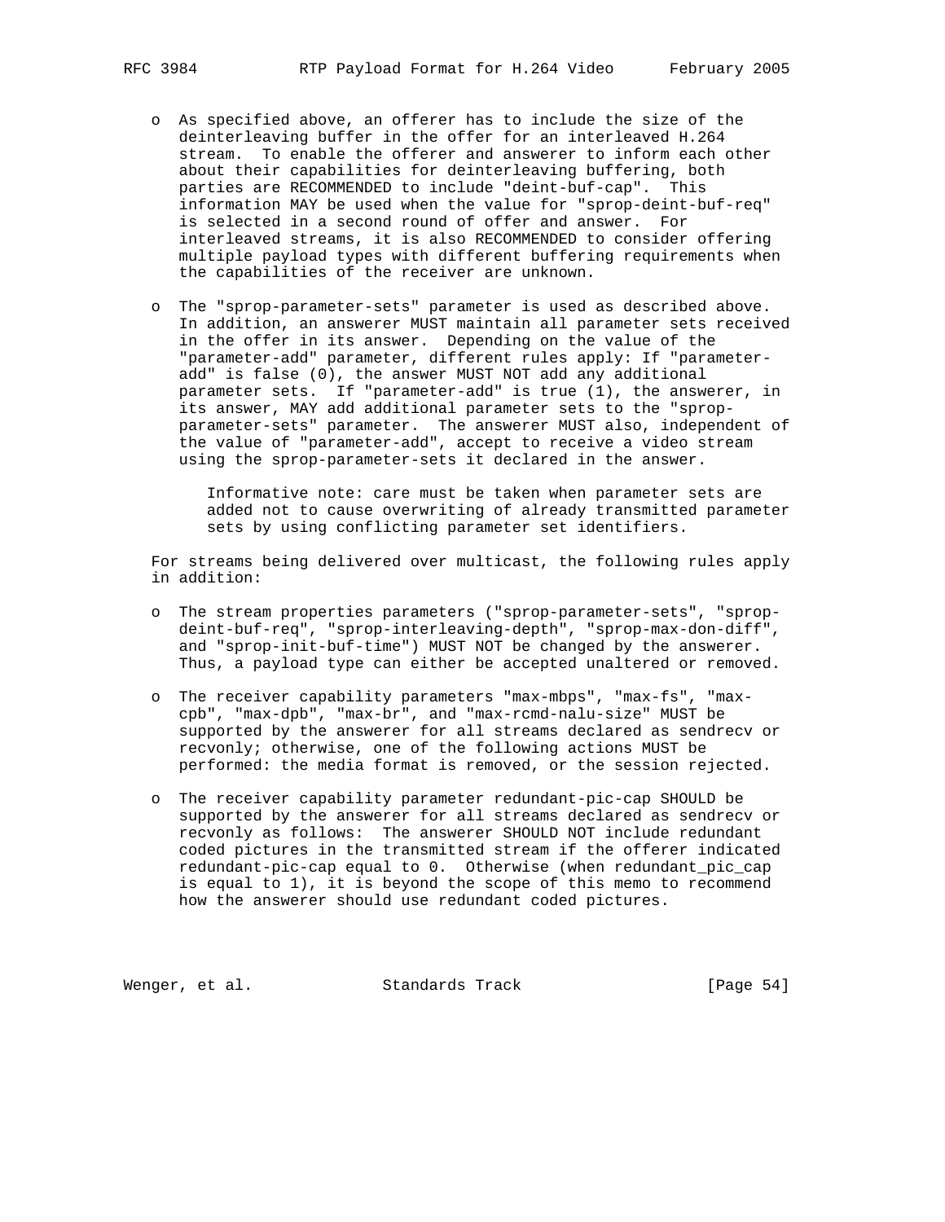- As specified above, an offerer has to include the size of the deinterleaving buffer in the offer for an interleaved H.264 stream. To enable the offerer and answerer to inform each other about their capabilities for deinterleaving buffering, both parties are RECOMMENDED to include "deint-buf-cap". This information MAY be used when the value for "sprop-deint-buf-req" is selected in a second round of offer and answer. For interleaved streams, it is also RECOMMENDED to consider offering multiple payload types with different buffering requirements when the capabilities of the receiver are unknown.

- The "sprop-parameter-sets" parameter is used as described above. In addition, an answerer MUST maintain all parameter sets received in the offer in its answer. Depending on the value of the "parameter-add" parameter, different rules apply: If "parameter-add" is false (0), the answer MUST NOT add any additional parameter sets. If "parameter-add" is true (1), the answerer, in its answer, MAY add additional parameter sets to the "sprop-parameter-sets" parameter. The answerer MUST also, independent of the value of "parameter-add", accept to receive a video stream using the sprop-parameter-sets it declared in the answer.

  Informative note: care must be taken when parameter sets are added not to cause overwriting of already transmitted parameter sets by using conflicting parameter set identifiers.

For streams being delivered over multicast, the following rules apply in addition:

- The stream properties parameters ("sprop-parameter-sets", "sprop-deint-buf-req", "sprop-interleaving-depth", "sprop-max-don-diff", and "sprop-init-buf-time") MUST NOT be changed by the answerer. Thus, a payload type can either be accepted unaltered or removed.

- The receiver capability parameters "max-mbps", "max-fs", "max-cpb", "max-dpb", "max-br", and "max-rcmd-nalu-size" MUST be supported by the answerer for all streams declared as sendrecv or recvonly; otherwise, one of the following actions MUST be performed: the media format is removed, or the session rejected.

- The receiver capability parameter redundant-pic-cap SHOULD be supported by the answerer for all streams declared as sendrecv or recvonly as follows: The answerer SHOULD NOT include redundant coded pictures in the transmitted stream if the offerer indicated redundant-pic-cap equal to 0. Otherwise (when redundant_pic_cap is equal to 1), it is beyond the scope of this memo to recommend how the answerer should use redundant coded pictures.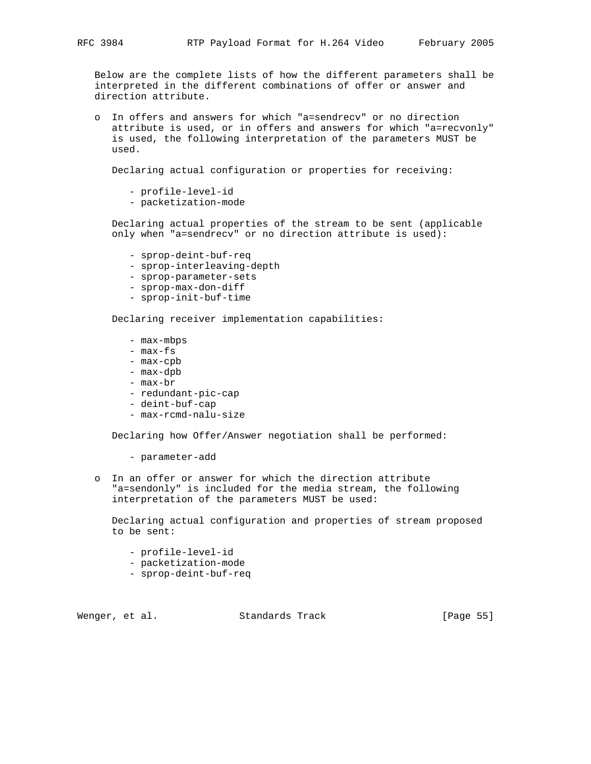Below are the complete lists of how the different parameters shall be interpreted in the different combinations of offer or answer and direction attribute.

- In offers and answers for which "a=sendrecv" or no direction attribute is used, or in offers and answers for which "a=recvonly" is used, the following interpretation of the parameters MUST be used.

  Declaring actual configuration or properties for receiving:

  - profile-level-id
  - packetization-mode

  Declaring actual properties of the stream to be sent (applicable only when "a=sendrecv" or no direction attribute is used):

  - sprop-deint-buf-req
  - sprop-interleaving-depth
  - sprop-parameter-sets
  - sprop-max-don-diff
  - sprop-init-buf-time

  Declaring receiver implementation capabilities:

  - max-mbps
  - max-fs
  - max-cpb
  - max-dpb
  - max-br
  - redundant-pic-cap
  - deint-buf-cap
  - max-rcmd-nalu-size

  Declaring how Offer/Answer negotiation shall be performed:

  - parameter-add

- In an offer or answer for which the direction attribute "a=sendonly" is included for the media stream, the following interpretation of the parameters MUST be used:

  Declaring actual configuration and properties of stream proposed to be sent:

  - profile-level-id
  - packetization-mode
  - sprop-deint-buf-req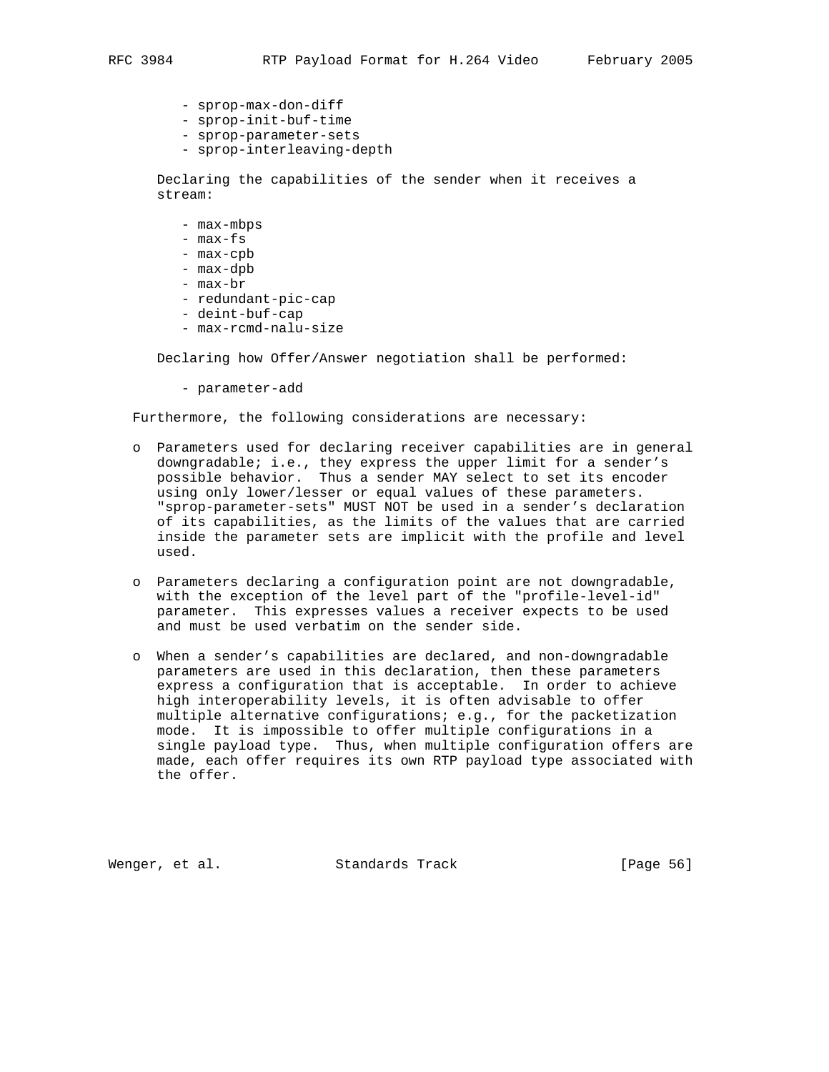- sprop-max-don-diff
- sprop-init-buf-time
- sprop-parameter-sets
- sprop-interleaving-depth

Declaring the capabilities of the sender when it receives a stream:

- max-mbps
- max-fs
- max-cpb
- max-dpb
- max-br
- redundant-pic-cap
- deint-buf-cap
- max-rcmd-nalu-size

Declaring how Offer/Answer negotiation shall be performed:

- parameter-add

Furthermore, the following considerations are necessary:

- Parameters used for declaring receiver capabilities are in general downgradable; i.e., they express the upper limit for a sender's possible behavior. Thus a sender MAY select to set its encoder using only lower/lesser or equal values of these parameters. "sprop-parameter-sets" MUST NOT be used in a sender's declaration of its capabilities, as the limits of the values that are carried inside the parameter sets are implicit with the profile and level used.

- Parameters declaring a configuration point are not downgradable, with the exception of the level part of the "profile-level-id" parameter. This expresses values a receiver expects to be used and must be used verbatim on the sender side.

- When a sender's capabilities are declared, and non-downgradable parameters are used in this declaration, then these parameters express a configuration that is acceptable. In order to achieve high interoperability levels, it is often advisable to offer multiple alternative configurations; e.g., for the packetization mode. It is impossible to offer multiple configurations in a single payload type. Thus, when multiple configuration offers are made, each offer requires its own RTP payload type associated with the offer.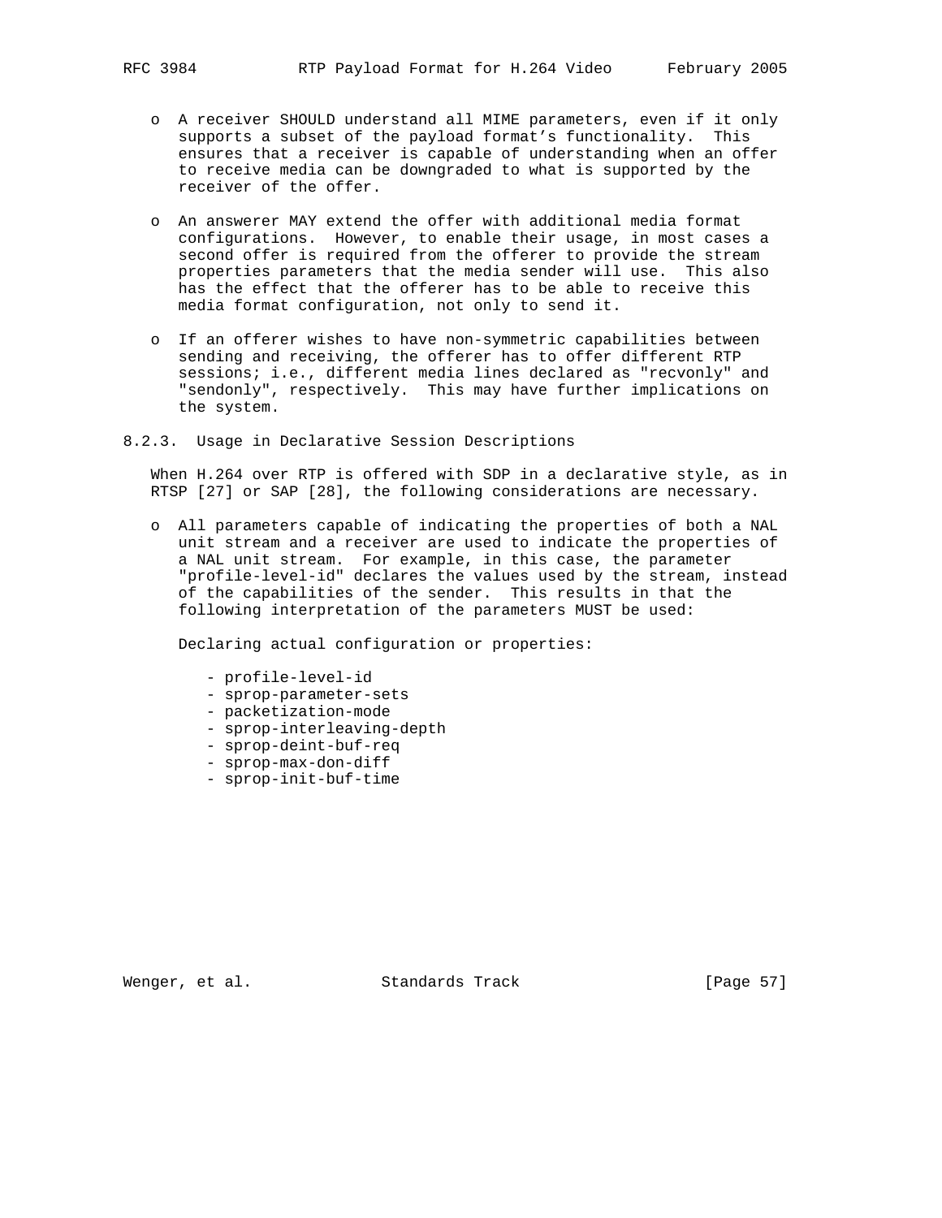- A receiver SHOULD understand all MIME parameters, even if it only supports a subset of the payload format's functionality. This ensures that a receiver is capable of understanding when an offer to receive media can be downgraded to what is supported by the receiver of the offer.

- An answerer MAY extend the offer with additional media format configurations. However, to enable their usage, in most cases a second offer is required from the offerer to provide the stream properties parameters that the media sender will use. This also has the effect that the offerer has to be able to receive this media format configuration, not only to send it.

- If an offerer wishes to have non-symmetric capabilities between sending and receiving, the offerer has to offer different RTP sessions; i.e., different media lines declared as "recvonly" and "sendonly", respectively. This may have further implications on the system.

### 8.2.3. Usage in Declarative Session Descriptions

When H.264 over RTP is offered with SDP in a declarative style, as in RTSP [27] or SAP [28], the following considerations are necessary.

- All parameters capable of indicating the properties of both a NAL unit stream and a receiver are used to indicate the properties of a NAL unit stream. For example, in this case, the parameter "profile-level-id" declares the values used by the stream, instead of the capabilities of the sender. This results in that the following interpretation of the parameters MUST be used:

  Declaring actual configuration or properties:

  - profile-level-id
  - sprop-parameter-sets
  - packetization-mode
  - sprop-interleaving-depth
  - sprop-deint-buf-req
  - sprop-max-don-diff
  - sprop-init-buf-time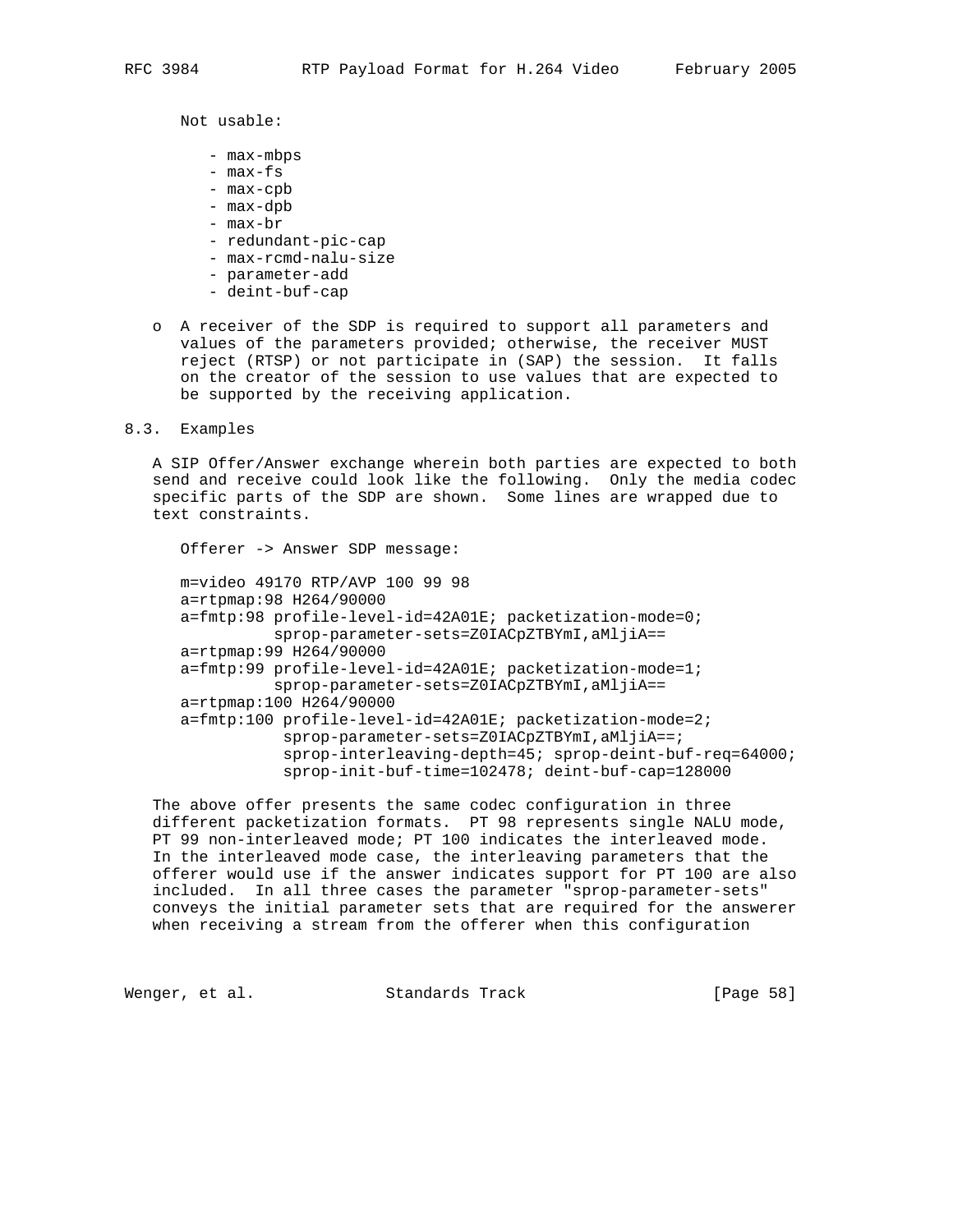Not usable:

- max-mbps
- max-fs
- max-cpb
- max-dpb
- max-br
- redundant-pic-cap
- max-rcmd-nalu-size
- parameter-add
- deint-buf-cap

- o A receiver of the SDP is required to support all parameters and values of the parameters provided; otherwise, the receiver MUST reject (RTSP) or not participate in (SAP) the session. It falls on the creator of the session to use values that are expected to be supported by the receiving application.

## 8.3. Examples

A SIP Offer/Answer exchange wherein both parties are expected to both send and receive could look like the following. Only the media codec specific parts of the SDP are shown. Some lines are wrapped due to text constraints.

Offerer -> Answer SDP message:

```
m=video 49170 RTP/AVP 100 99 98
a=rtpmap:98 H264/90000
a=fmtp:98 profile-level-id=42A01E; packetization-mode=0;
          sprop-parameter-sets=Z0IACpZTBYmI,aMljiA==
a=rtpmap:99 H264/90000
a=fmtp:99 profile-level-id=42A01E; packetization-mode=1;
          sprop-parameter-sets=Z0IACpZTBYmI,aMljiA==
a=rtpmap:100 H264/90000
a=fmtp:100 profile-level-id=42A01E; packetization-mode=2;
           sprop-parameter-sets=Z0IACpZTBYmI,aMljiA==;
           sprop-interleaving-depth=45; sprop-deint-buf-req=64000;
           sprop-init-buf-time=102478; deint-buf-cap=128000
```

The above offer presents the same codec configuration in three different packetization formats. PT 98 represents single NALU mode, PT 99 non-interleaved mode; PT 100 indicates the interleaved mode. In the interleaved mode case, the interleaving parameters that the offerer would use if the answer indicates support for PT 100 are also included. In all three cases the parameter "sprop-parameter-sets" conveys the initial parameter sets that are required for the answerer when receiving a stream from the offerer when this configuration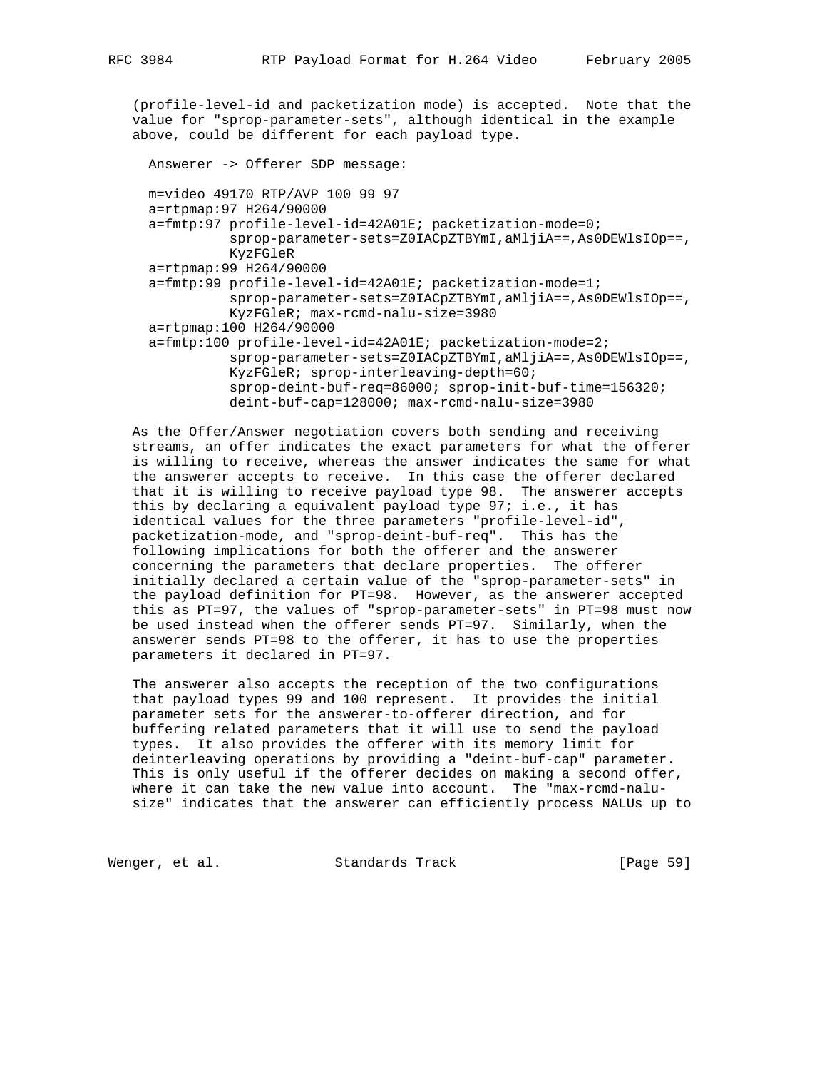(profile-level-id and packetization mode) is accepted. Note that the value for "sprop-parameter-sets", although identical in the example above, could be different for each payload type.

Answerer -> Offerer SDP message:

```
m=video 49170 RTP/AVP 100 99 97
a=rtpmap:97 H264/90000
a=fmtp:97 profile-level-id=42A01E; packetization-mode=0;
          sprop-parameter-sets=Z0IACpZTBYmI,aMljiA==,As0DEWlsIOp==,
          KyzFGleR
a=rtpmap:99 H264/90000
a=fmtp:99 profile-level-id=42A01E; packetization-mode=1;
          sprop-parameter-sets=Z0IACpZTBYmI,aMljiA==,As0DEWlsIOp==,
          KyzFGleR; max-rcmd-nalu-size=3980
a=rtpmap:100 H264/90000
a=fmtp:100 profile-level-id=42A01E; packetization-mode=2;
          sprop-parameter-sets=Z0IACpZTBYmI,aMljiA==,As0DEWlsIOp==,
          KyzFGleR; sprop-interleaving-depth=60;
          sprop-deint-buf-req=86000; sprop-init-buf-time=156320;
          deint-buf-cap=128000; max-rcmd-nalu-size=3980
```

As the Offer/Answer negotiation covers both sending and receiving streams, an offer indicates the exact parameters for what the offerer is willing to receive, whereas the answer indicates the same for what the answerer accepts to receive. In this case the offerer declared that it is willing to receive payload type 98. The answerer accepts this by declaring a equivalent payload type 97; i.e., it has identical values for the three parameters "profile-level-id", packetization-mode, and "sprop-deint-buf-req". This has the following implications for both the offerer and the answerer concerning the parameters that declare properties. The offerer initially declared a certain value of the "sprop-parameter-sets" in the payload definition for PT=98. However, as the answerer accepted this as PT=97, the values of "sprop-parameter-sets" in PT=98 must now be used instead when the offerer sends PT=97. Similarly, when the answerer sends PT=98 to the offerer, it has to use the properties parameters it declared in PT=97.

The answerer also accepts the reception of the two configurations that payload types 99 and 100 represent. It provides the initial parameter sets for the answerer-to-offerer direction, and for buffering related parameters that it will use to send the payload types. It also provides the offerer with its memory limit for deinterleaving operations by providing a "deint-buf-cap" parameter. This is only useful if the offerer decides on making a second offer, where it can take the new value into account. The "max-rcmd-nalu-size" indicates that the answerer can efficiently process NALUs up to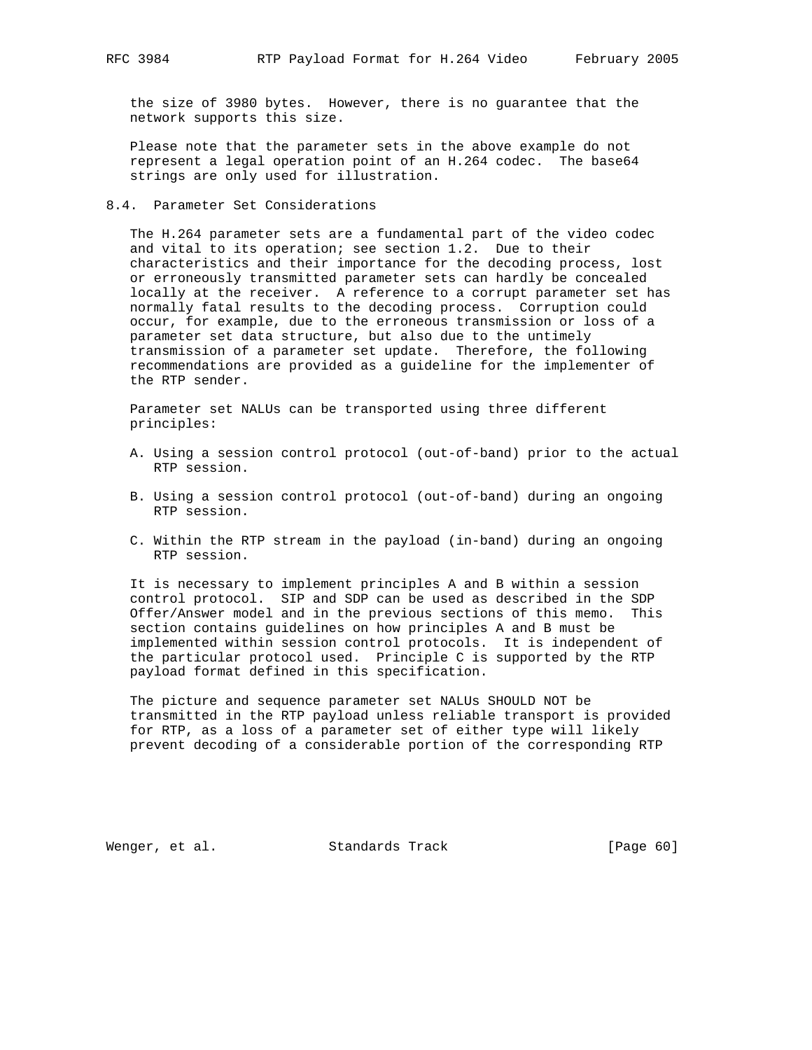the size of 3980 bytes. However, there is no guarantee that the network supports this size.

Please note that the parameter sets in the above example do not represent a legal operation point of an H.264 codec. The base64 strings are only used for illustration.

### 8.4. Parameter Set Considerations

The H.264 parameter sets are a fundamental part of the video codec and vital to its operation; see section 1.2. Due to their characteristics and their importance for the decoding process, lost or erroneously transmitted parameter sets can hardly be concealed locally at the receiver. A reference to a corrupt parameter set has normally fatal results to the decoding process. Corruption could occur, for example, due to the erroneous transmission or loss of a parameter set data structure, but also due to the untimely transmission of a parameter set update. Therefore, the following recommendations are provided as a guideline for the implementer of the RTP sender.

Parameter set NALUs can be transported using three different principles:

A. Using a session control protocol (out-of-band) prior to the actual RTP session.

B. Using a session control protocol (out-of-band) during an ongoing RTP session.

C. Within the RTP stream in the payload (in-band) during an ongoing RTP session.

It is necessary to implement principles A and B within a session control protocol. SIP and SDP can be used as described in the SDP Offer/Answer model and in the previous sections of this memo. This section contains guidelines on how principles A and B must be implemented within session control protocols. It is independent of the particular protocol used. Principle C is supported by the RTP payload format defined in this specification.

The picture and sequence parameter set NALUs SHOULD NOT be transmitted in the RTP payload unless reliable transport is provided for RTP, as a loss of a parameter set of either type will likely prevent decoding of a considerable portion of the corresponding RTP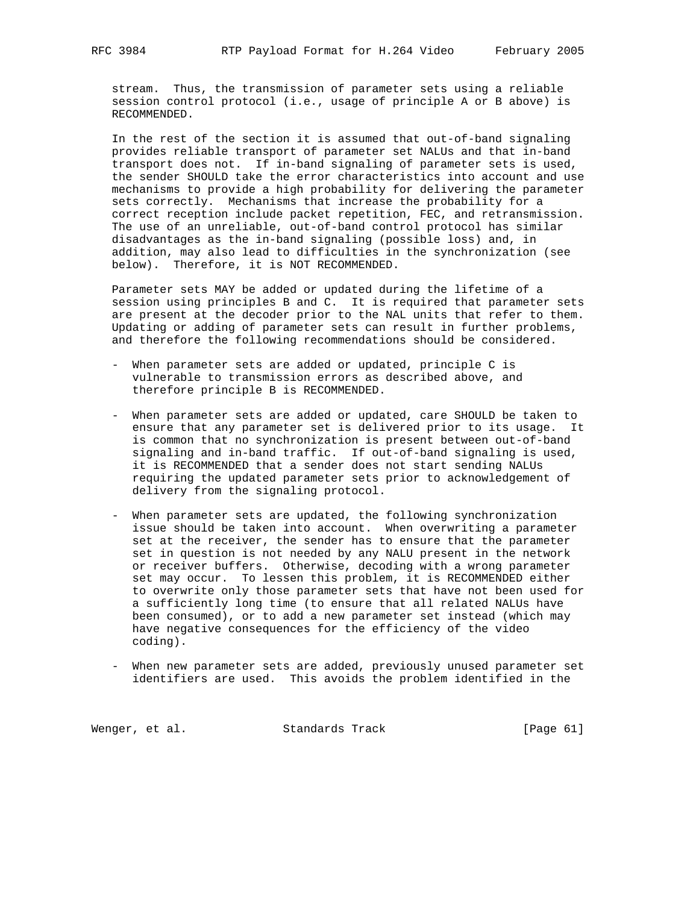stream. Thus, the transmission of parameter sets using a reliable session control protocol (i.e., usage of principle A or B above) is RECOMMENDED.

In the rest of the section it is assumed that out-of-band signaling provides reliable transport of parameter set NALUs and that in-band transport does not. If in-band signaling of parameter sets is used, the sender SHOULD take the error characteristics into account and use mechanisms to provide a high probability for delivering the parameter sets correctly. Mechanisms that increase the probability for a correct reception include packet repetition, FEC, and retransmission. The use of an unreliable, out-of-band control protocol has similar disadvantages as the in-band signaling (possible loss) and, in addition, may also lead to difficulties in the synchronization (see below). Therefore, it is NOT RECOMMENDED.

Parameter sets MAY be added or updated during the lifetime of a session using principles B and C. It is required that parameter sets are present at the decoder prior to the NAL units that refer to them. Updating or adding of parameter sets can result in further problems, and therefore the following recommendations should be considered.

- When parameter sets are added or updated, principle C is vulnerable to transmission errors as described above, and therefore principle B is RECOMMENDED.

- When parameter sets are added or updated, care SHOULD be taken to ensure that any parameter set is delivered prior to its usage. It is common that no synchronization is present between out-of-band signaling and in-band traffic. If out-of-band signaling is used, it is RECOMMENDED that a sender does not start sending NALUs requiring the updated parameter sets prior to acknowledgement of delivery from the signaling protocol.

- When parameter sets are updated, the following synchronization issue should be taken into account. When overwriting a parameter set at the receiver, the sender has to ensure that the parameter set in question is not needed by any NALU present in the network or receiver buffers. Otherwise, decoding with a wrong parameter set may occur. To lessen this problem, it is RECOMMENDED either to overwrite only those parameter sets that have not been used for a sufficiently long time (to ensure that all related NALUs have been consumed), or to add a new parameter set instead (which may have negative consequences for the efficiency of the video coding).

- When new parameter sets are added, previously unused parameter set identifiers are used. This avoids the problem identified in the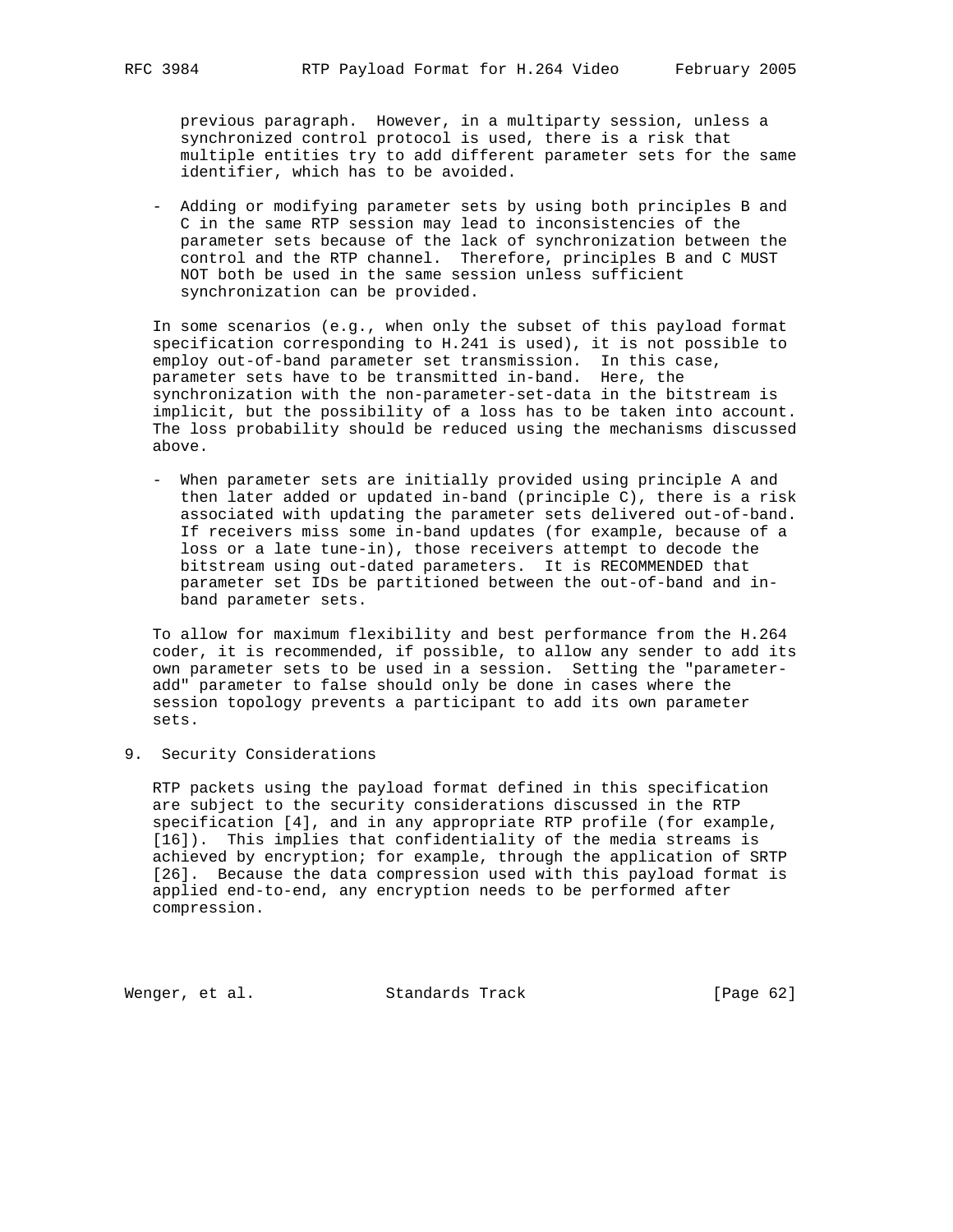previous paragraph. However, in a multiparty session, unless a synchronized control protocol is used, there is a risk that multiple entities try to add different parameter sets for the same identifier, which has to be avoided.

- Adding or modifying parameter sets by using both principles B and C in the same RTP session may lead to inconsistencies of the parameter sets because of the lack of synchronization between the control and the RTP channel. Therefore, principles B and C MUST NOT both be used in the same session unless sufficient synchronization can be provided.

In some scenarios (e.g., when only the subset of this payload format specification corresponding to H.241 is used), it is not possible to employ out-of-band parameter set transmission. In this case, parameter sets have to be transmitted in-band. Here, the synchronization with the non-parameter-set-data in the bitstream is implicit, but the possibility of a loss has to be taken into account. The loss probability should be reduced using the mechanisms discussed above.

- When parameter sets are initially provided using principle A and then later added or updated in-band (principle C), there is a risk associated with updating the parameter sets delivered out-of-band. If receivers miss some in-band updates (for example, because of a loss or a late tune-in), those receivers attempt to decode the bitstream using out-dated parameters. It is RECOMMENDED that parameter set IDs be partitioned between the out-of-band and in-band parameter sets.

To allow for maximum flexibility and best performance from the H.264 coder, it is recommended, if possible, to allow any sender to add its own parameter sets to be used in a session. Setting the "parameter-add" parameter to false should only be done in cases where the session topology prevents a participant to add its own parameter sets.

## 9. Security Considerations

RTP packets using the payload format defined in this specification are subject to the security considerations discussed in the RTP specification [4], and in any appropriate RTP profile (for example, [16]). This implies that confidentiality of the media streams is achieved by encryption; for example, through the application of SRTP [26]. Because the data compression used with this payload format is applied end-to-end, any encryption needs to be performed after compression.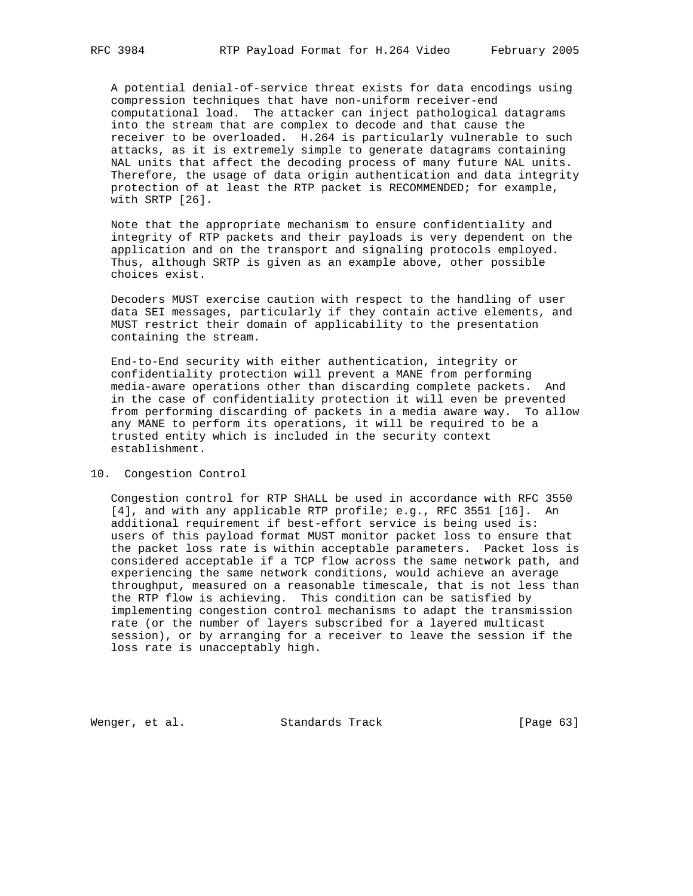A potential denial-of-service threat exists for data encodings using compression techniques that have non-uniform receiver-end computational load. The attacker can inject pathological datagrams into the stream that are complex to decode and that cause the receiver to be overloaded. H.264 is particularly vulnerable to such attacks, as it is extremely simple to generate datagrams containing NAL units that affect the decoding process of many future NAL units. Therefore, the usage of data origin authentication and data integrity protection of at least the RTP packet is RECOMMENDED; for example, with SRTP [26].

Note that the appropriate mechanism to ensure confidentiality and integrity of RTP packets and their payloads is very dependent on the application and on the transport and signaling protocols employed. Thus, although SRTP is given as an example above, other possible choices exist.

Decoders MUST exercise caution with respect to the handling of user data SEI messages, particularly if they contain active elements, and MUST restrict their domain of applicability to the presentation containing the stream.

End-to-End security with either authentication, integrity or confidentiality protection will prevent a MANE from performing media-aware operations other than discarding complete packets. And in the case of confidentiality protection it will even be prevented from performing discarding of packets in a media aware way. To allow any MANE to perform its operations, it will be required to be a trusted entity which is included in the security context establishment.

## 10. Congestion Control

Congestion control for RTP SHALL be used in accordance with RFC 3550 [4], and with any applicable RTP profile; e.g., RFC 3551 [16]. An additional requirement if best-effort service is being used is: users of this payload format MUST monitor packet loss to ensure that the packet loss rate is within acceptable parameters. Packet loss is considered acceptable if a TCP flow across the same network path, and experiencing the same network conditions, would achieve an average throughput, measured on a reasonable timescale, that is not less than the RTP flow is achieving. This condition can be satisfied by implementing congestion control mechanisms to adapt the transmission rate (or the number of layers subscribed for a layered multicast session), or by arranging for a receiver to leave the session if the loss rate is unacceptably high.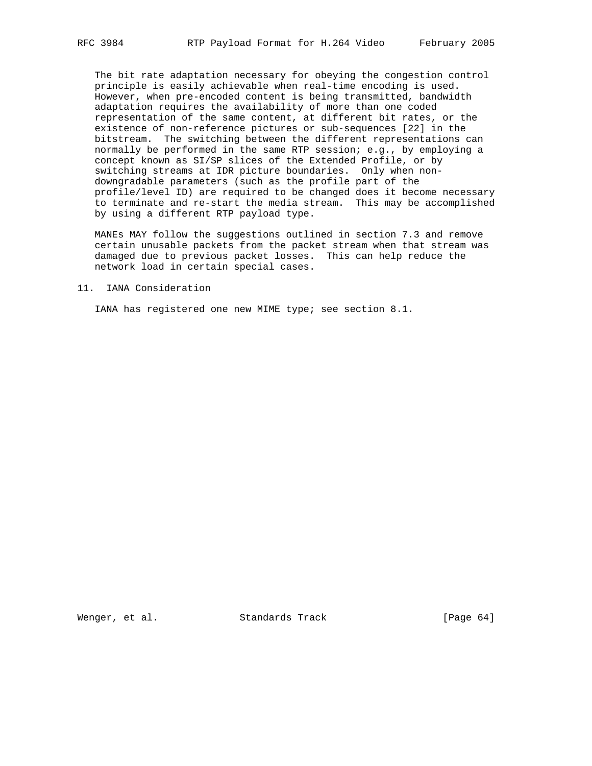The bit rate adaptation necessary for obeying the congestion control principle is easily achievable when real-time encoding is used. However, when pre-encoded content is being transmitted, bandwidth adaptation requires the availability of more than one coded representation of the same content, at different bit rates, or the existence of non-reference pictures or sub-sequences [22] in the bitstream. The switching between the different representations can normally be performed in the same RTP session; e.g., by employing a concept known as SI/SP slices of the Extended Profile, or by switching streams at IDR picture boundaries. Only when non-downgradable parameters (such as the profile part of the profile/level ID) are required to be changed does it become necessary to terminate and re-start the media stream. This may be accomplished by using a different RTP payload type.

MANEs MAY follow the suggestions outlined in section 7.3 and remove certain unusable packets from the packet stream when that stream was damaged due to previous packet losses. This can help reduce the network load in certain special cases.

## 11. IANA Consideration

IANA has registered one new MIME type; see section 8.1.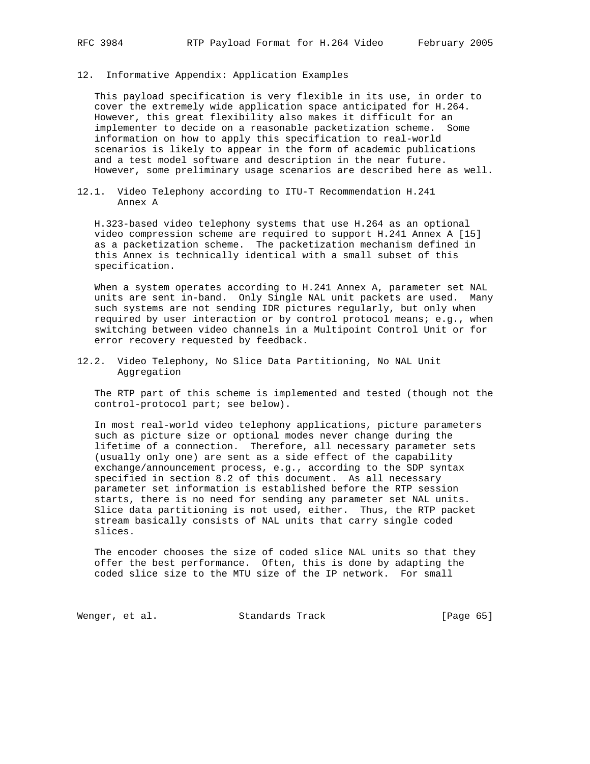## 12. Informative Appendix: Application Examples

This payload specification is very flexible in its use, in order to cover the extremely wide application space anticipated for H.264. However, this great flexibility also makes it difficult for an implementer to decide on a reasonable packetization scheme. Some information on how to apply this specification to real-world scenarios is likely to appear in the form of academic publications and a test model software and description in the near future. However, some preliminary usage scenarios are described here as well.

### 12.1. Video Telephony according to ITU-T Recommendation H.241 Annex A

H.323-based video telephony systems that use H.264 as an optional video compression scheme are required to support H.241 Annex A [15] as a packetization scheme. The packetization mechanism defined in this Annex is technically identical with a small subset of this specification.

When a system operates according to H.241 Annex A, parameter set NAL units are sent in-band. Only Single NAL unit packets are used. Many such systems are not sending IDR pictures regularly, but only when required by user interaction or by control protocol means; e.g., when switching between video channels in a Multipoint Control Unit or for error recovery requested by feedback.

### 12.2. Video Telephony, No Slice Data Partitioning, No NAL Unit Aggregation

The RTP part of this scheme is implemented and tested (though not the control-protocol part; see below).

In most real-world video telephony applications, picture parameters such as picture size or optional modes never change during the lifetime of a connection. Therefore, all necessary parameter sets (usually only one) are sent as a side effect of the capability exchange/announcement process, e.g., according to the SDP syntax specified in section 8.2 of this document. As all necessary parameter set information is established before the RTP session starts, there is no need for sending any parameter set NAL units. Slice data partitioning is not used, either. Thus, the RTP packet stream basically consists of NAL units that carry single coded slices.

The encoder chooses the size of coded slice NAL units so that they offer the best performance. Often, this is done by adapting the coded slice size to the MTU size of the IP network. For small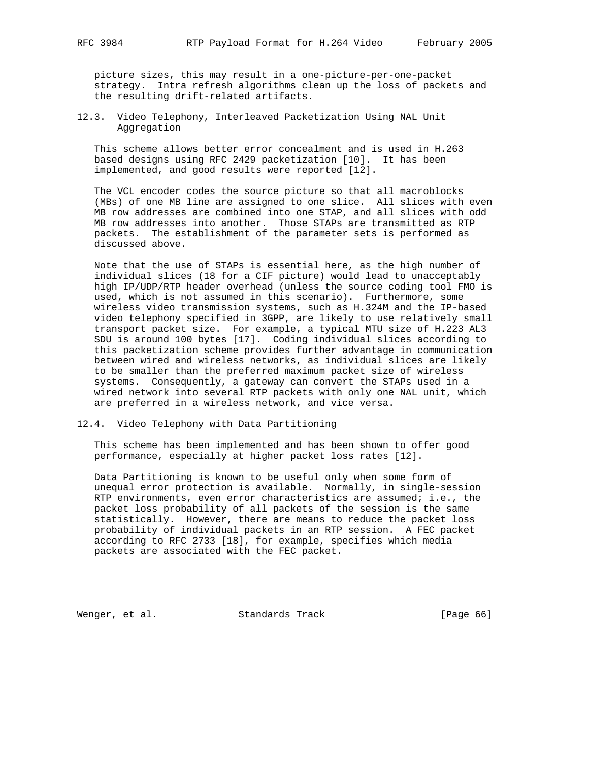picture sizes, this may result in a one-picture-per-one-packet strategy. Intra refresh algorithms clean up the loss of packets and the resulting drift-related artifacts.

### 12.3. Video Telephony, Interleaved Packetization Using NAL Unit Aggregation

This scheme allows better error concealment and is used in H.263 based designs using RFC 2429 packetization [10]. It has been implemented, and good results were reported [12].

The VCL encoder codes the source picture so that all macroblocks (MBs) of one MB line are assigned to one slice. All slices with even MB row addresses are combined into one STAP, and all slices with odd MB row addresses into another. Those STAPs are transmitted as RTP packets. The establishment of the parameter sets is performed as discussed above.

Note that the use of STAPs is essential here, as the high number of individual slices (18 for a CIF picture) would lead to unacceptably high IP/UDP/RTP header overhead (unless the source coding tool FMO is used, which is not assumed in this scenario). Furthermore, some wireless video transmission systems, such as H.324M and the IP-based video telephony specified in 3GPP, are likely to use relatively small transport packet size. For example, a typical MTU size of H.223 AL3 SDU is around 100 bytes [17]. Coding individual slices according to this packetization scheme provides further advantage in communication between wired and wireless networks, as individual slices are likely to be smaller than the preferred maximum packet size of wireless systems. Consequently, a gateway can convert the STAPs used in a wired network into several RTP packets with only one NAL unit, which are preferred in a wireless network, and vice versa.

### 12.4. Video Telephony with Data Partitioning

This scheme has been implemented and has been shown to offer good performance, especially at higher packet loss rates [12].

Data Partitioning is known to be useful only when some form of unequal error protection is available. Normally, in single-session RTP environments, even error characteristics are assumed; i.e., the packet loss probability of all packets of the session is the same statistically. However, there are means to reduce the packet loss probability of individual packets in an RTP session. A FEC packet according to RFC 2733 [18], for example, specifies which media packets are associated with the FEC packet.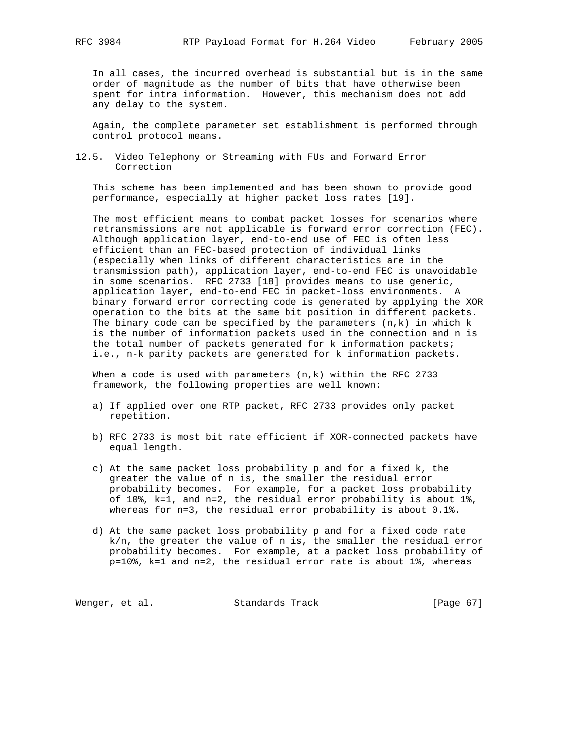In all cases, the incurred overhead is substantial but is in the same order of magnitude as the number of bits that have otherwise been spent for intra information. However, this mechanism does not add any delay to the system.

Again, the complete parameter set establishment is performed through control protocol means.

## 12.5. Video Telephony or Streaming with FUs and Forward Error Correction

This scheme has been implemented and has been shown to provide good performance, especially at higher packet loss rates [19].

The most efficient means to combat packet losses for scenarios where retransmissions are not applicable is forward error correction (FEC). Although application layer, end-to-end use of FEC is often less efficient than an FEC-based protection of individual links (especially when links of different characteristics are in the transmission path), application layer, end-to-end FEC is unavoidable in some scenarios. RFC 2733 [18] provides means to use generic, application layer, end-to-end FEC in packet-loss environments. A binary forward error correcting code is generated by applying the XOR operation to the bits at the same bit position in different packets. The binary code can be specified by the parameters (n,k) in which k is the number of information packets used in the connection and n is the total number of packets generated for k information packets; i.e., n-k parity packets are generated for k information packets.

When a code is used with parameters (n,k) within the RFC 2733 framework, the following properties are well known:

a) If applied over one RTP packet, RFC 2733 provides only packet repetition.

b) RFC 2733 is most bit rate efficient if XOR-connected packets have equal length.

c) At the same packet loss probability p and for a fixed k, the greater the value of n is, the smaller the residual error probability becomes. For example, for a packet loss probability of 10%, k=1, and n=2, the residual error probability is about 1%, whereas for n=3, the residual error probability is about 0.1%.

d) At the same packet loss probability p and for a fixed code rate k/n, the greater the value of n is, the smaller the residual error probability becomes. For example, at a packet loss probability of p=10%, k=1 and n=2, the residual error rate is about 1%, whereas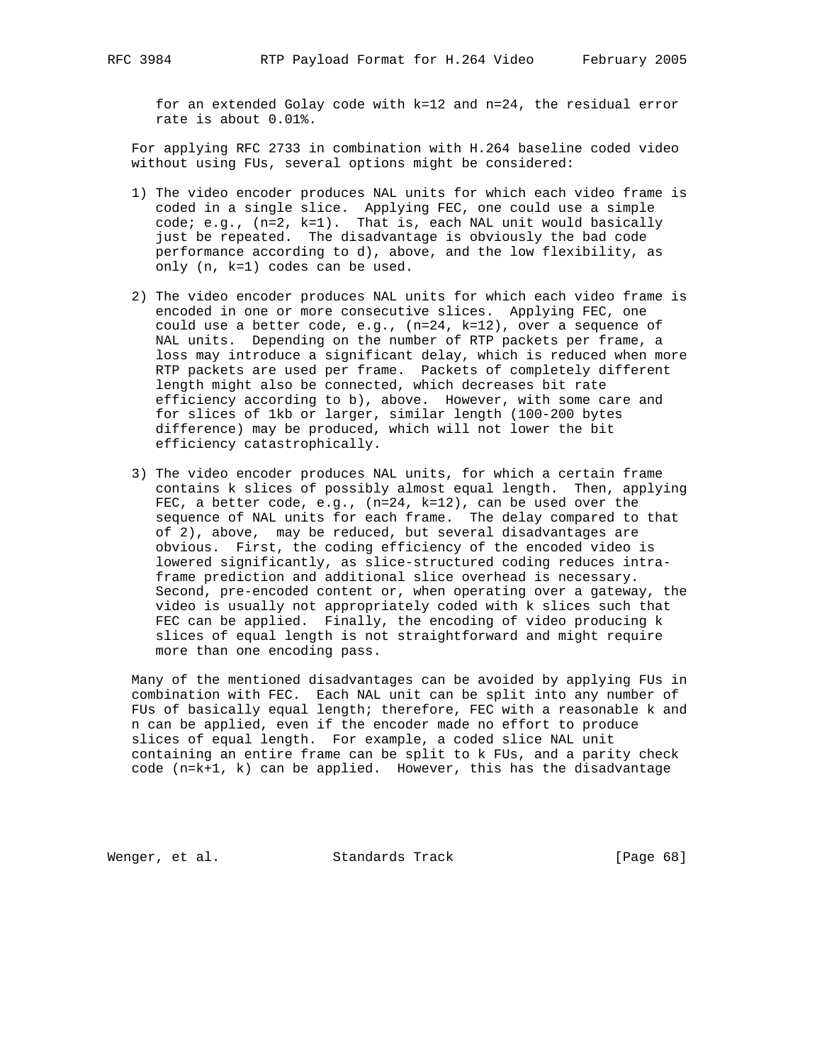for an extended Golay code with k=12 and n=24, the residual error rate is about 0.01%.

For applying RFC 2733 in combination with H.264 baseline coded video without using FUs, several options might be considered:

1) The video encoder produces NAL units for which each video frame is coded in a single slice. Applying FEC, one could use a simple code; e.g., (n=2, k=1). That is, each NAL unit would basically just be repeated. The disadvantage is obviously the bad code performance according to d), above, and the low flexibility, as only (n, k=1) codes can be used.

2) The video encoder produces NAL units for which each video frame is encoded in one or more consecutive slices. Applying FEC, one could use a better code, e.g., (n=24, k=12), over a sequence of NAL units. Depending on the number of RTP packets per frame, a loss may introduce a significant delay, which is reduced when more RTP packets are used per frame. Packets of completely different length might also be connected, which decreases bit rate efficiency according to b), above. However, with some care and for slices of 1kb or larger, similar length (100-200 bytes difference) may be produced, which will not lower the bit efficiency catastrophically.

3) The video encoder produces NAL units, for which a certain frame contains k slices of possibly almost equal length. Then, applying FEC, a better code, e.g., (n=24, k=12), can be used over the sequence of NAL units for each frame. The delay compared to that of 2), above, may be reduced, but several disadvantages are obvious. First, the coding efficiency of the encoded video is lowered significantly, as slice-structured coding reduces intra-frame prediction and additional slice overhead is necessary. Second, pre-encoded content or, when operating over a gateway, the video is usually not appropriately coded with k slices such that FEC can be applied. Finally, the encoding of video producing k slices of equal length is not straightforward and might require more than one encoding pass.

Many of the mentioned disadvantages can be avoided by applying FUs in combination with FEC. Each NAL unit can be split into any number of FUs of basically equal length; therefore, FEC with a reasonable k and n can be applied, even if the encoder made no effort to produce slices of equal length. For example, a coded slice NAL unit containing an entire frame can be split to k FUs, and a parity check code (n=k+1, k) can be applied. However, this has the disadvantage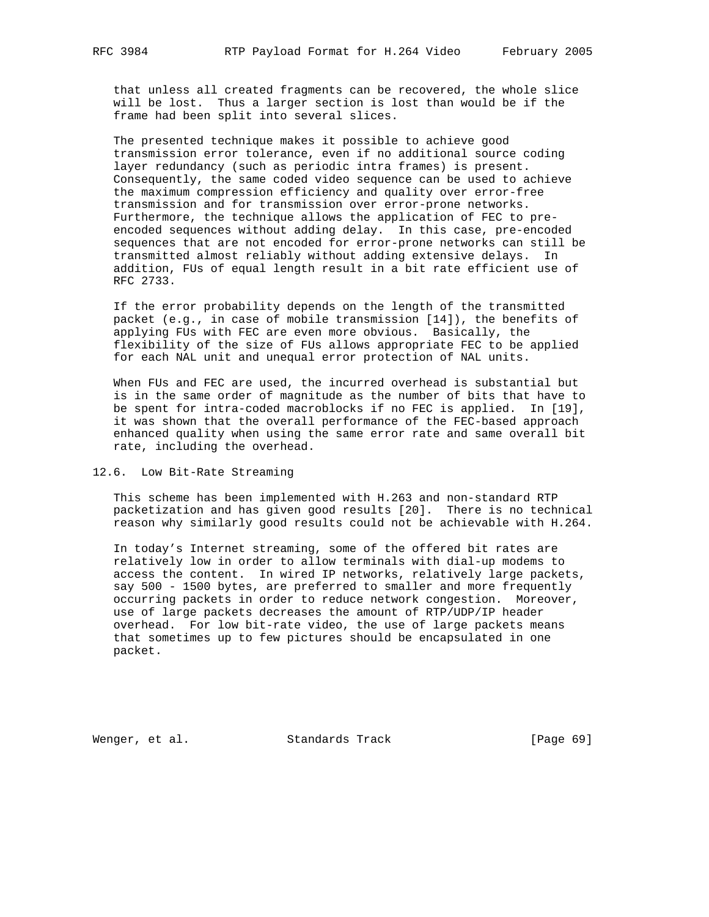that unless all created fragments can be recovered, the whole slice will be lost. Thus a larger section is lost than would be if the frame had been split into several slices.

The presented technique makes it possible to achieve good transmission error tolerance, even if no additional source coding layer redundancy (such as periodic intra frames) is present. Consequently, the same coded video sequence can be used to achieve the maximum compression efficiency and quality over error-free transmission and for transmission over error-prone networks. Furthermore, the technique allows the application of FEC to pre-encoded sequences without adding delay. In this case, pre-encoded sequences that are not encoded for error-prone networks can still be transmitted almost reliably without adding extensive delays. In addition, FUs of equal length result in a bit rate efficient use of RFC 2733.

If the error probability depends on the length of the transmitted packet (e.g., in case of mobile transmission [14]), the benefits of applying FUs with FEC are even more obvious. Basically, the flexibility of the size of FUs allows appropriate FEC to be applied for each NAL unit and unequal error protection of NAL units.

When FUs and FEC are used, the incurred overhead is substantial but is in the same order of magnitude as the number of bits that have to be spent for intra-coded macroblocks if no FEC is applied. In [19], it was shown that the overall performance of the FEC-based approach enhanced quality when using the same error rate and same overall bit rate, including the overhead.

## 12.6. Low Bit-Rate Streaming

This scheme has been implemented with H.263 and non-standard RTP packetization and has given good results [20]. There is no technical reason why similarly good results could not be achievable with H.264.

In today's Internet streaming, some of the offered bit rates are relatively low in order to allow terminals with dial-up modems to access the content. In wired IP networks, relatively large packets, say 500 - 1500 bytes, are preferred to smaller and more frequently occurring packets in order to reduce network congestion. Moreover, use of large packets decreases the amount of RTP/UDP/IP header overhead. For low bit-rate video, the use of large packets means that sometimes up to few pictures should be encapsulated in one packet.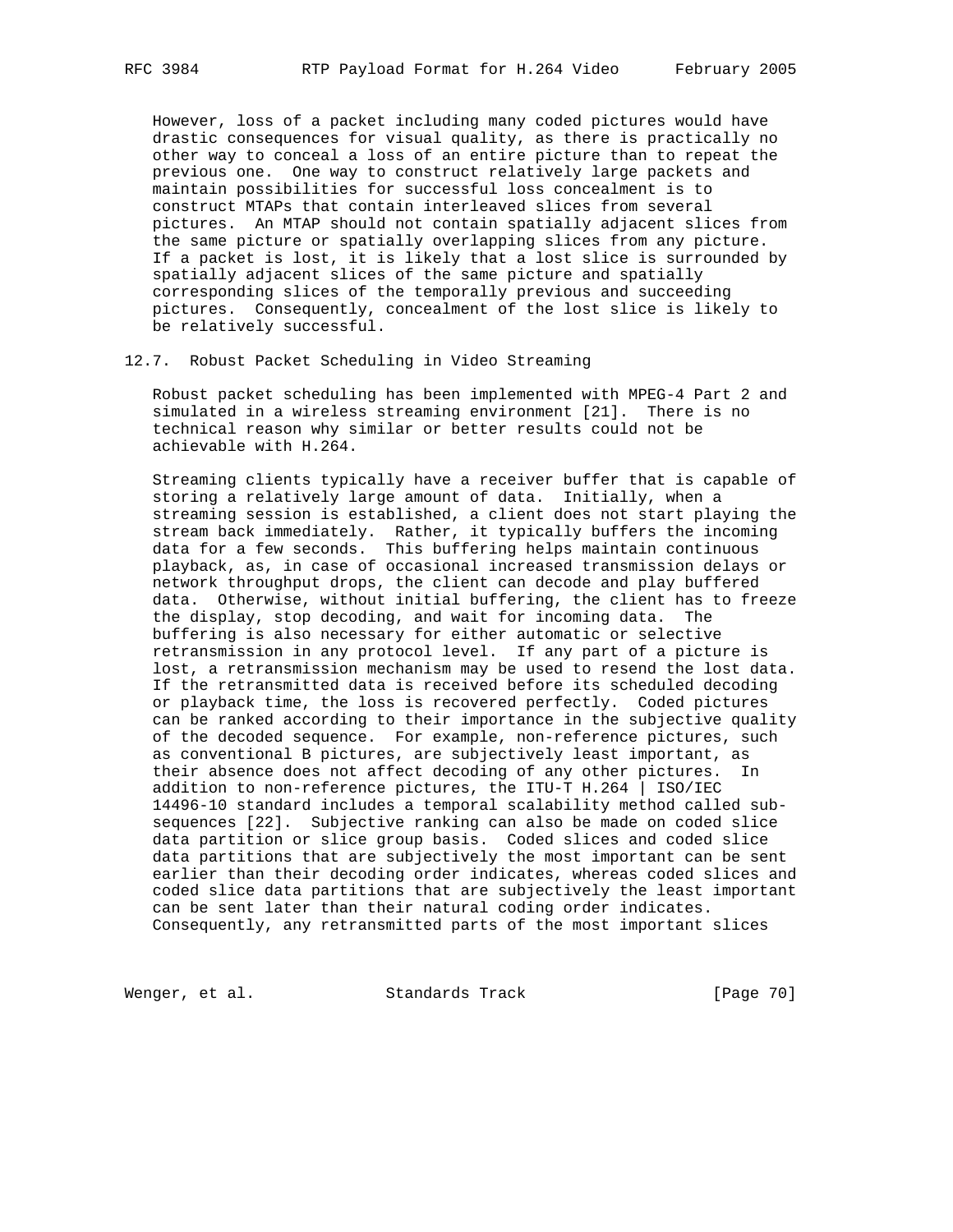However, loss of a packet including many coded pictures would have drastic consequences for visual quality, as there is practically no other way to conceal a loss of an entire picture than to repeat the previous one. One way to construct relatively large packets and maintain possibilities for successful loss concealment is to construct MTAPs that contain interleaved slices from several pictures. An MTAP should not contain spatially adjacent slices from the same picture or spatially overlapping slices from any picture. If a packet is lost, it is likely that a lost slice is surrounded by spatially adjacent slices of the same picture and spatially corresponding slices of the temporally previous and succeeding pictures. Consequently, concealment of the lost slice is likely to be relatively successful.

## 12.7. Robust Packet Scheduling in Video Streaming

Robust packet scheduling has been implemented with MPEG-4 Part 2 and simulated in a wireless streaming environment [21]. There is no technical reason why similar or better results could not be achievable with H.264.

Streaming clients typically have a receiver buffer that is capable of storing a relatively large amount of data. Initially, when a streaming session is established, a client does not start playing the stream back immediately. Rather, it typically buffers the incoming data for a few seconds. This buffering helps maintain continuous playback, as, in case of occasional increased transmission delays or network throughput drops, the client can decode and play buffered data. Otherwise, without initial buffering, the client has to freeze the display, stop decoding, and wait for incoming data. The buffering is also necessary for either automatic or selective retransmission in any protocol level. If any part of a picture is lost, a retransmission mechanism may be used to resend the lost data. If the retransmitted data is received before its scheduled decoding or playback time, the loss is recovered perfectly. Coded pictures can be ranked according to their importance in the subjective quality of the decoded sequence. For example, non-reference pictures, such as conventional B pictures, are subjectively least important, as their absence does not affect decoding of any other pictures. In addition to non-reference pictures, the ITU-T H.264 | ISO/IEC 14496-10 standard includes a temporal scalability method called sub-sequences [22]. Subjective ranking can also be made on coded slice data partition or slice group basis. Coded slices and coded slice data partitions that are subjectively the most important can be sent earlier than their decoding order indicates, whereas coded slices and coded slice data partitions that are subjectively the least important can be sent later than their natural coding order indicates. Consequently, any retransmitted parts of the most important slices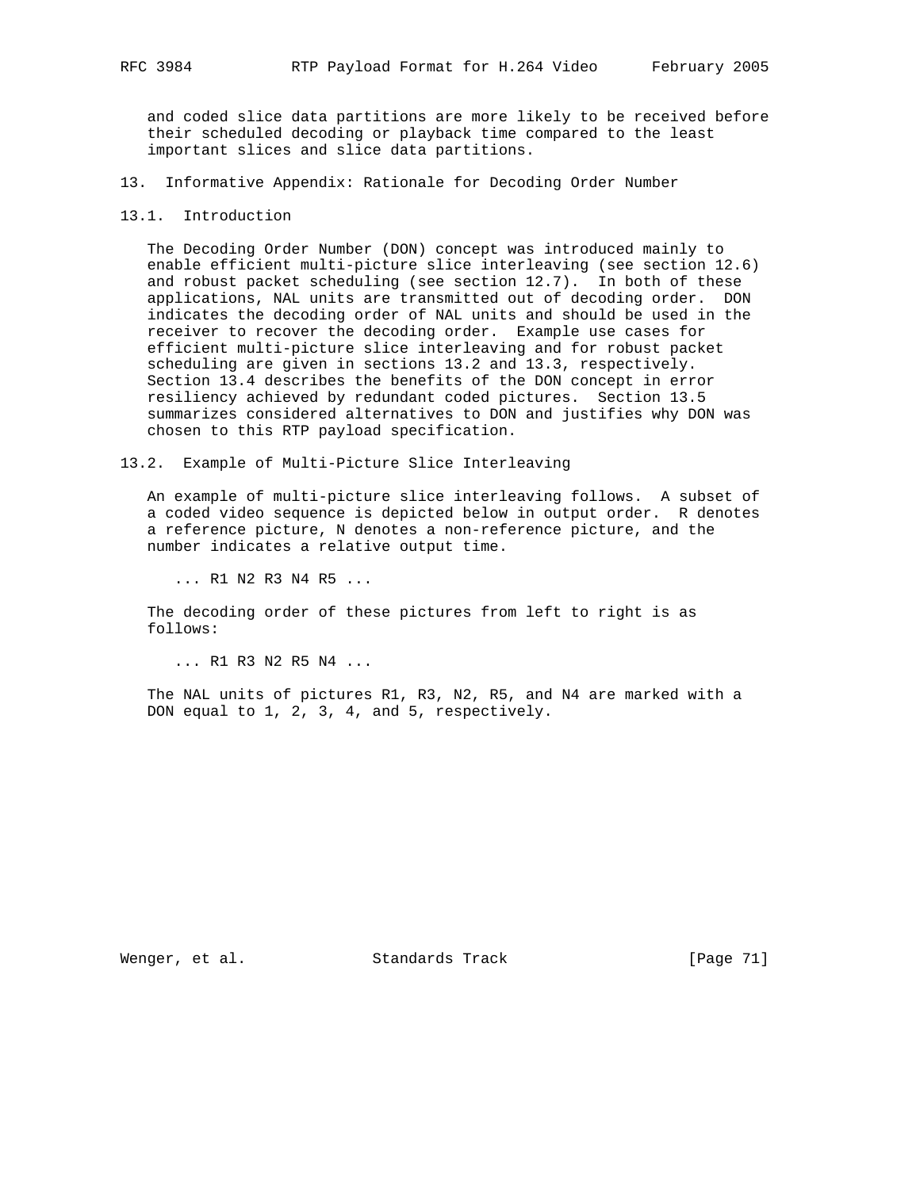and coded slice data partitions are more likely to be received before their scheduled decoding or playback time compared to the least important slices and slice data partitions.

## 13. Informative Appendix: Rationale for Decoding Order Number

### 13.1. Introduction

The Decoding Order Number (DON) concept was introduced mainly to enable efficient multi-picture slice interleaving (see section 12.6) and robust packet scheduling (see section 12.7). In both of these applications, NAL units are transmitted out of decoding order. DON indicates the decoding order of NAL units and should be used in the receiver to recover the decoding order. Example use cases for efficient multi-picture slice interleaving and for robust packet scheduling are given in sections 13.2 and 13.3, respectively. Section 13.4 describes the benefits of the DON concept in error resiliency achieved by redundant coded pictures. Section 13.5 summarizes considered alternatives to DON and justifies why DON was chosen to this RTP payload specification.

### 13.2. Example of Multi-Picture Slice Interleaving

An example of multi-picture slice interleaving follows. A subset of a coded video sequence is depicted below in output order. R denotes a reference picture, N denotes a non-reference picture, and the number indicates a relative output time.

```
... R1 N2 R3 N4 R5 ...
```

The decoding order of these pictures from left to right is as follows:

```
... R1 R3 N2 R5 N4 ...
```

The NAL units of pictures R1, R3, N2, R5, and N4 are marked with a DON equal to 1, 2, 3, 4, and 5, respectively.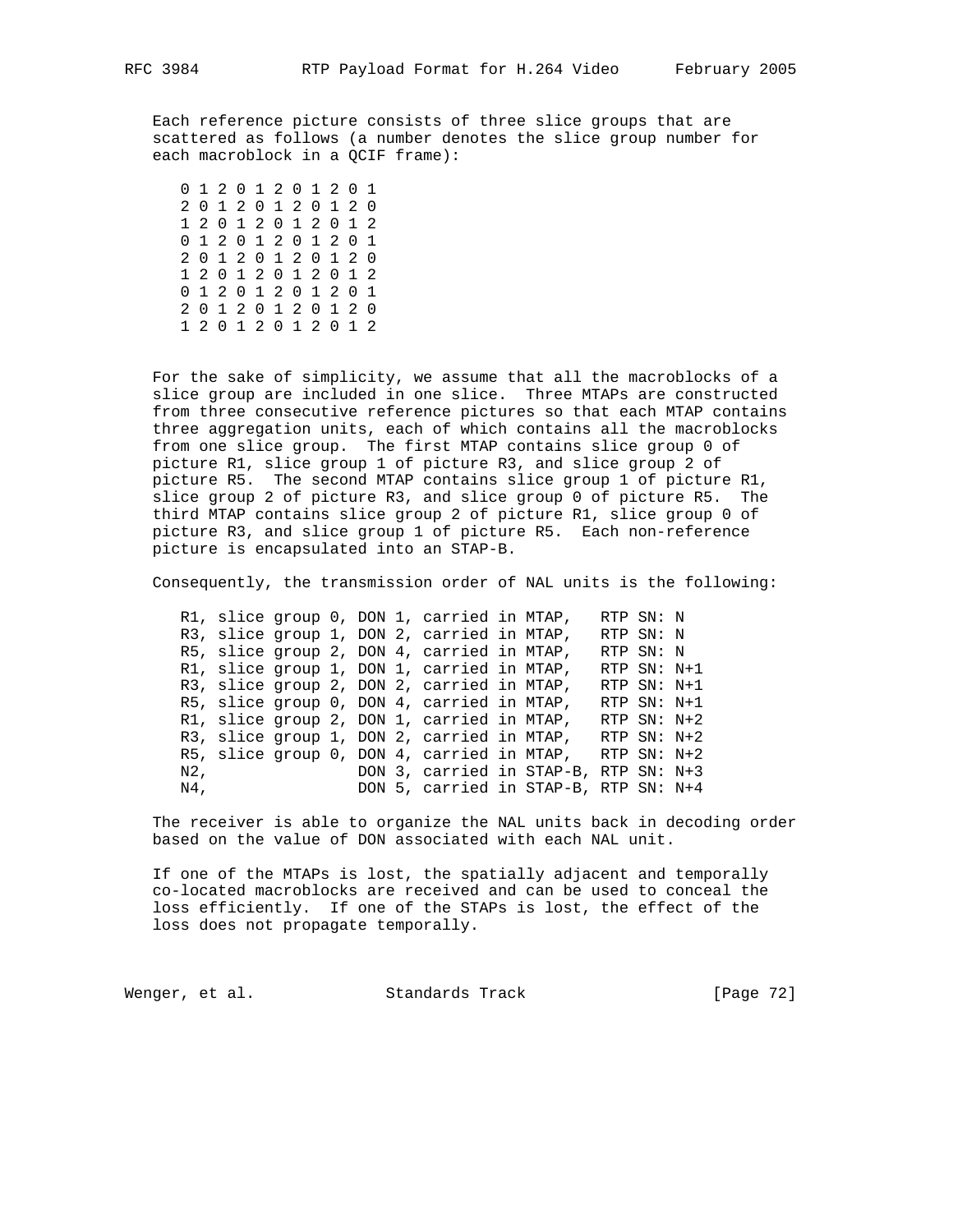Each reference picture consists of three slice groups that are scattered as follows (a number denotes the slice group number for each macroblock in a QCIF frame):

```
0 1 2 0 1 2 0 1 2 0 1
2 0 1 2 0 1 2 0 1 2 0
1 2 0 1 2 0 1 2 0 1 2
0 1 2 0 1 2 0 1 2 0 1
2 0 1 2 0 1 2 0 1 2 0
1 2 0 1 2 0 1 2 0 1 2
0 1 2 0 1 2 0 1 2 0 1
2 0 1 2 0 1 2 0 1 2 0
1 2 0 1 2 0 1 2 0 1 2
```

For the sake of simplicity, we assume that all the macroblocks of a slice group are included in one slice. Three MTAPs are constructed from three consecutive reference pictures so that each MTAP contains three aggregation units, each of which contains all the macroblocks from one slice group. The first MTAP contains slice group 0 of picture R1, slice group 1 of picture R3, and slice group 2 of picture R5. The second MTAP contains slice group 1 of picture R1, slice group 2 of picture R3, and slice group 0 of picture R5. The third MTAP contains slice group 2 of picture R1, slice group 0 of picture R3, and slice group 1 of picture R5. Each non-reference picture is encapsulated into an STAP-B.

Consequently, the transmission order of NAL units is the following:

```
R1, slice group 0, DON 1, carried in MTAP,   RTP SN: N
R3, slice group 1, DON 2, carried in MTAP,   RTP SN: N
R5, slice group 2, DON 4, carried in MTAP,   RTP SN: N
R1, slice group 1, DON 1, carried in MTAP,   RTP SN: N+1
R3, slice group 2, DON 2, carried in MTAP,   RTP SN: N+1
R5, slice group 0, DON 4, carried in MTAP,   RTP SN: N+1
R1, slice group 2, DON 1, carried in MTAP,   RTP SN: N+2
R3, slice group 1, DON 2, carried in MTAP,   RTP SN: N+2
R5, slice group 0, DON 4, carried in MTAP,   RTP SN: N+2
N2,                DON 3, carried in STAP-B, RTP SN: N+3
N4,                DON 5, carried in STAP-B, RTP SN: N+4
```

The receiver is able to organize the NAL units back in decoding order based on the value of DON associated with each NAL unit.

If one of the MTAPs is lost, the spatially adjacent and temporally co-located macroblocks are received and can be used to conceal the loss efficiently. If one of the STAPs is lost, the effect of the loss does not propagate temporally.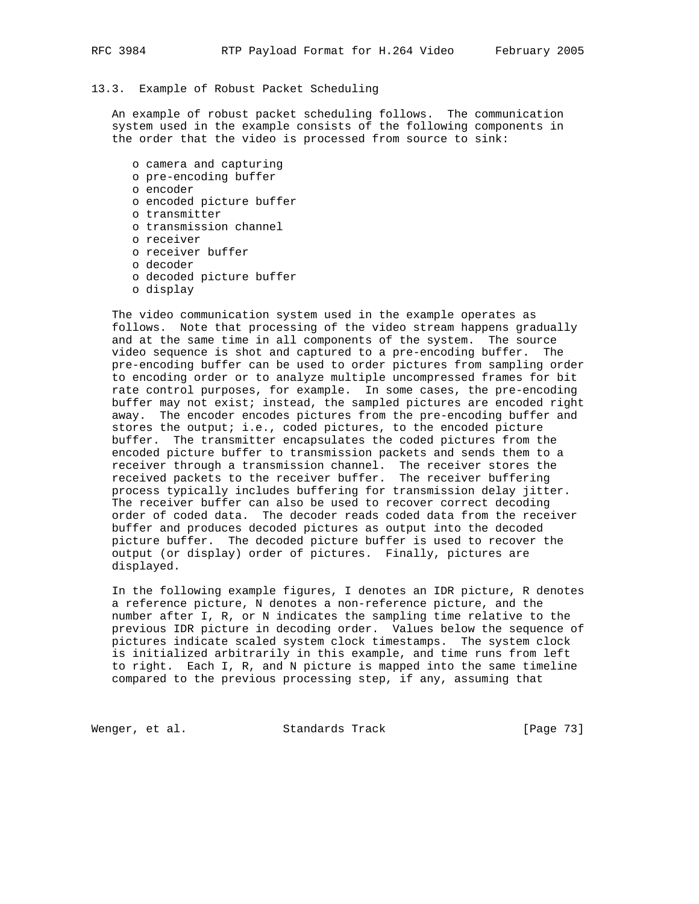### 13.3. Example of Robust Packet Scheduling

An example of robust packet scheduling follows. The communication system used in the example consists of the following components in the order that the video is processed from source to sink:

- camera and capturing
- pre-encoding buffer
- encoder
- encoded picture buffer
- transmitter
- transmission channel
- receiver
- receiver buffer
- decoder
- decoded picture buffer
- display

The video communication system used in the example operates as follows. Note that processing of the video stream happens gradually and at the same time in all components of the system. The source video sequence is shot and captured to a pre-encoding buffer. The pre-encoding buffer can be used to order pictures from sampling order to encoding order or to analyze multiple uncompressed frames for bit rate control purposes, for example. In some cases, the pre-encoding buffer may not exist; instead, the sampled pictures are encoded right away. The encoder encodes pictures from the pre-encoding buffer and stores the output; i.e., coded pictures, to the encoded picture buffer. The transmitter encapsulates the coded pictures from the encoded picture buffer to transmission packets and sends them to a receiver through a transmission channel. The receiver stores the received packets to the receiver buffer. The receiver buffering process typically includes buffering for transmission delay jitter. The receiver buffer can also be used to recover correct decoding order of coded data. The decoder reads coded data from the receiver buffer and produces decoded pictures as output into the decoded picture buffer. The decoded picture buffer is used to recover the output (or display) order of pictures. Finally, pictures are displayed.

In the following example figures, I denotes an IDR picture, R denotes a reference picture, N denotes a non-reference picture, and the number after I, R, or N indicates the sampling time relative to the previous IDR picture in decoding order. Values below the sequence of pictures indicate scaled system clock timestamps. The system clock is initialized arbitrarily in this example, and time runs from left to right. Each I, R, and N picture is mapped into the same timeline compared to the previous processing step, if any, assuming that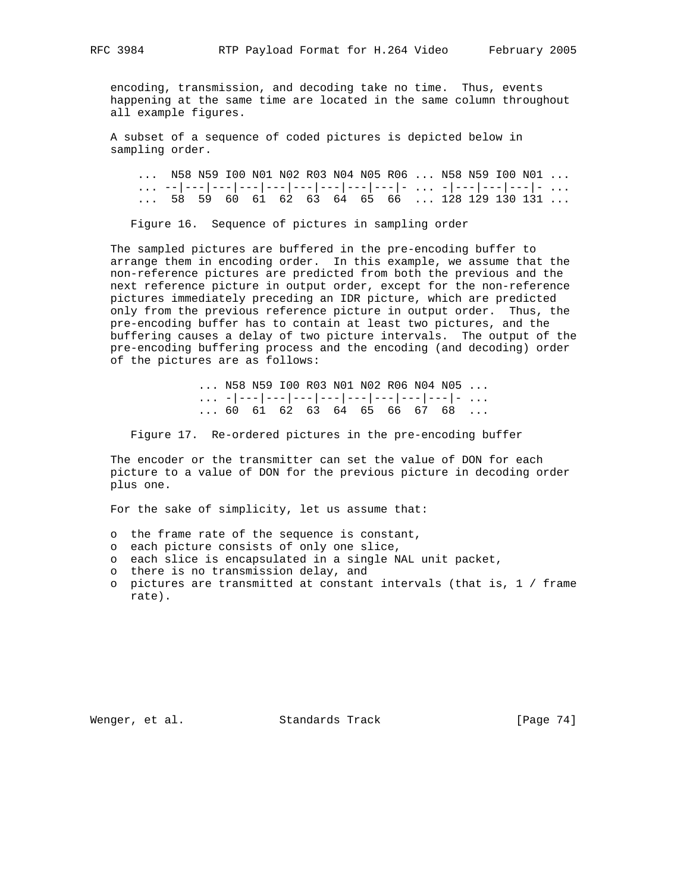encoding, transmission, and decoding take no time. Thus, events happening at the same time are located in the same column throughout all example figures.

A subset of a sequence of coded pictures is depicted below in sampling order.

```
 ...  N58 N59 I00 N01 N02 R03 N04 N05 R06 ... N58 N59 I00 N01 ...
 ... --|---|---|---|---|---|---|---|---|- ... -|---|---|---|- ...
 ...  58  59  60  61  62  63  64  65  66  ... 128 129 130 131 ...
```

Figure 16. Sequence of pictures in sampling order

The sampled pictures are buffered in the pre-encoding buffer to arrange them in encoding order. In this example, we assume that the non-reference pictures are predicted from both the previous and the next reference picture in output order, except for the non-reference pictures immediately preceding an IDR picture, which are predicted only from the previous reference picture in output order. Thus, the pre-encoding buffer has to contain at least two pictures, and the buffering causes a delay of two picture intervals. The output of the pre-encoding buffering process and the encoding (and decoding) order of the pictures are as follows:

```
 ... N58 N59 I00 R03 N01 N02 R06 N04 N05 ...
 ... -|---|---|---|---|---|---|---|---|- ...
 ... 60  61  62  63  64  65  66  67  68  ...
```

Figure 17. Re-ordered pictures in the pre-encoding buffer

The encoder or the transmitter can set the value of DON for each picture to a value of DON for the previous picture in decoding order plus one.

For the sake of simplicity, let us assume that:

- o the frame rate of the sequence is constant,
- o each picture consists of only one slice,
- o each slice is encapsulated in a single NAL unit packet,
- o there is no transmission delay, and
- o pictures are transmitted at constant intervals (that is, 1 / frame rate).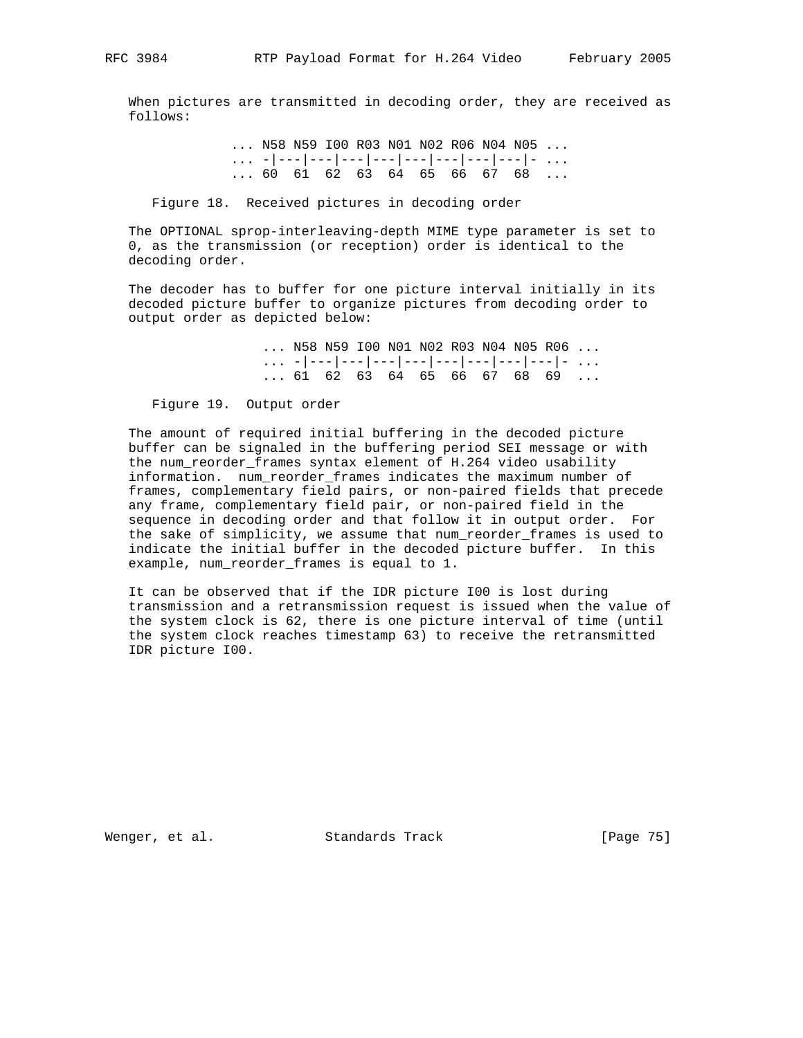When pictures are transmitted in decoding order, they are received as follows:

```
... N58 N59 I00 R03 N01 N02 R06 N04 N05 ...
... -|---|---|---|---|---|---|---|---|- ...
... 60  61  62  63  64  65  66  67  68  ...
```

Figure 18. Received pictures in decoding order

The OPTIONAL sprop-interleaving-depth MIME type parameter is set to 0, as the transmission (or reception) order is identical to the decoding order.

The decoder has to buffer for one picture interval initially in its decoded picture buffer to organize pictures from decoding order to output order as depicted below:

```
... N58 N59 I00 N01 N02 R03 N04 N05 R06 ...
... -|---|---|---|---|---|---|---|---|- ...
... 61  62  63  64  65  66  67  68  69  ...
```

Figure 19. Output order

The amount of required initial buffering in the decoded picture buffer can be signaled in the buffering period SEI message or with the num_reorder_frames syntax element of H.264 video usability information. num_reorder_frames indicates the maximum number of frames, complementary field pairs, or non-paired fields that precede any frame, complementary field pair, or non-paired field in the sequence in decoding order and that follow it in output order. For the sake of simplicity, we assume that num_reorder_frames is used to indicate the initial buffer in the decoded picture buffer. In this example, num_reorder_frames is equal to 1.

It can be observed that if the IDR picture I00 is lost during transmission and a retransmission request is issued when the value of the system clock is 62, there is one picture interval of time (until the system clock reaches timestamp 63) to receive the retransmitted IDR picture I00.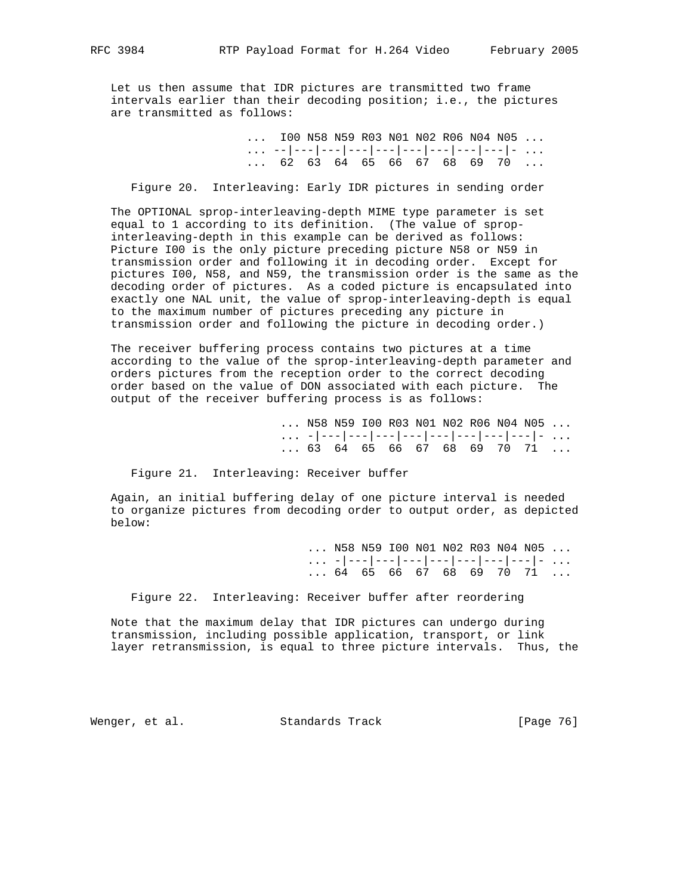Let us then assume that IDR pictures are transmitted two frame intervals earlier than their decoding position; i.e., the pictures are transmitted as follows:

```
... I00 N58 N59 R03 N01 N02 R06 N04 N05 ...
... --|---|---|---|---|---|---|---|---|- ...
... 62  63  64  65  66  67  68  69  70  ...
```

Figure 20. Interleaving: Early IDR pictures in sending order

The OPTIONAL sprop-interleaving-depth MIME type parameter is set equal to 1 according to its definition. (The value of sprop-interleaving-depth in this example can be derived as follows: Picture I00 is the only picture preceding picture N58 or N59 in transmission order and following it in decoding order. Except for pictures I00, N58, and N59, the transmission order is the same as the decoding order of pictures. As a coded picture is encapsulated into exactly one NAL unit, the value of sprop-interleaving-depth is equal to the maximum number of pictures preceding any picture in transmission order and following the picture in decoding order.)

The receiver buffering process contains two pictures at a time according to the value of the sprop-interleaving-depth parameter and orders pictures from the reception order to the correct decoding order based on the value of DON associated with each picture. The output of the receiver buffering process is as follows:

```
... N58 N59 I00 R03 N01 N02 R06 N04 N05 ...
... -|---|---|---|---|---|---|---|---|- ...
... 63  64  65  66  67  68  69  70  71  ...
```

Figure 21. Interleaving: Receiver buffer

Again, an initial buffering delay of one picture interval is needed to organize pictures from decoding order to output order, as depicted below:

```
... N58 N59 I00 N01 N02 R03 N04 N05 ...
... -|---|---|---|---|---|---|---|- ...
... 64  65  66  67  68  69  70  71  ...
```

Figure 22. Interleaving: Receiver buffer after reordering

Note that the maximum delay that IDR pictures can undergo during transmission, including possible application, transport, or link layer retransmission, is equal to three picture intervals. Thus, the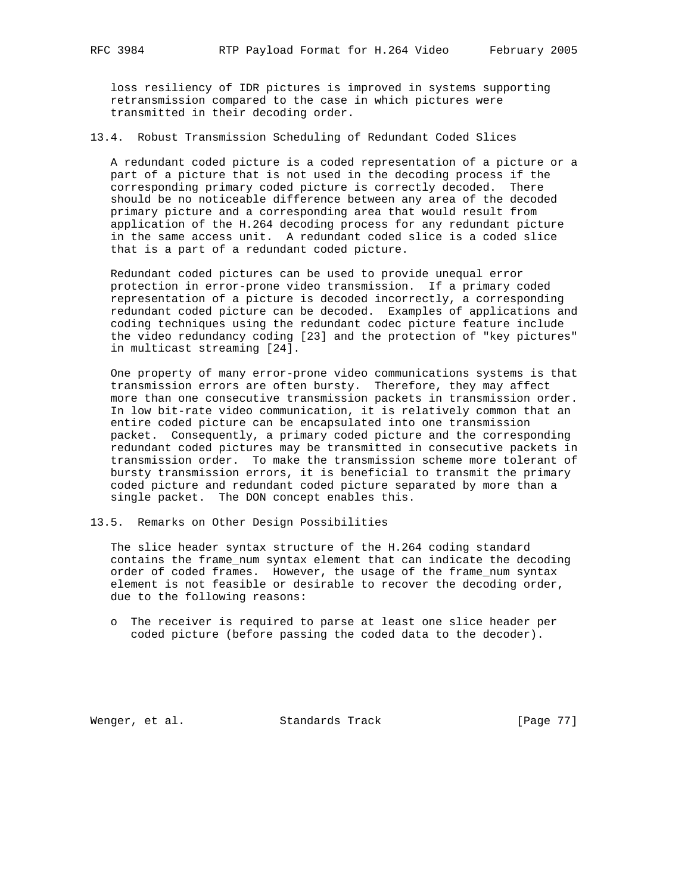loss resiliency of IDR pictures is improved in systems supporting retransmission compared to the case in which pictures were transmitted in their decoding order.

### 13.4. Robust Transmission Scheduling of Redundant Coded Slices

A redundant coded picture is a coded representation of a picture or a part of a picture that is not used in the decoding process if the corresponding primary coded picture is correctly decoded. There should be no noticeable difference between any area of the decoded primary picture and a corresponding area that would result from application of the H.264 decoding process for any redundant picture in the same access unit. A redundant coded slice is a coded slice that is a part of a redundant coded picture.

Redundant coded pictures can be used to provide unequal error protection in error-prone video transmission. If a primary coded representation of a picture is decoded incorrectly, a corresponding redundant coded picture can be decoded. Examples of applications and coding techniques using the redundant codec picture feature include the video redundancy coding [23] and the protection of "key pictures" in multicast streaming [24].

One property of many error-prone video communications systems is that transmission errors are often bursty. Therefore, they may affect more than one consecutive transmission packets in transmission order. In low bit-rate video communication, it is relatively common that an entire coded picture can be encapsulated into one transmission packet. Consequently, a primary coded picture and the corresponding redundant coded pictures may be transmitted in consecutive packets in transmission order. To make the transmission scheme more tolerant of bursty transmission errors, it is beneficial to transmit the primary coded picture and redundant coded picture separated by more than a single packet. The DON concept enables this.

### 13.5. Remarks on Other Design Possibilities

The slice header syntax structure of the H.264 coding standard contains the frame_num syntax element that can indicate the decoding order of coded frames. However, the usage of the frame_num syntax element is not feasible or desirable to recover the decoding order, due to the following reasons:

- The receiver is required to parse at least one slice header per coded picture (before passing the coded data to the decoder).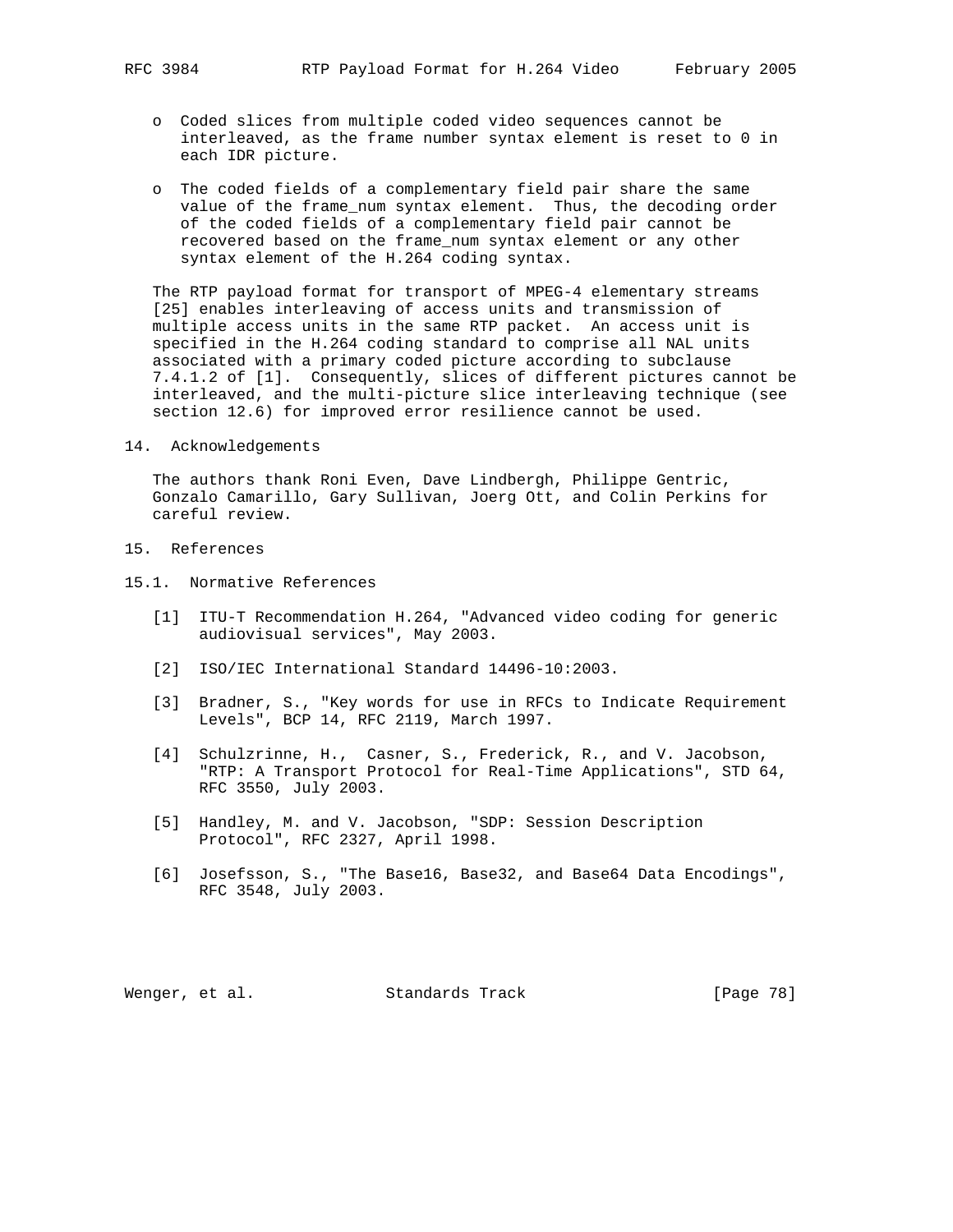- Coded slices from multiple coded video sequences cannot be interleaved, as the frame number syntax element is reset to 0 in each IDR picture.

- The coded fields of a complementary field pair share the same value of the frame_num syntax element. Thus, the decoding order of the coded fields of a complementary field pair cannot be recovered based on the frame_num syntax element or any other syntax element of the H.264 coding syntax.

The RTP payload format for transport of MPEG-4 elementary streams [25] enables interleaving of access units and transmission of multiple access units in the same RTP packet. An access unit is specified in the H.264 coding standard to comprise all NAL units associated with a primary coded picture according to subclause 7.4.1.2 of [1]. Consequently, slices of different pictures cannot be interleaved, and the multi-picture slice interleaving technique (see section 12.6) for improved error resilience cannot be used.

## 14. Acknowledgements

The authors thank Roni Even, Dave Lindbergh, Philippe Gentric, Gonzalo Camarillo, Gary Sullivan, Joerg Ott, and Colin Perkins for careful review.

## 15. References

### 15.1. Normative References

[1] ITU-T Recommendation H.264, "Advanced video coding for generic audiovisual services", May 2003.

[2] ISO/IEC International Standard 14496-10:2003.

[3] Bradner, S., "Key words for use in RFCs to Indicate Requirement Levels", BCP 14, RFC 2119, March 1997.

[4] Schulzrinne, H., Casner, S., Frederick, R., and V. Jacobson, "RTP: A Transport Protocol for Real-Time Applications", STD 64, RFC 3550, July 2003.

[5] Handley, M. and V. Jacobson, "SDP: Session Description Protocol", RFC 2327, April 1998.

[6] Josefsson, S., "The Base16, Base32, and Base64 Data Encodings", RFC 3548, July 2003.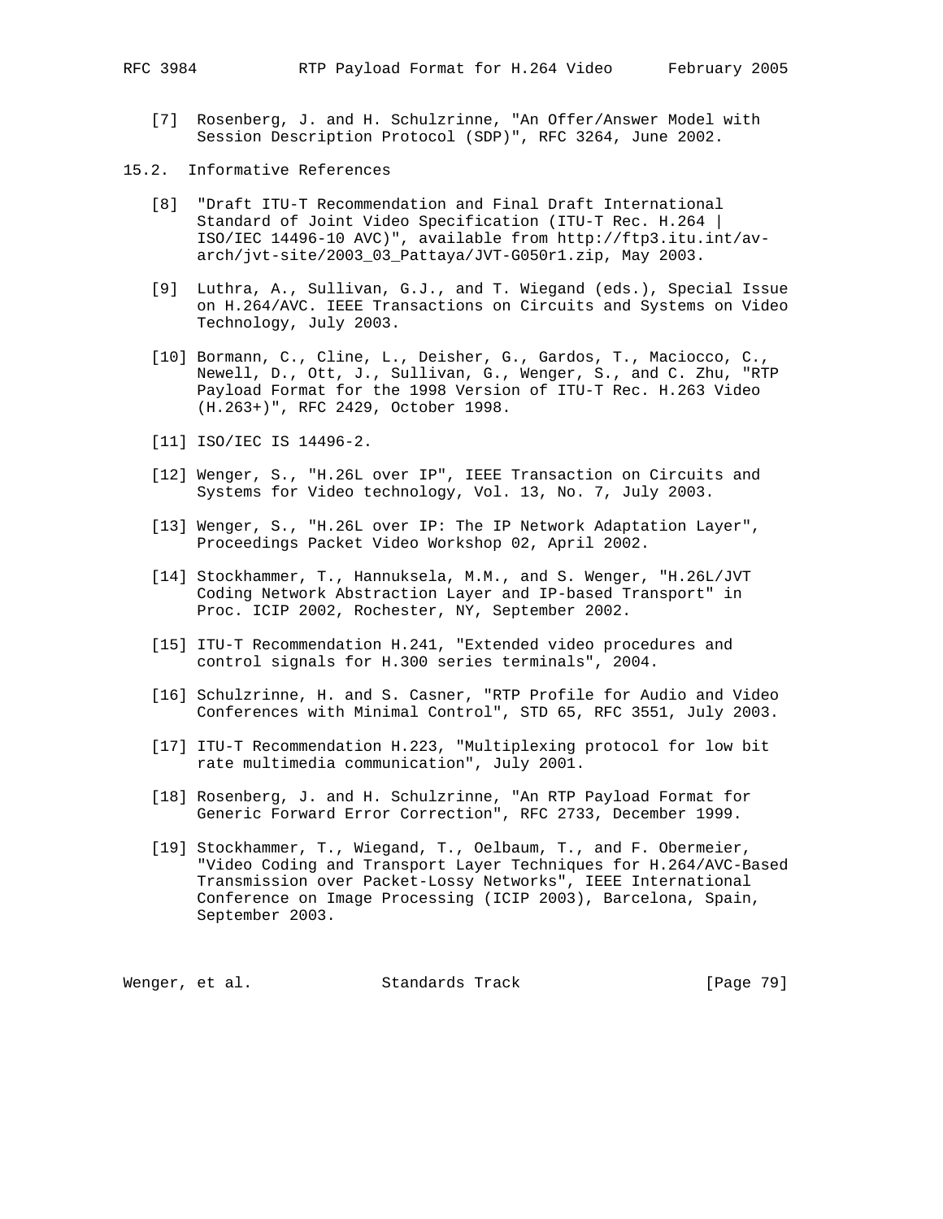[7] Rosenberg, J. and H. Schulzrinne, "An Offer/Answer Model with Session Description Protocol (SDP)", RFC 3264, June 2002.

## 15.2. Informative References

[8] "Draft ITU-T Recommendation and Final Draft International Standard of Joint Video Specification (ITU-T Rec. H.264 | ISO/IEC 14496-10 AVC)", available from http://ftp3.itu.int/av-arch/jvt-site/2003_03_Pattaya/JVT-G050r1.zip, May 2003.

[9] Luthra, A., Sullivan, G.J., and T. Wiegand (eds.), Special Issue on H.264/AVC. IEEE Transactions on Circuits and Systems on Video Technology, July 2003.

[10] Bormann, C., Cline, L., Deisher, G., Gardos, T., Maciocco, C., Newell, D., Ott, J., Sullivan, G., Wenger, S., and C. Zhu, "RTP Payload Format for the 1998 Version of ITU-T Rec. H.263 Video (H.263+)", RFC 2429, October 1998.

[11] ISO/IEC IS 14496-2.

[12] Wenger, S., "H.26L over IP", IEEE Transaction on Circuits and Systems for Video technology, Vol. 13, No. 7, July 2003.

[13] Wenger, S., "H.26L over IP: The IP Network Adaptation Layer", Proceedings Packet Video Workshop 02, April 2002.

[14] Stockhammer, T., Hannuksela, M.M., and S. Wenger, "H.26L/JVT Coding Network Abstraction Layer and IP-based Transport" in Proc. ICIP 2002, Rochester, NY, September 2002.

[15] ITU-T Recommendation H.241, "Extended video procedures and control signals for H.300 series terminals", 2004.

[16] Schulzrinne, H. and S. Casner, "RTP Profile for Audio and Video Conferences with Minimal Control", STD 65, RFC 3551, July 2003.

[17] ITU-T Recommendation H.223, "Multiplexing protocol for low bit rate multimedia communication", July 2001.

[18] Rosenberg, J. and H. Schulzrinne, "An RTP Payload Format for Generic Forward Error Correction", RFC 2733, December 1999.

[19] Stockhammer, T., Wiegand, T., Oelbaum, T., and F. Obermeier, "Video Coding and Transport Layer Techniques for H.264/AVC-Based Transmission over Packet-Lossy Networks", IEEE International Conference on Image Processing (ICIP 2003), Barcelona, Spain, September 2003.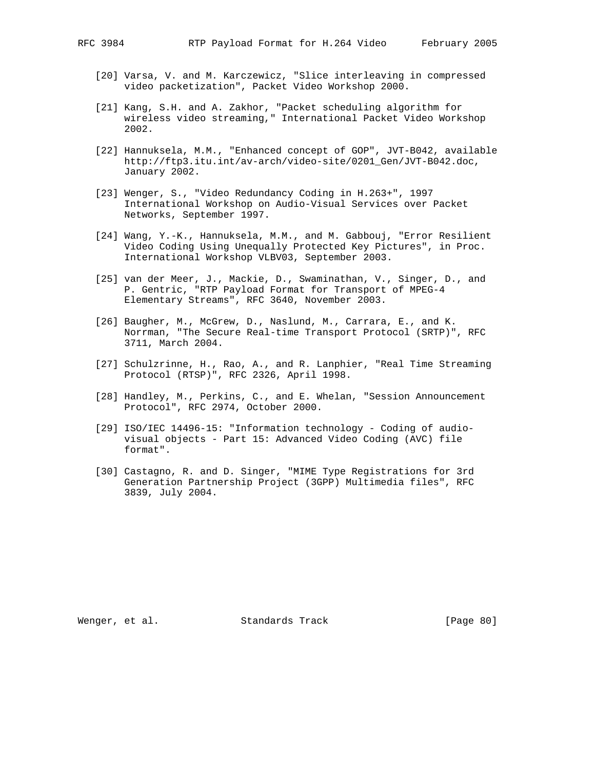[20] Varsa, V. and M. Karczewicz, "Slice interleaving in compressed video packetization", Packet Video Workshop 2000.

[21] Kang, S.H. and A. Zakhor, "Packet scheduling algorithm for wireless video streaming," International Packet Video Workshop 2002.

[22] Hannuksela, M.M., "Enhanced concept of GOP", JVT-B042, available http://ftp3.itu.int/av-arch/video-site/0201_Gen/JVT-B042.doc, January 2002.

[23] Wenger, S., "Video Redundancy Coding in H.263+", 1997 International Workshop on Audio-Visual Services over Packet Networks, September 1997.

[24] Wang, Y.-K., Hannuksela, M.M., and M. Gabbouj, "Error Resilient Video Coding Using Unequally Protected Key Pictures", in Proc. International Workshop VLBV03, September 2003.

[25] van der Meer, J., Mackie, D., Swaminathan, V., Singer, D., and P. Gentric, "RTP Payload Format for Transport of MPEG-4 Elementary Streams", RFC 3640, November 2003.

[26] Baugher, M., McGrew, D., Naslund, M., Carrara, E., and K. Norrman, "The Secure Real-time Transport Protocol (SRTP)", RFC 3711, March 2004.

[27] Schulzrinne, H., Rao, A., and R. Lanphier, "Real Time Streaming Protocol (RTSP)", RFC 2326, April 1998.

[28] Handley, M., Perkins, C., and E. Whelan, "Session Announcement Protocol", RFC 2974, October 2000.

[29] ISO/IEC 14496-15: "Information technology - Coding of audio-visual objects - Part 15: Advanced Video Coding (AVC) file format".

[30] Castagno, R. and D. Singer, "MIME Type Registrations for 3rd Generation Partnership Project (3GPP) Multimedia files", RFC 3839, July 2004.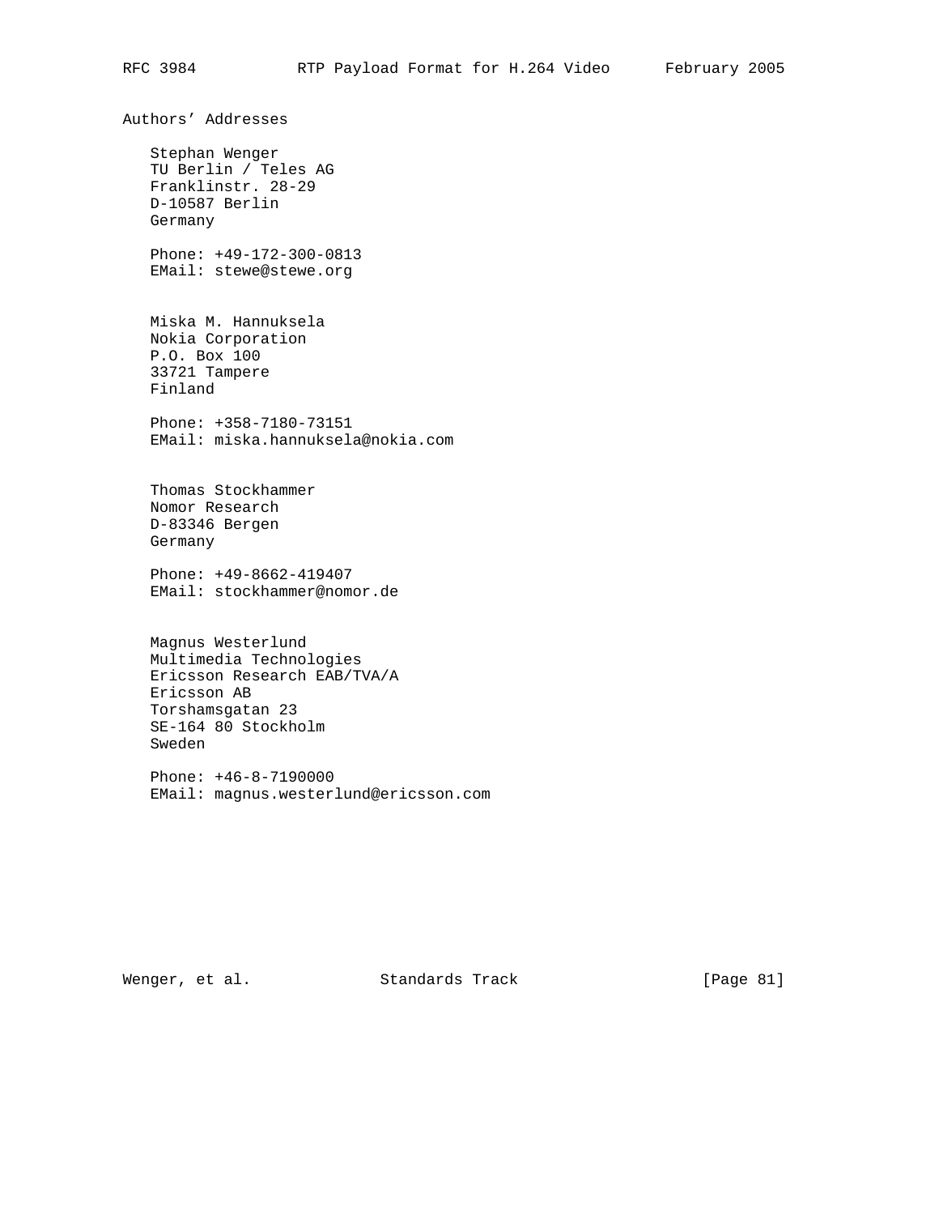## Authors' Addresses

Stephan Wenger  
TU Berlin / Teles AG  
Franklinstr. 28-29  
D-10587 Berlin  
Germany

Phone: +49-172-300-0813  
EMail: stewe@stewe.org

Miska M. Hannuksela  
Nokia Corporation  
P.O. Box 100  
33721 Tampere  
Finland

Phone: +358-7180-73151  
EMail: miska.hannuksela@nokia.com

Thomas Stockhammer  
Nomor Research  
D-83346 Bergen  
Germany

Phone: +49-8662-419407  
EMail: stockhammer@nomor.de

Magnus Westerlund  
Multimedia Technologies  
Ericsson Research EAB/TVA/A  
Ericsson AB  
Torshamsgatan 23  
SE-164 80 Stockholm  
Sweden

Phone: +46-8-7190000  
EMail: magnus.westerlund@ericsson.com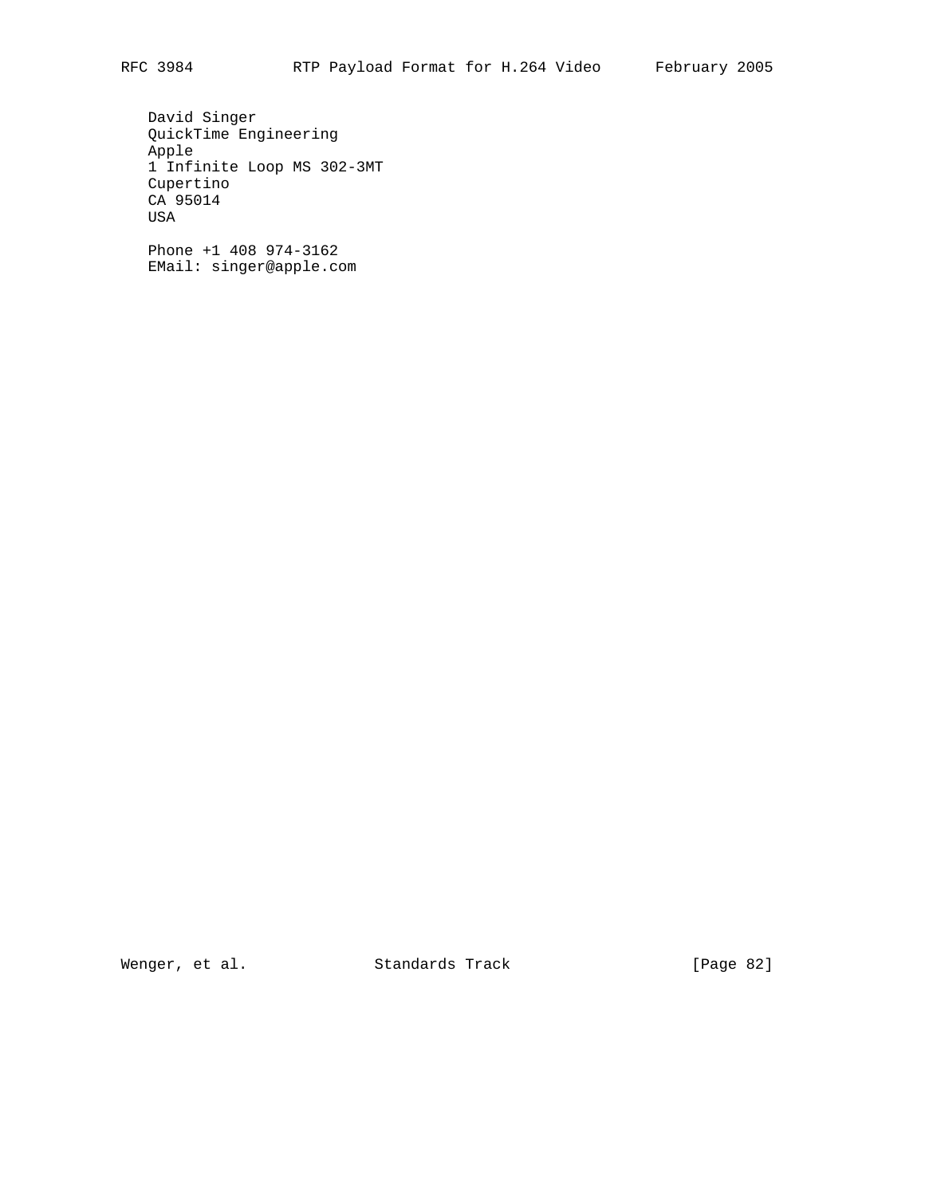David Singer
QuickTime Engineering
Apple
1 Infinite Loop MS 302-3MT
Cupertino
CA 95014
USA

Phone +1 408 974-3162
EMail: singer@apple.com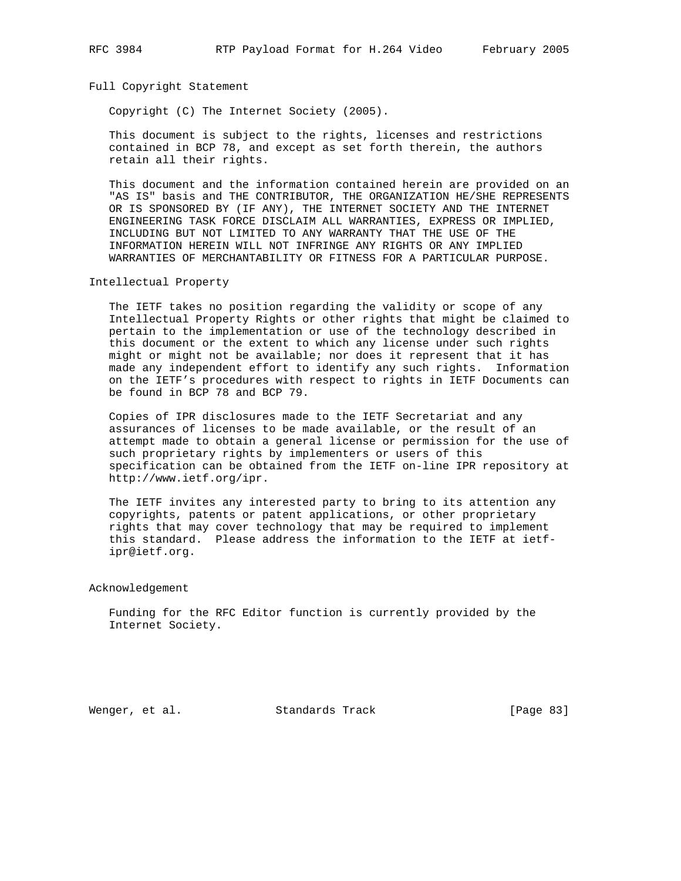## Full Copyright Statement

Copyright (C) The Internet Society (2005).

This document is subject to the rights, licenses and restrictions contained in BCP 78, and except as set forth therein, the authors retain all their rights.

This document and the information contained herein are provided on an "AS IS" basis and THE CONTRIBUTOR, THE ORGANIZATION HE/SHE REPRESENTS OR IS SPONSORED BY (IF ANY), THE INTERNET SOCIETY AND THE INTERNET ENGINEERING TASK FORCE DISCLAIM ALL WARRANTIES, EXPRESS OR IMPLIED, INCLUDING BUT NOT LIMITED TO ANY WARRANTY THAT THE USE OF THE INFORMATION HEREIN WILL NOT INFRINGE ANY RIGHTS OR ANY IMPLIED WARRANTIES OF MERCHANTABILITY OR FITNESS FOR A PARTICULAR PURPOSE.

## Intellectual Property

The IETF takes no position regarding the validity or scope of any Intellectual Property Rights or other rights that might be claimed to pertain to the implementation or use of the technology described in this document or the extent to which any license under such rights might or might not be available; nor does it represent that it has made any independent effort to identify any such rights. Information on the IETF's procedures with respect to rights in IETF Documents can be found in BCP 78 and BCP 79.

Copies of IPR disclosures made to the IETF Secretariat and any assurances of licenses to be made available, or the result of an attempt made to obtain a general license or permission for the use of such proprietary rights by implementers or users of this specification can be obtained from the IETF on-line IPR repository at http://www.ietf.org/ipr.

The IETF invites any interested party to bring to its attention any copyrights, patents or patent applications, or other proprietary rights that may cover technology that may be required to implement this standard. Please address the information to the IETF at ietf-ipr@ietf.org.

## Acknowledgement

Funding for the RFC Editor function is currently provided by the Internet Society.